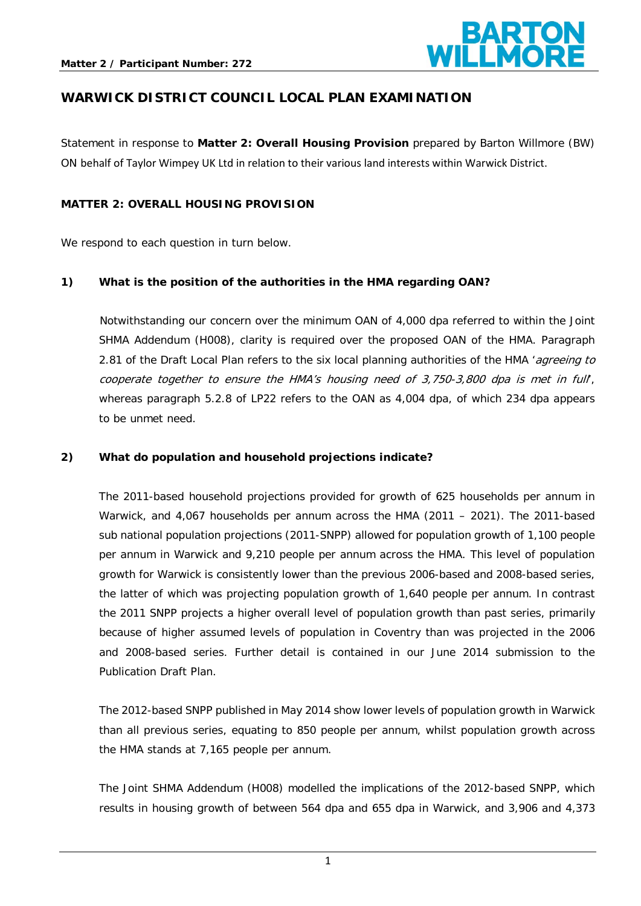# WARWICK DISTRICT COUNCIL LOCAL PLAN EXAMINATION

Statement in response to **Matter 2: Overall Housing Provision** prepared by Barton Willmore (BW) ON behalf of Taylor Wimpey UK Ltd in relation to their various land interests within Warwick District.

## MATTER 2: OVERALL HOUSING PROVISION

We respond to each question in turn below.

**1) What is the position of the authorities in the HMA regarding OAN?**

Notwithstanding our concern over the minimum OAN of 4,000 dpa referred to within the Joint SHMA Addendum (H008), clarity is required over the proposed OAN of the HMA. Paragraph 2.81 of the Draft Local Plan refers to the six local planning authorities of the HMA '*agreeing to cooperate together to ensure the HMA's housing need of 3,750-3,800 dpa is met in full*', whereas paragraph 5.2.8 of LP22 refers to the OAN as 4,004 dpa, of which 234 dpa appears to be unmet need.

**2) What do population and household projections indicate?**

The 2011-based household projections provided for growth of 625 households per annum in Warwick, and 4,067 households per annum across the HMA (2011 – 2021). The 2011-based sub national population projections (2011-SNPP) allowed for population growth of 1,100 people per annum in Warwick and 9,210 people per annum across the HMA. This level of population growth for Warwick is consistently lower than the previous 2006-based and 2008-based series, the latter of which was projecting population growth of 1,640 people per annum. In contrast the 2011 SNPP projects a higher overall level of population growth than past series, primarily because of higher assumed levels of population in Coventry than was projected in the 2006 and 2008-based series. Further detail is contained in our June 2014 submission to the Publication Draft Plan.

The 2012-based SNPP published in May 2014 show lower levels of population growth in Warwick than all previous series, equating to 850 people per annum, whilst population growth across the HMA stands at 7,165 people per annum.

The Joint SHMA Addendum (H008) modelled the implications of the 2012-based SNPP, which results in housing growth of between 564 dpa and 655 dpa in Warwick, and 3,906 and 4,373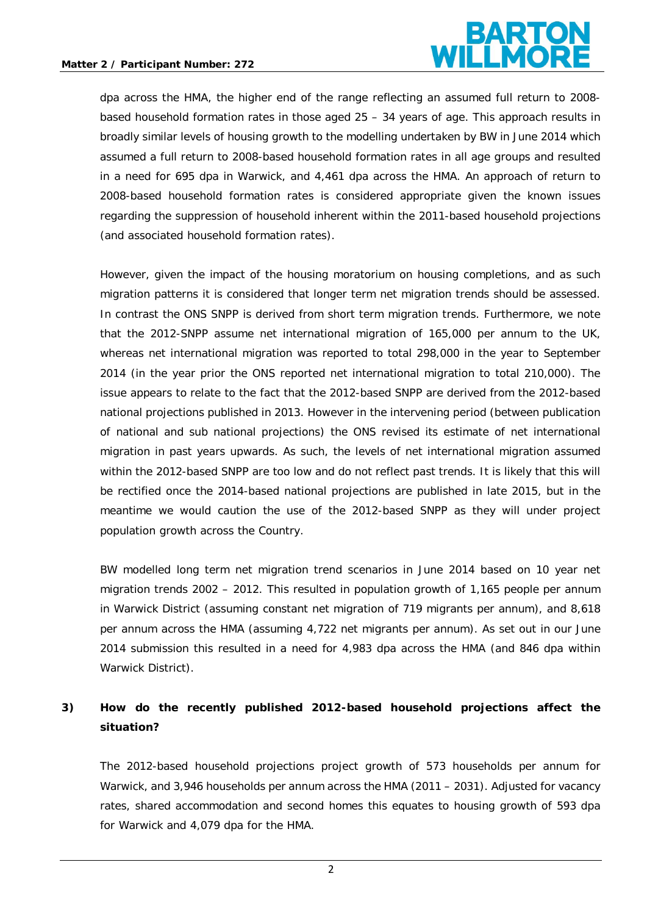dpa across the HMA, the higher end of the range reflecting an assumed full return to 2008-based household formation rates in those aged 25 – 34 years of age. This approach results in broadly similar levels of housing growth to the modelling undertaken by BW in June 2014 which assumed a full return to 2008-based household formation rates in all age groups and resulted in a need for 695 dpa in Warwick, and 4,461 dpa across the HMA. An approach of return to 2008-based household formation rates is considered appropriate given the known issues regarding the suppression of household inherent within the 2011-based household projections (and associated household formation rates).

However, given the impact of the housing moratorium on housing completions, and as such migration patterns it is considered that longer term net migration trends should be assessed. In contrast the ONS SNPP is derived from short term migration trends. Furthermore, we note that the 2012-SNPP assume net international migration of 165,000 per annum to the UK, whereas net international migration was reported to total 298,000 in the year to September 2014 (in the year prior the ONS reported net international migration to total 210,000). The issue appears to relate to the fact that the 2012-based SNPP are derived from the 2012-based national projections published in 2013. However in the intervening period (between publication of national and sub national projections) the ONS revised its estimate of net international migration in past years upwards. As such, the levels of net international migration assumed within the 2012-based SNPP are too low and do not reflect past trends. It is likely that this will be rectified once the 2014-based national projections are published in late 2015, but in the meantime we would caution the use of the 2012-based SNPP as they will under project population growth across the Country.

BW modelled long term net migration trend scenarios in June 2014 based on 10 year net migration trends 2002 – 2012. This resulted in population growth of 1,165 people per annum in Warwick District (assuming constant net migration of 719 migrants per annum), and 8,618 per annum across the HMA (assuming 4,722 net migrants per annum). As set out in our June 2014 submission this resulted in a need for 4,983 dpa across the HMA (and 846 dpa within Warwick District).

**3) How do the recently published 2012-based household projections affect the situation?**

The 2012-based household projections project growth of 573 households per annum for Warwick, and 3,946 households per annum across the HMA (2011 – 2031). Adjusted for vacancy rates, shared accommodation and second homes this equates to housing growth of 593 dpa for Warwick and 4,079 dpa for the HMA.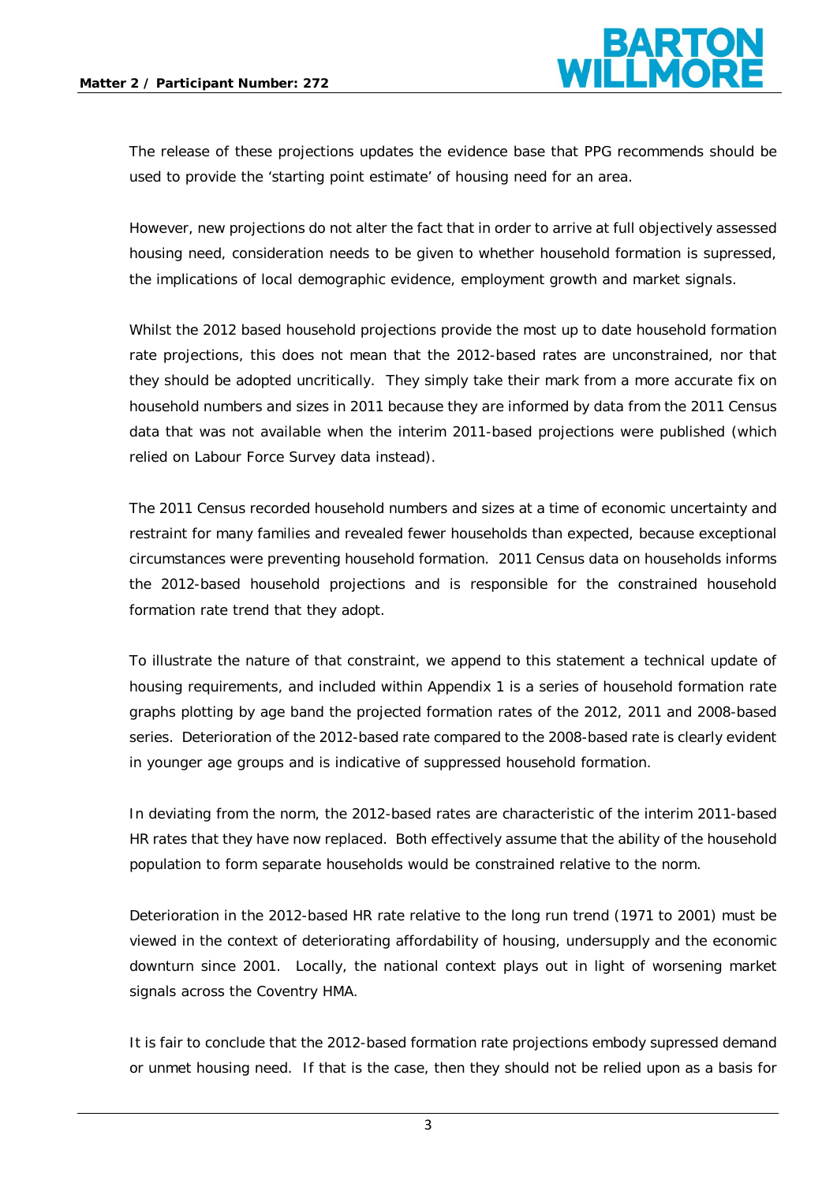The release of these projections updates the evidence base that PPG recommends should be used to provide the 'starting point estimate' of housing need for an area.

However, new projections do not alter the fact that in order to arrive at full objectively assessed housing need, consideration needs to be given to whether household formation is supressed, the implications of local demographic evidence, employment growth and market signals.

Whilst the 2012 based household projections provide the most up to date household formation rate projections, this does not mean that the 2012-based rates are unconstrained, nor that they should be adopted uncritically. They simply take their mark from a more accurate fix on household numbers and sizes in 2011 because they are informed by data from the 2011 Census data that was not available when the interim 2011-based projections were published (which relied on Labour Force Survey data instead).

The 2011 Census recorded household numbers and sizes at a time of economic uncertainty and restraint for many families and revealed fewer households than expected, because exceptional circumstances were preventing household formation. 2011 Census data on households informs the 2012-based household projections and is responsible for the constrained household formation rate trend that they adopt.

To illustrate the nature of that constraint, we append to this statement a technical update of housing requirements, and included within Appendix 1 is a series of household formation rate graphs plotting by age band the projected formation rates of the 2012, 2011 and 2008-based series. Deterioration of the 2012-based rate compared to the 2008-based rate is clearly evident in younger age groups and is indicative of suppressed household formation.

In deviating from the norm, the 2012-based rates are characteristic of the interim 2011-based HR rates that they have now replaced. Both effectively assume that the ability of the household population to form separate households would be constrained relative to the norm.

Deterioration in the 2012-based HR rate relative to the long run trend (1971 to 2001) must be viewed in the context of deteriorating affordability of housing, undersupply and the economic downturn since 2001. Locally, the national context plays out in light of worsening market signals across the Coventry HMA.

It is fair to conclude that the 2012-based formation rate projections embody supressed demand or unmet housing need. If that is the case, then they should not be relied upon as a basis for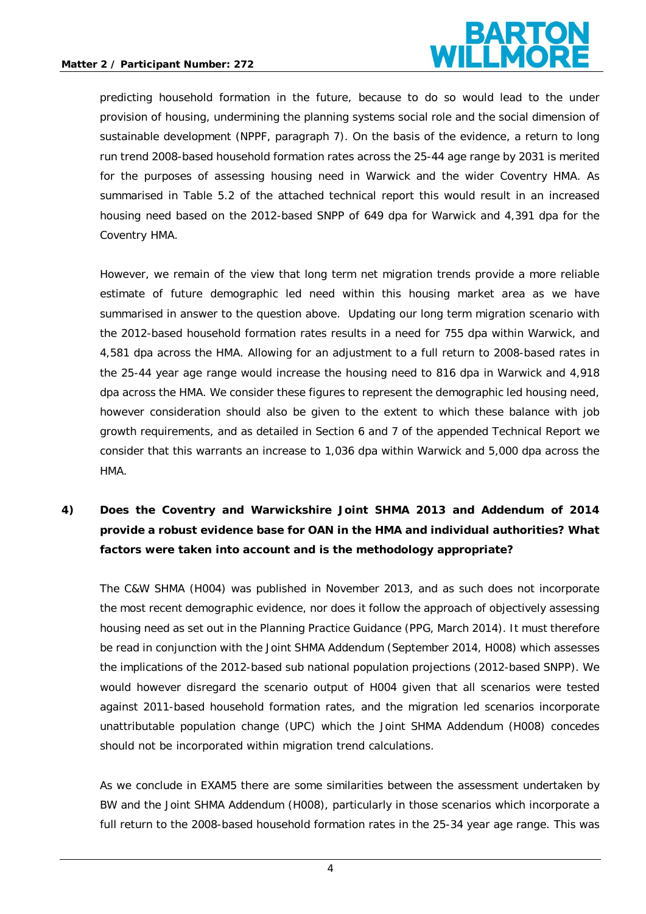predicting household formation in the future, because to do so would lead to the under provision of housing, undermining the planning systems social role and the social dimension of sustainable development (NPPF, paragraph 7). On the basis of the evidence, a return to long run trend 2008-based household formation rates across the 25-44 age range by 2031 is merited for the purposes of assessing housing need in Warwick and the wider Coventry HMA. As summarised in Table 5.2 of the attached technical report this would result in an increased housing need based on the 2012-based SNPP of 649 dpa for Warwick and 4,391 dpa for the Coventry HMA.

However, we remain of the view that long term net migration trends provide a more reliable estimate of future demographic led need within this housing market area as we have summarised in answer to the question above. Updating our long term migration scenario with the 2012-based household formation rates results in a need for 755 dpa within Warwick, and 4,581 dpa across the HMA. Allowing for an adjustment to a full return to 2008-based rates in the 25-44 year age range would increase the housing need to 816 dpa in Warwick and 4,918 dpa across the HMA. We consider these figures to represent the demographic led housing need, however consideration should also be given to the extent to which these balance with job growth requirements, and as detailed in Section 6 and 7 of the appended Technical Report we consider that this warrants an increase to 1,036 dpa within Warwick and 5,000 dpa across the HMA.

**4) Does the Coventry and Warwickshire Joint SHMA 2013 and Addendum of 2014 provide a robust evidence base for OAN in the HMA and individual authorities? What factors were taken into account and is the methodology appropriate?**

The C&W SHMA (H004) was published in November 2013, and as such does not incorporate the most recent demographic evidence, nor does it follow the approach of objectively assessing housing need as set out in the Planning Practice Guidance (PPG, March 2014). It must therefore be read in conjunction with the Joint SHMA Addendum (September 2014, H008) which assesses the implications of the 2012-based sub national population projections (2012-based SNPP). We would however disregard the scenario output of H004 given that all scenarios were tested against 2011-based household formation rates, and the migration led scenarios incorporate unattributable population change (UPC) which the Joint SHMA Addendum (H008) concedes should not be incorporated within migration trend calculations.

As we conclude in EXAM5 there are some similarities between the assessment undertaken by BW and the Joint SHMA Addendum (H008), particularly in those scenarios which incorporate a full return to the 2008-based household formation rates in the 25-34 year age range. This was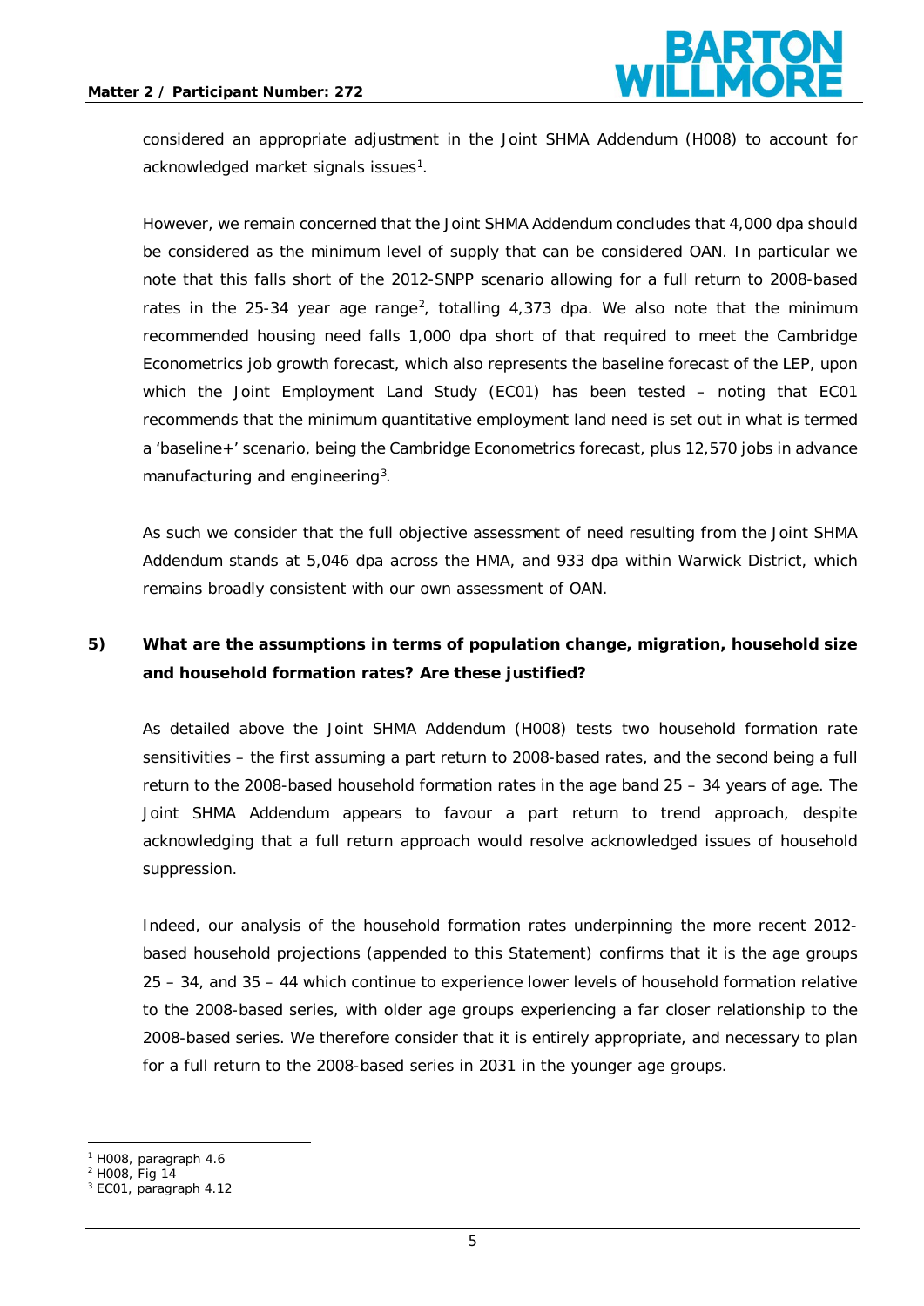considered an appropriate adjustment in the Joint SHMA Addendum (H008) to account for acknowledged market signals issues[1].

However, we remain concerned that the Joint SHMA Addendum concludes that 4,000 dpa should be considered as the minimum level of supply that can be considered OAN. In particular we note that this falls short of the 2012-SNPP scenario allowing for a full return to 2008-based rates in the 25-34 year age range[2], totalling 4,373 dpa. We also note that the minimum recommended housing need falls 1,000 dpa short of that required to meet the Cambridge Econometrics job growth forecast, which also represents the baseline forecast of the LEP, upon which the Joint Employment Land Study (EC01) has been tested – noting that EC01 recommends that the minimum quantitative employment land need is set out in what is termed a 'baseline+' scenario, being the Cambridge Econometrics forecast, plus 12,570 jobs in advance manufacturing and engineering[3].

As such we consider that the full objective assessment of need resulting from the Joint SHMA Addendum stands at 5,046 dpa across the HMA, and 933 dpa within Warwick District, which remains broadly consistent with our own assessment of OAN.

**5) What are the assumptions in terms of population change, migration, household size and household formation rates? Are these justified?**

As detailed above the Joint SHMA Addendum (H008) tests two household formation rate sensitivities – the first assuming a part return to 2008-based rates, and the second being a full return to the 2008-based household formation rates in the age band 25 – 34 years of age. The Joint SHMA Addendum appears to favour a part return to trend approach, despite acknowledging that a full return approach would resolve acknowledged issues of household suppression.

Indeed, our analysis of the household formation rates underpinning the more recent 2012-based household projections (appended to this Statement) confirms that it is the age groups 25 – 34, and 35 – 44 which continue to experience lower levels of household formation relative to the 2008-based series, with older age groups experiencing a far closer relationship to the 2008-based series. We therefore consider that it is entirely appropriate, and necessary to plan for a full return to the 2008-based series in 2031 in the younger age groups.

---

[1] H008, paragraph 4.6
[2] H008, Fig 14
[3] EC01, paragraph 4.12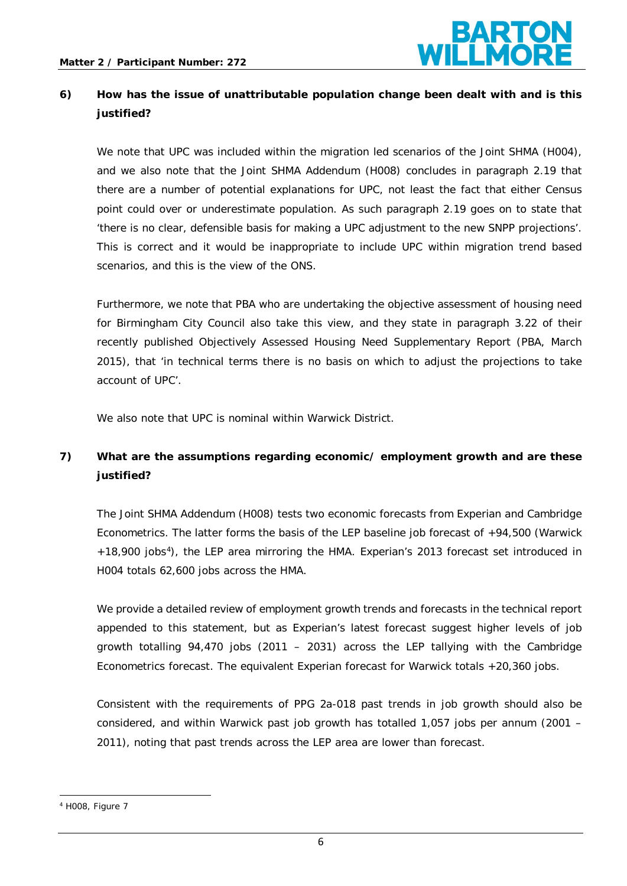**6) How has the issue of unattributable population change been dealt with and is this justified?**

We note that UPC was included within the migration led scenarios of the Joint SHMA (H004), and we also note that the Joint SHMA Addendum (H008) concludes in paragraph 2.19 that there are a number of potential explanations for UPC, not least the fact that either Census point could over or underestimate population. As such paragraph 2.19 goes on to state that 'there is no clear, defensible basis for making a UPC adjustment to the new SNPP projections'. This is correct and it would be inappropriate to include UPC within migration trend based scenarios, and this is the view of the ONS.

Furthermore, we note that PBA who are undertaking the objective assessment of housing need for Birmingham City Council also take this view, and they state in paragraph 3.22 of their recently published Objectively Assessed Housing Need Supplementary Report (PBA, March 2015), that 'in technical terms there is no basis on which to adjust the projections to take account of UPC'.

We also note that UPC is nominal within Warwick District.

**7) What are the assumptions regarding economic/ employment growth and are these justified?**

The Joint SHMA Addendum (H008) tests two economic forecasts from Experian and Cambridge Econometrics. The latter forms the basis of the LEP baseline job forecast of +94,500 (Warwick +18,900 jobs[4]), the LEP area mirroring the HMA. Experian's 2013 forecast set introduced in H004 totals 62,600 jobs across the HMA.

We provide a detailed review of employment growth trends and forecasts in the technical report appended to this statement, but as Experian's latest forecast suggest higher levels of job growth totalling 94,470 jobs (2011 – 2031) across the LEP tallying with the Cambridge Econometrics forecast. The equivalent Experian forecast for Warwick totals +20,360 jobs.

Consistent with the requirements of PPG 2a-018 past trends in job growth should also be considered, and within Warwick past job growth has totalled 1,057 jobs per annum (2001 – 2011), noting that past trends across the LEP area are lower than forecast.

---

[4] H008, Figure 7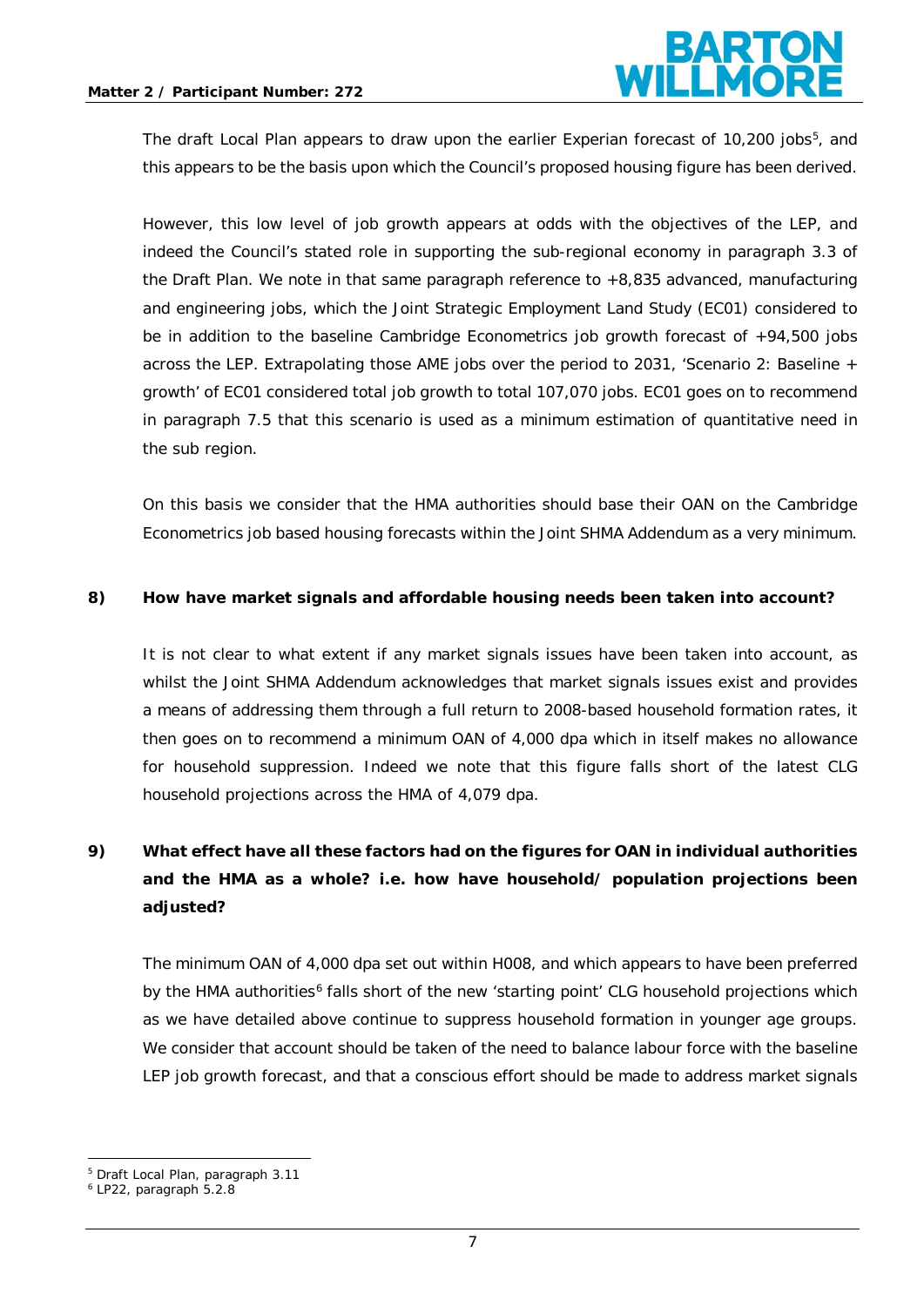The draft Local Plan appears to draw upon the earlier Experian forecast of 10,200 jobs[5], and this appears to be the basis upon which the Council's proposed housing figure has been derived.

However, this low level of job growth appears at odds with the objectives of the LEP, and indeed the Council's stated role in supporting the sub-regional economy in paragraph 3.3 of the Draft Plan. We note in that same paragraph reference to +8,835 advanced, manufacturing and engineering jobs, which the Joint Strategic Employment Land Study (EC01) considered to be in addition to the baseline Cambridge Econometrics job growth forecast of +94,500 jobs across the LEP. Extrapolating those AME jobs over the period to 2031, 'Scenario 2: Baseline + growth' of EC01 considered total job growth to total 107,070 jobs. EC01 goes on to recommend in paragraph 7.5 that this scenario is used as a minimum estimation of quantitative need in the sub region.

On this basis we consider that the HMA authorities should base their OAN on the Cambridge Econometrics job based housing forecasts within the Joint SHMA Addendum as a very minimum.

**8) How have market signals and affordable housing needs been taken into account?**

It is not clear to what extent if any market signals issues have been taken into account, as whilst the Joint SHMA Addendum acknowledges that market signals issues exist and provides a means of addressing them through a full return to 2008-based household formation rates, it then goes on to recommend a minimum OAN of 4,000 dpa which in itself makes no allowance for household suppression. Indeed we note that this figure falls short of the latest CLG household projections across the HMA of 4,079 dpa.

**9) What effect have all these factors had on the figures for OAN in individual authorities and the HMA as a whole? i.e. how have household/ population projections been adjusted?**

The minimum OAN of 4,000 dpa set out within H008, and which appears to have been preferred by the HMA authorities[6] falls short of the new 'starting point' CLG household projections which as we have detailed above continue to suppress household formation in younger age groups. We consider that account should be taken of the need to balance labour force with the baseline LEP job growth forecast, and that a conscious effort should be made to address market signals

[5] Draft Local Plan, paragraph 3.11

[6] LP22, paragraph 5.2.8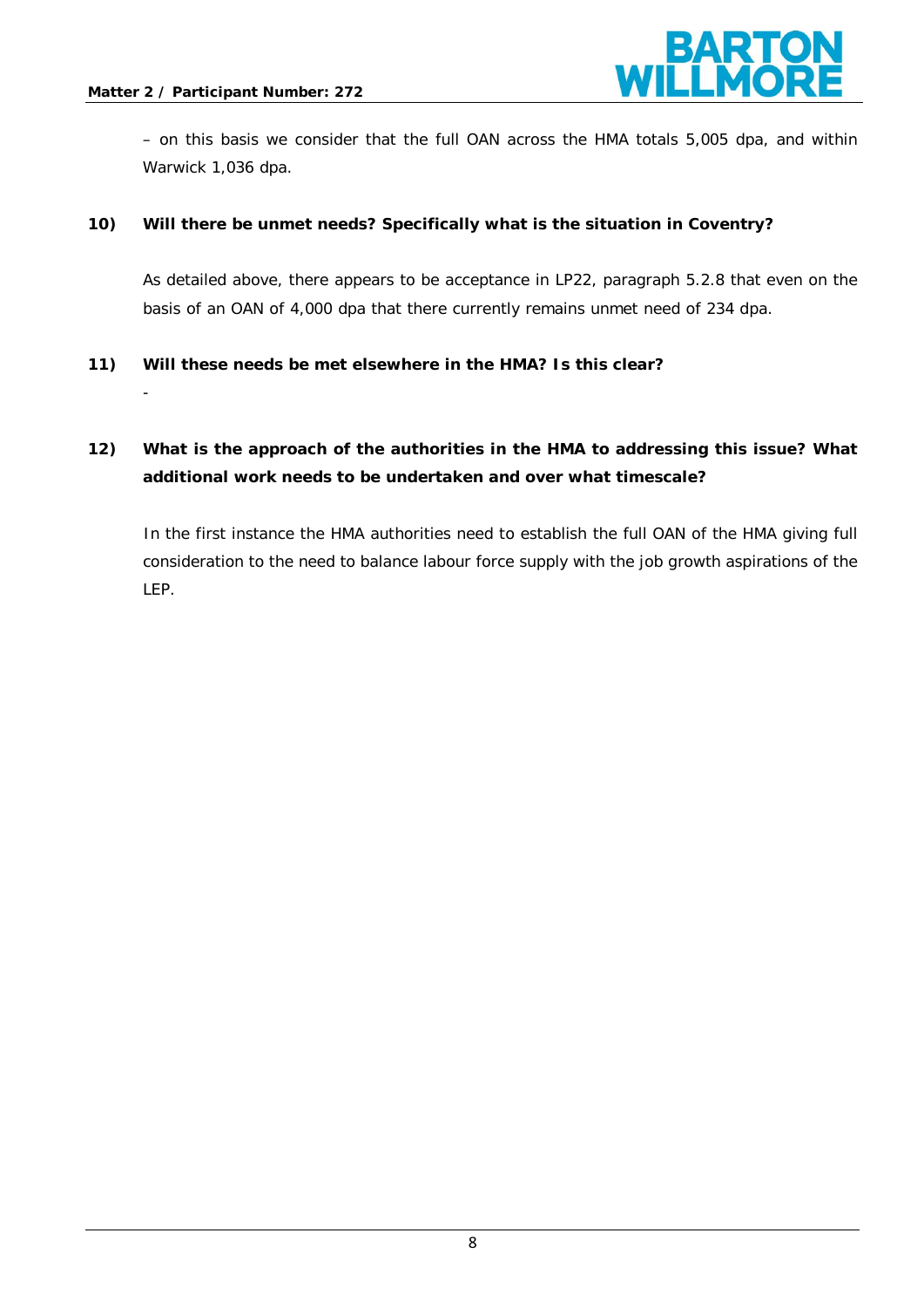– on this basis we consider that the full OAN across the HMA totals 5,005 dpa, and within Warwick 1,036 dpa.

**10) Will there be unmet needs? Specifically what is the situation in Coventry?**

As detailed above, there appears to be acceptance in LP22, paragraph 5.2.8 that even on the basis of an OAN of 4,000 dpa that there currently remains unmet need of 234 dpa.

**11) Will these needs be met elsewhere in the HMA? Is this clear?**

-

**12) What is the approach of the authorities in the HMA to addressing this issue? What additional work needs to be undertaken and over what timescale?**

In the first instance the HMA authorities need to establish the full OAN of the HMA giving full consideration to the need to balance labour force supply with the job growth aspirations of the LEP.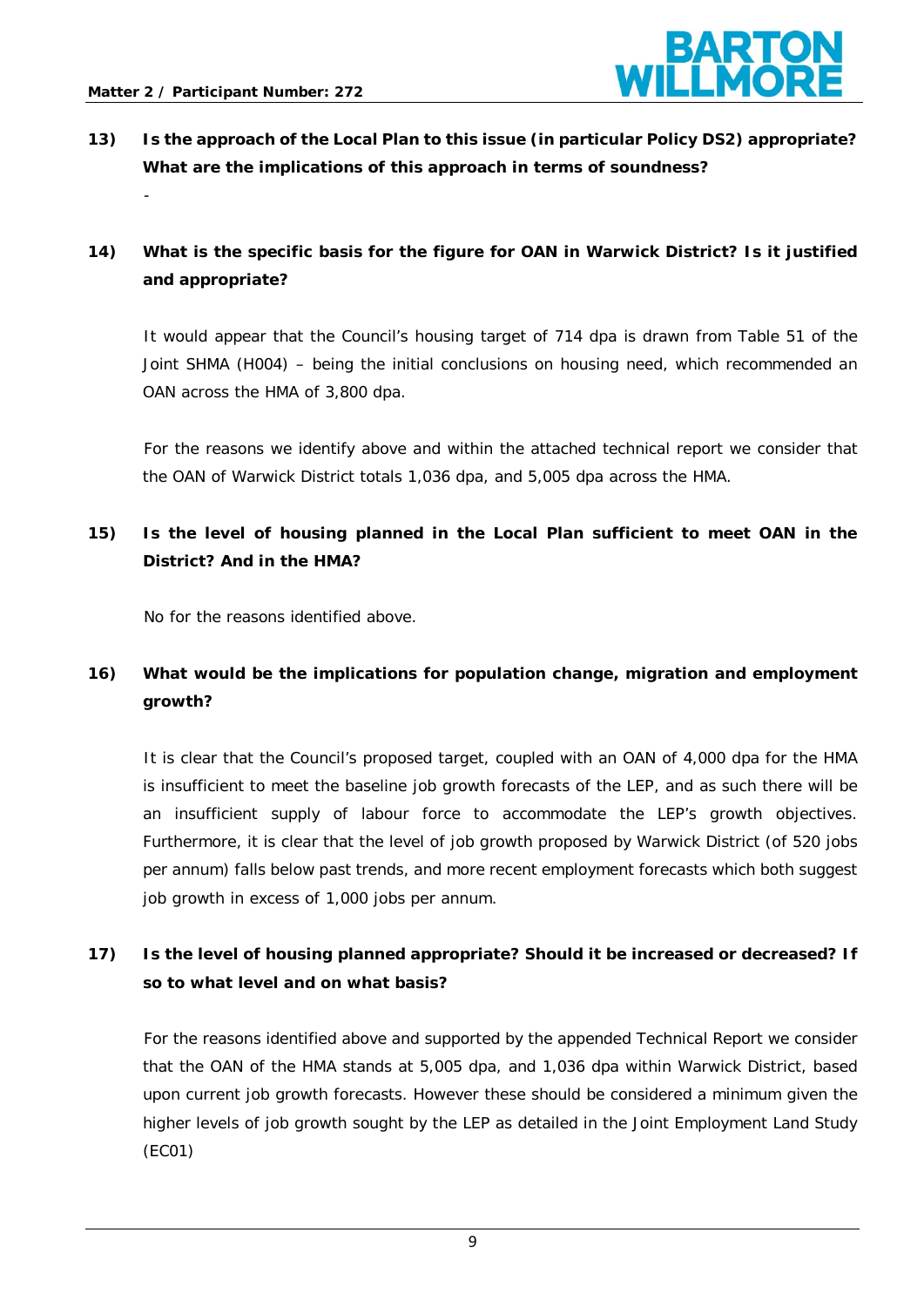**13) Is the approach of the Local Plan to this issue (in particular Policy DS2) appropriate? What are the implications of this approach in terms of soundness?**

-

**14) What is the specific basis for the figure for OAN in Warwick District? Is it justified and appropriate?**

It would appear that the Council's housing target of 714 dpa is drawn from Table 51 of the Joint SHMA (H004) – being the initial conclusions on housing need, which recommended an OAN across the HMA of 3,800 dpa.

For the reasons we identify above and within the attached technical report we consider that the OAN of Warwick District totals 1,036 dpa, and 5,005 dpa across the HMA.

**15) Is the level of housing planned in the Local Plan sufficient to meet OAN in the District? And in the HMA?**

No for the reasons identified above.

**16) What would be the implications for population change, migration and employment growth?**

It is clear that the Council's proposed target, coupled with an OAN of 4,000 dpa for the HMA is insufficient to meet the baseline job growth forecasts of the LEP, and as such there will be an insufficient supply of labour force to accommodate the LEP's growth objectives. Furthermore, it is clear that the level of job growth proposed by Warwick District (of 520 jobs per annum) falls below past trends, and more recent employment forecasts which both suggest job growth in excess of 1,000 jobs per annum.

**17) Is the level of housing planned appropriate? Should it be increased or decreased? If so to what level and on what basis?**

For the reasons identified above and supported by the appended Technical Report we consider that the OAN of the HMA stands at 5,005 dpa, and 1,036 dpa within Warwick District, based upon current job growth forecasts. However these should be considered a minimum given the higher levels of job growth sought by the LEP as detailed in the Joint Employment Land Study (EC01)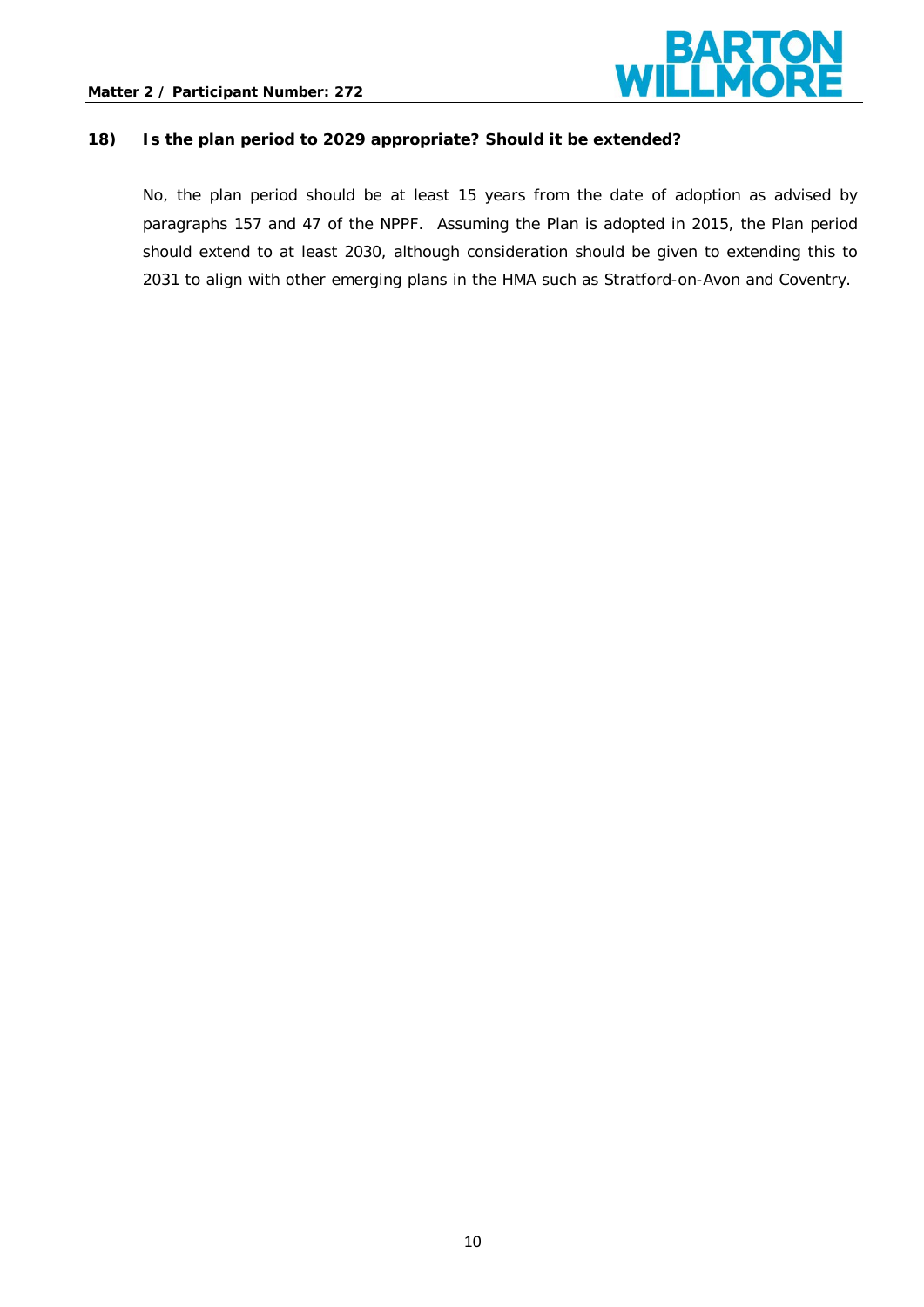**18) Is the plan period to 2029 appropriate? Should it be extended?**

No, the plan period should be at least 15 years from the date of adoption as advised by paragraphs 157 and 47 of the NPPF. Assuming the Plan is adopted in 2015, the Plan period should extend to at least 2030, although consideration should be given to extending this to 2031 to align with other emerging plans in the HMA such as Stratford-on-Avon and Coventry.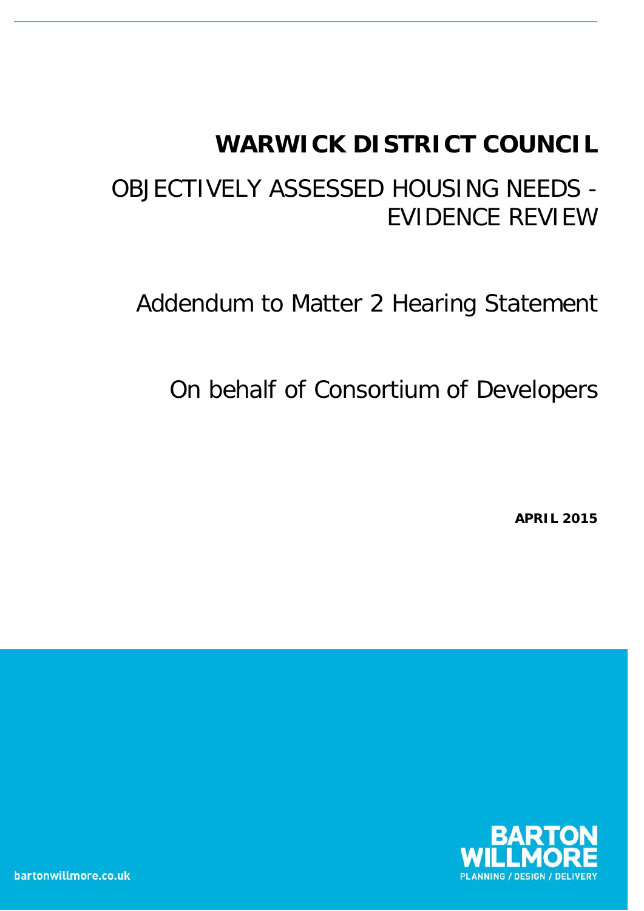# WARWICK DISTRICT COUNCIL

## OBJECTIVELY ASSESSED HOUSING NEEDS - EVIDENCE REVIEW

Addendum to Matter 2 Hearing Statement

On behalf of Consortium of Developers

**APRIL 2015**

bartonwillmore.co.uk

BARTON WILLMORE

PLANNING / DESIGN / DELIVERY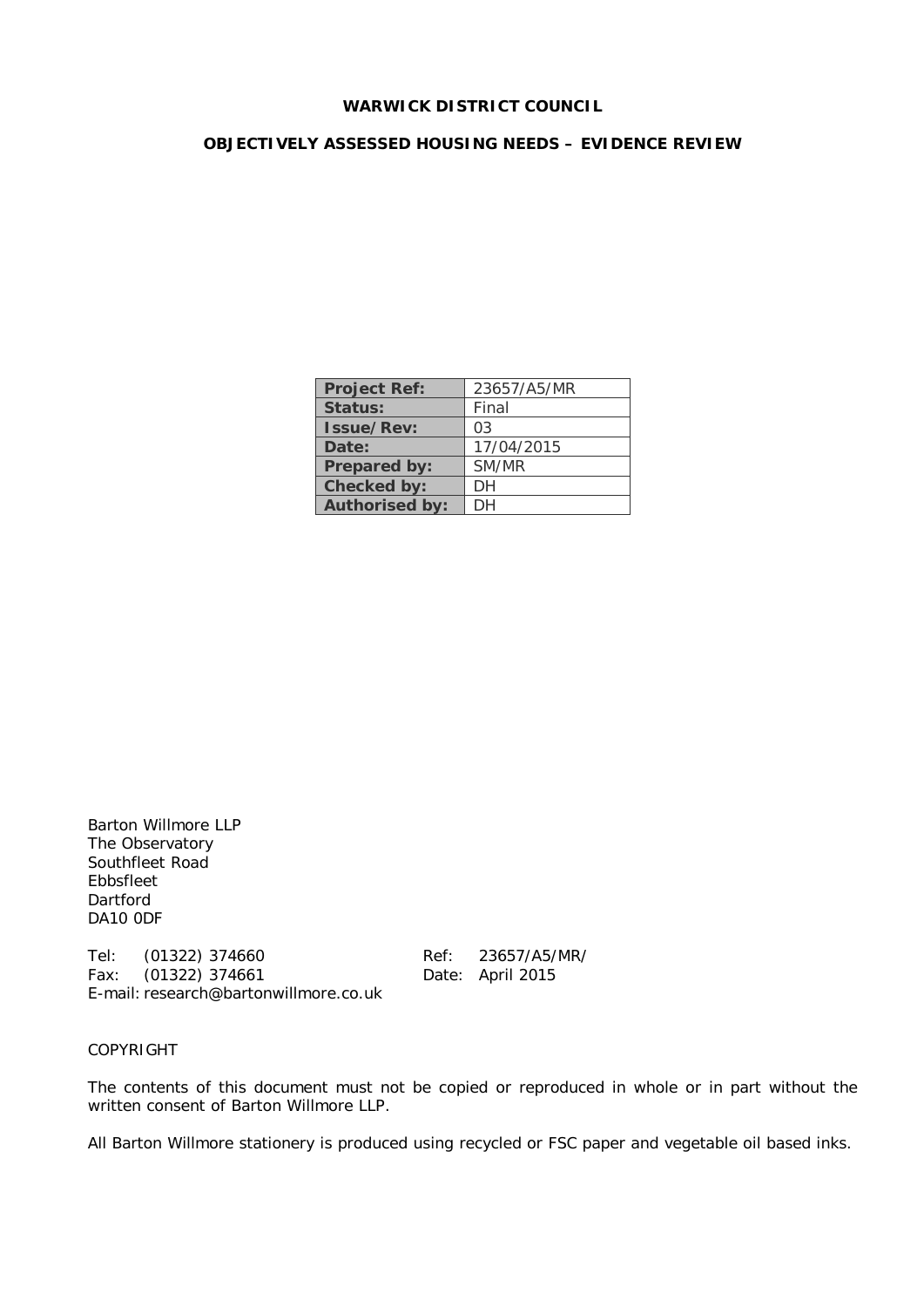**WARWICK DISTRICT COUNCIL**

**OBJECTIVELY ASSESSED HOUSING NEEDS – EVIDENCE REVIEW**

| **Project Ref:** | 23657/A5/MR |
|---|---|
| **Status:** | Final |
| **Issue/Rev:** | 03 |
| **Date:** | 17/04/2015 |
| **Prepared by:** | SM/MR |
| **Checked by:** | DH |
| **Authorised by:** | DH |

Barton Willmore LLP
The Observatory
Southfleet Road
Ebbsfleet
Dartford
DA10 0DF

Tel: (01322) 374660
Fax: (01322) 374661
E-mail: research@bartonwillmore.co.uk

Ref: 23657/A5/MR/
Date: April 2015

COPYRIGHT

The contents of this document must not be copied or reproduced in whole or in part without the written consent of Barton Willmore LLP.

All Barton Willmore stationery is produced using recycled or FSC paper and vegetable oil based inks.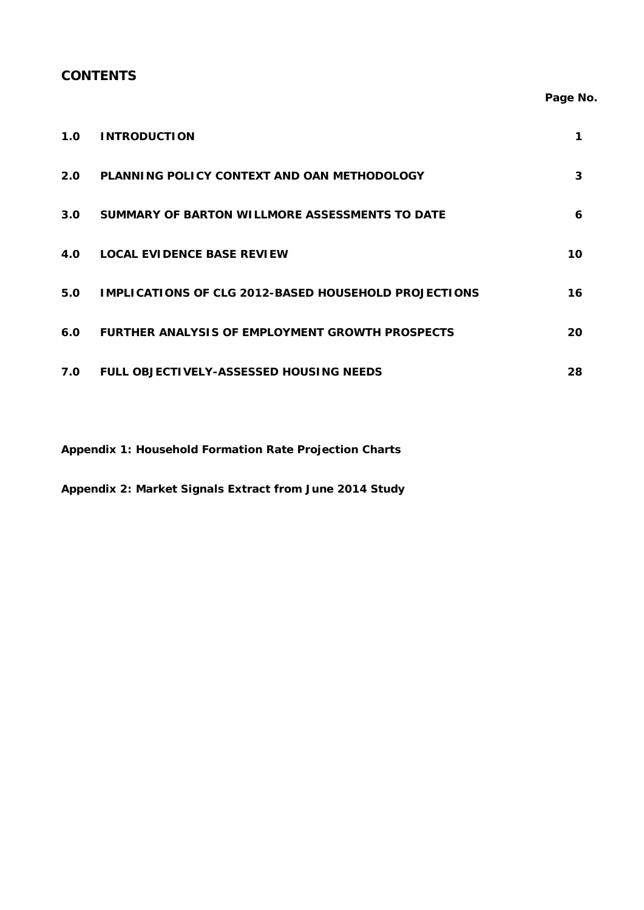## CONTENTS

| | | Page No. |
|---|---|---|
| 1.0 | INTRODUCTION | 1 |
| 2.0 | PLANNING POLICY CONTEXT AND OAN METHODOLOGY | 3 |
| 3.0 | SUMMARY OF BARTON WILLMORE ASSESSMENTS TO DATE | 6 |
| 4.0 | LOCAL EVIDENCE BASE REVIEW | 10 |
| 5.0 | IMPLICATIONS OF CLG 2012-BASED HOUSEHOLD PROJECTIONS | 16 |
| 6.0 | FURTHER ANALYSIS OF EMPLOYMENT GROWTH PROSPECTS | 20 |
| 7.0 | FULL OBJECTIVELY-ASSESSED HOUSING NEEDS | 28 |

**Appendix 1: Household Formation Rate Projection Charts**

**Appendix 2: Market Signals Extract from June 2014 Study**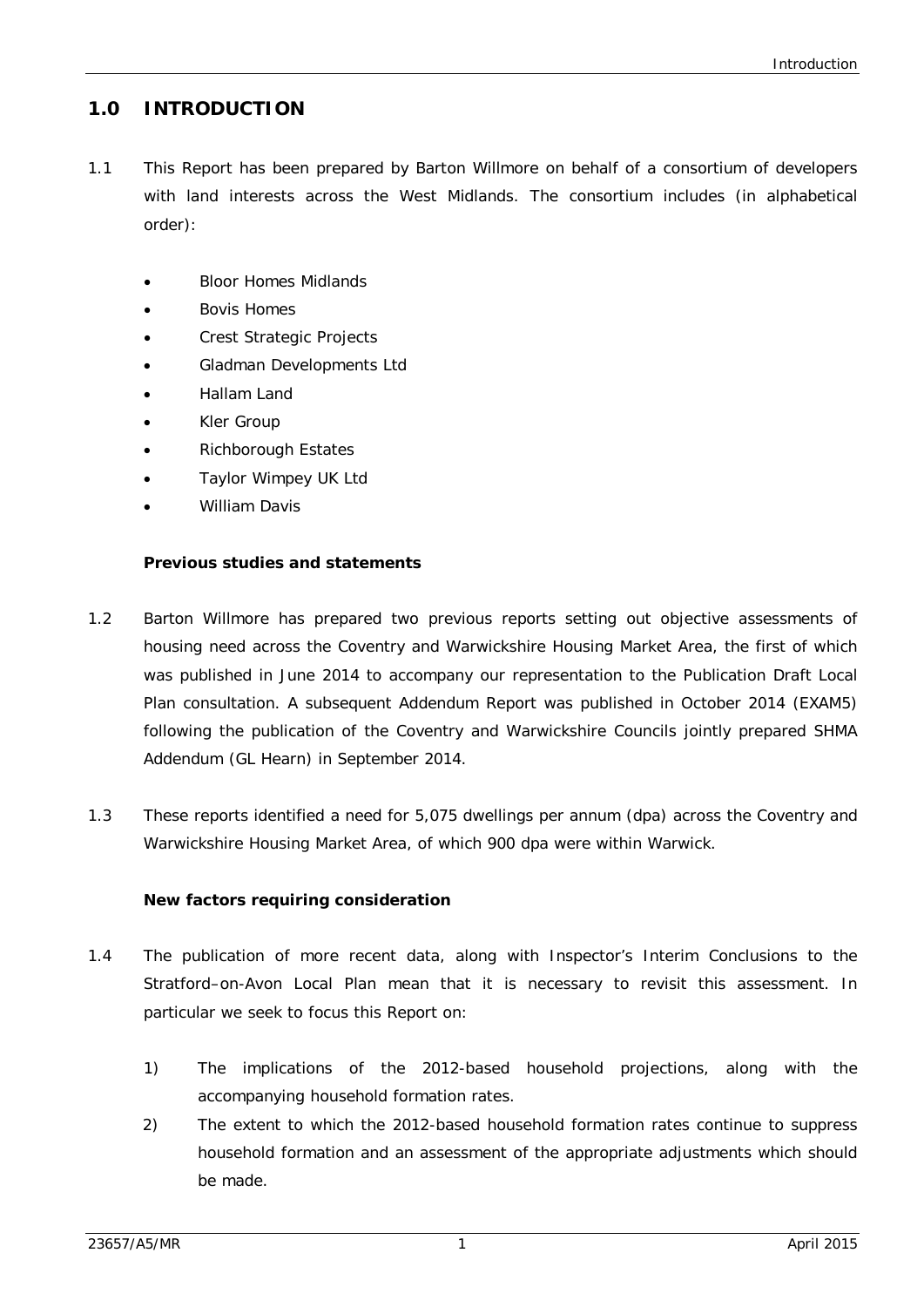## 1.0 INTRODUCTION

1.1 This Report has been prepared by Barton Willmore on behalf of a consortium of developers with land interests across the West Midlands. The consortium includes (in alphabetical order):

- Bloor Homes Midlands
- Bovis Homes
- Crest Strategic Projects
- Gladman Developments Ltd
- Hallam Land
- Kler Group
- Richborough Estates
- Taylor Wimpey UK Ltd
- William Davis

### Previous studies and statements

1.2 Barton Willmore has prepared two previous reports setting out objective assessments of housing need across the Coventry and Warwickshire Housing Market Area, the first of which was published in June 2014 to accompany our representation to the Publication Draft Local Plan consultation. A subsequent Addendum Report was published in October 2014 (EXAM5) following the publication of the Coventry and Warwickshire Councils jointly prepared SHMA Addendum (GL Hearn) in September 2014.

1.3 These reports identified a need for 5,075 dwellings per annum (dpa) across the Coventry and Warwickshire Housing Market Area, of which 900 dpa were within Warwick.

### New factors requiring consideration

1.4 The publication of more recent data, along with Inspector's Interim Conclusions to the Stratford–on-Avon Local Plan mean that it is necessary to revisit this assessment. In particular we seek to focus this Report on:

1) The implications of the 2012-based household projections, along with the accompanying household formation rates.
2) The extent to which the 2012-based household formation rates continue to suppress household formation and an assessment of the appropriate adjustments which should be made.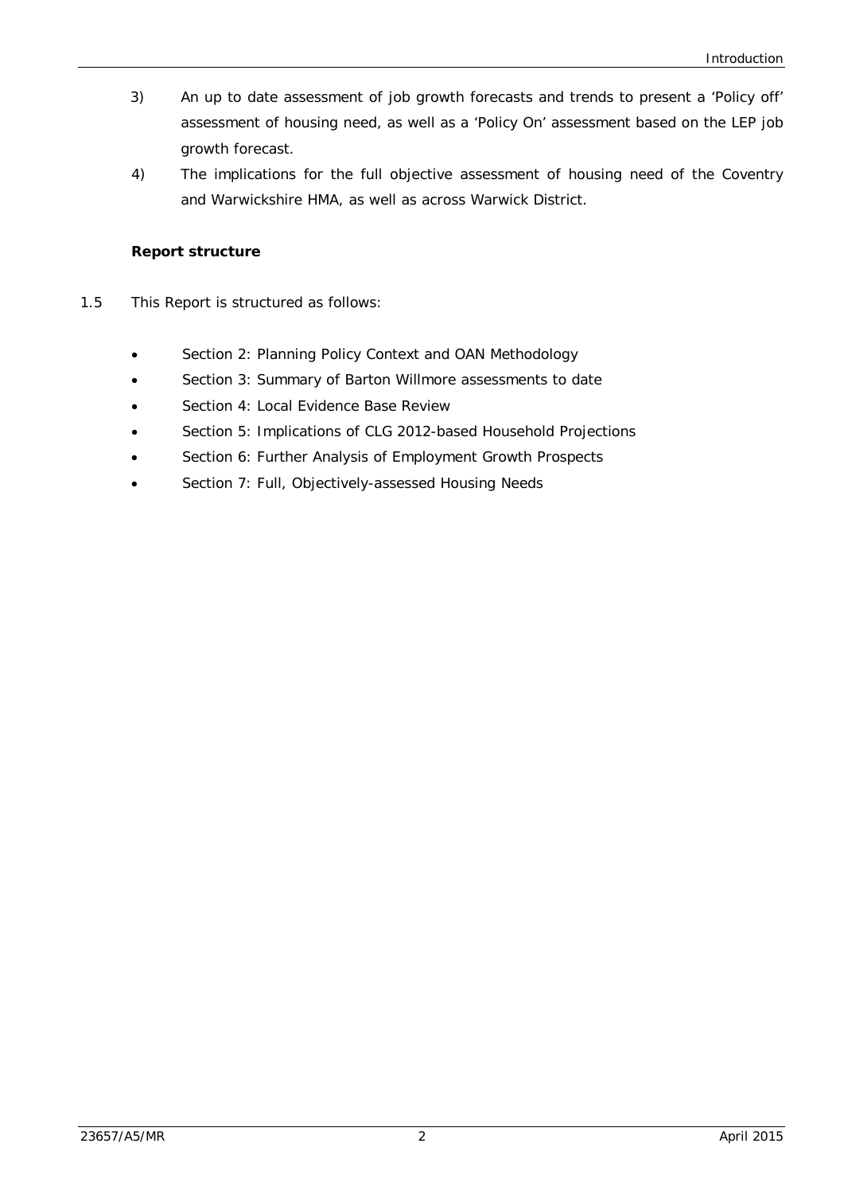3) An up to date assessment of job growth forecasts and trends to present a 'Policy off' assessment of housing need, as well as a 'Policy On' assessment based on the LEP job growth forecast.

4) The implications for the full objective assessment of housing need of the Coventry and Warwickshire HMA, as well as across Warwick District.

**Report structure**

1.5 This Report is structured as follows:

- Section 2: Planning Policy Context and OAN Methodology
- Section 3: Summary of Barton Willmore assessments to date
- Section 4: Local Evidence Base Review
- Section 5: Implications of CLG 2012-based Household Projections
- Section 6: Further Analysis of Employment Growth Prospects
- Section 7: Full, Objectively-assessed Housing Needs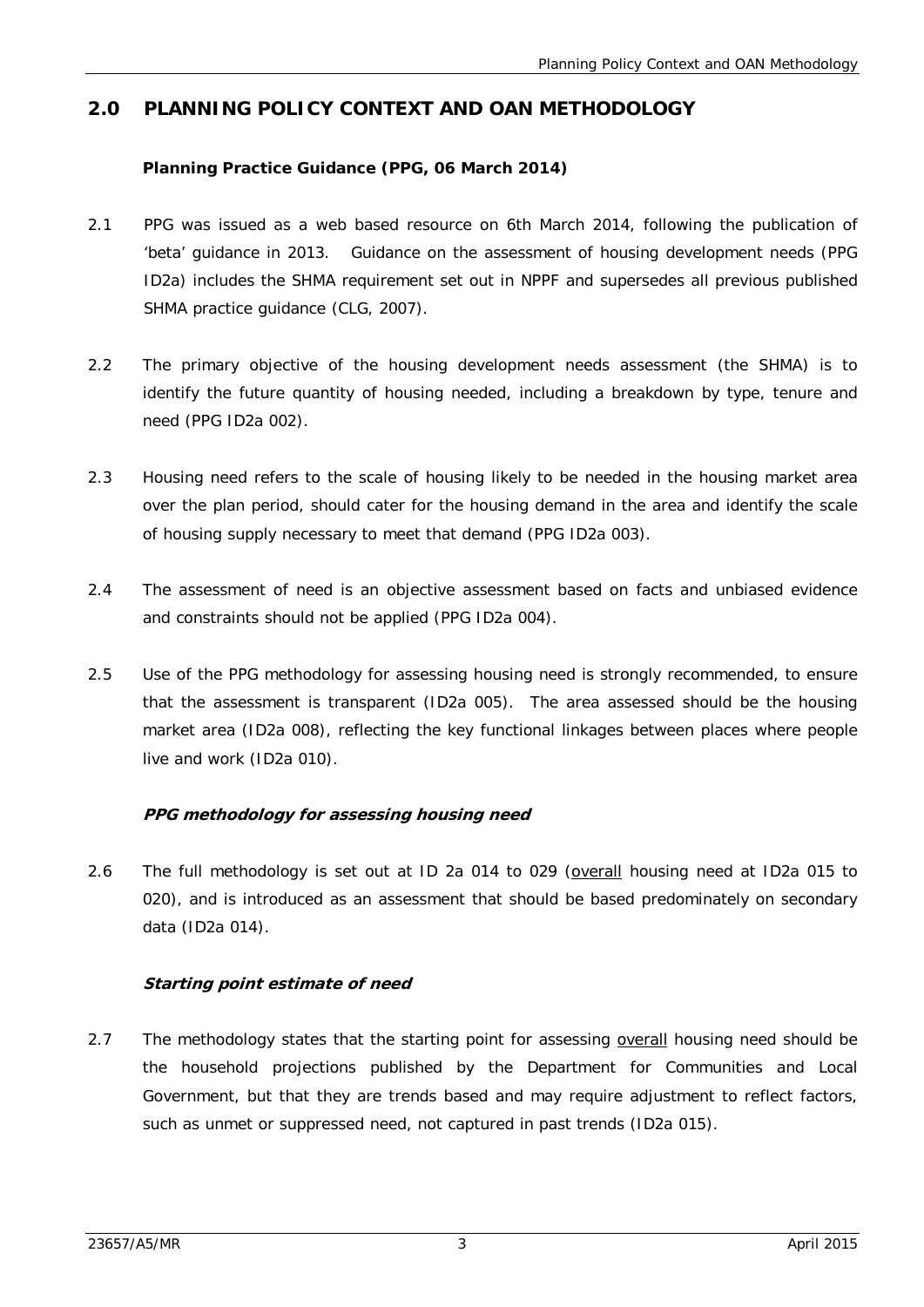## 2.0 PLANNING POLICY CONTEXT AND OAN METHODOLOGY

**Planning Practice Guidance (PPG, 06 March 2014)**

2.1 PPG was issued as a web based resource on 6th March 2014, following the publication of 'beta' guidance in 2013. Guidance on the assessment of housing development needs (PPG ID2a) includes the SHMA requirement set out in NPPF and supersedes all previous published SHMA practice guidance (CLG, 2007).

2.2 The primary objective of the housing development needs assessment (the SHMA) is to identify the future quantity of housing needed, including a breakdown by type, tenure and need (PPG ID2a 002).

2.3 Housing need refers to the scale of housing likely to be needed in the housing market area over the plan period, should cater for the housing demand in the area and identify the scale of housing supply necessary to meet that demand (PPG ID2a 003).

2.4 The assessment of need is an objective assessment based on facts and unbiased evidence and constraints should not be applied (PPG ID2a 004).

2.5 Use of the PPG methodology for assessing housing need is strongly recommended, to ensure that the assessment is transparent (ID2a 005). The area assessed should be the housing market area (ID2a 008), reflecting the key functional linkages between places where people live and work (ID2a 010).

***PPG methodology for assessing housing need***

2.6 The full methodology is set out at ID 2a 014 to 029 (overall housing need at ID2a 015 to 020), and is introduced as an assessment that should be based predominately on secondary data (ID2a 014).

***Starting point estimate of need***

2.7 The methodology states that the starting point for assessing overall housing need should be the household projections published by the Department for Communities and Local Government, but that they are trends based and may require adjustment to reflect factors, such as unmet or suppressed need, not captured in past trends (ID2a 015).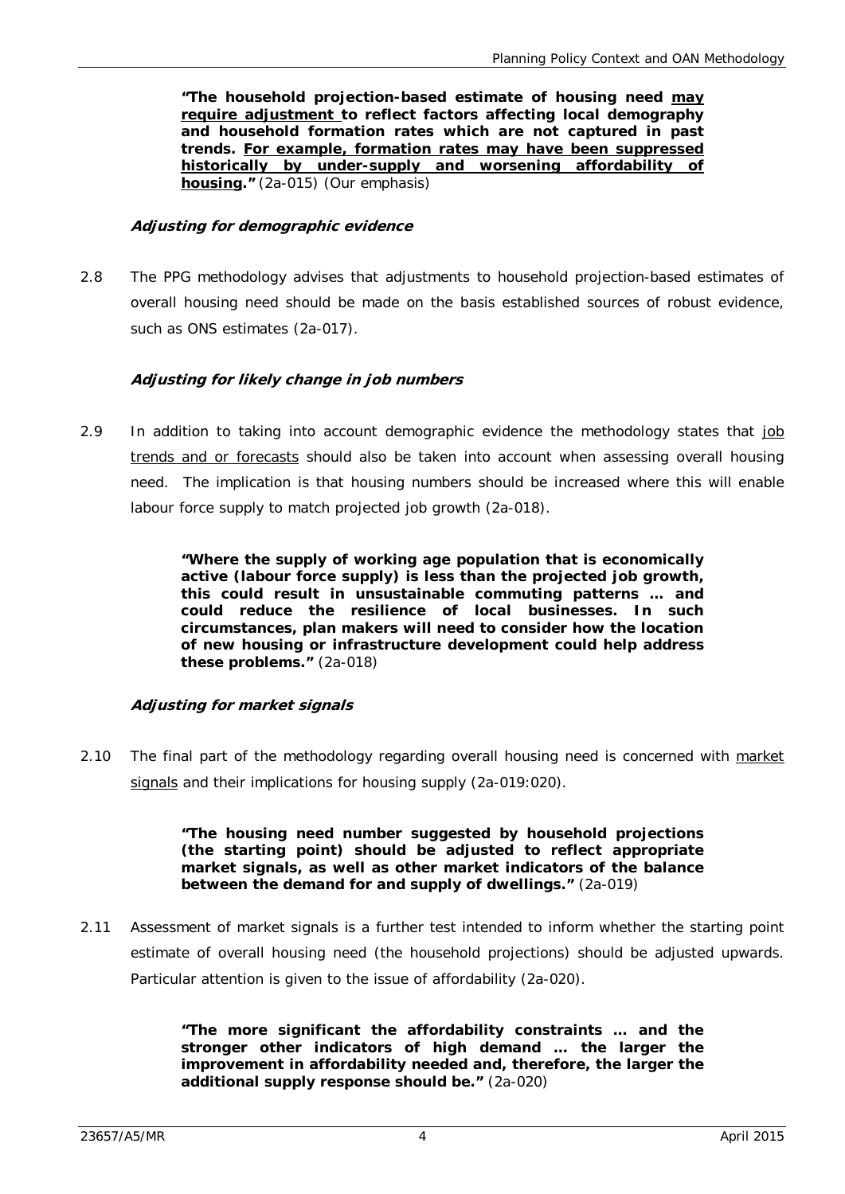> **"The household projection-based estimate of housing need <u>may require adjustment</u> to reflect factors affecting local demography and household formation rates which are not captured in past trends. <u>For example, formation rates may have been suppressed historically by under-supply and worsening affordability of housing</u>."** (2a-015) (Our emphasis)

***Adjusting for demographic evidence***

2.8 The PPG methodology advises that adjustments to household projection-based estimates of overall housing need should be made on the basis established sources of robust evidence, such as ONS estimates (2a-017).

***Adjusting for likely change in job numbers***

2.9 In addition to taking into account demographic evidence the methodology states that <u>job trends and or forecasts</u> should also be taken into account when assessing overall housing need. The implication is that housing numbers should be increased where this will enable labour force supply to match projected job growth (2a-018).

> **"Where the supply of working age population that is economically active (labour force supply) is less than the projected job growth, this could result in unsustainable commuting patterns … and could reduce the resilience of local businesses. In such circumstances, plan makers will need to consider how the location of new housing or infrastructure development could help address these problems."** (2a-018)

***Adjusting for market signals***

2.10 The final part of the methodology regarding overall housing need is concerned with <u>market signals</u> and their implications for housing supply (2a-019:020).

> **"The housing need number suggested by household projections (the starting point) should be adjusted to reflect appropriate market signals, as well as other market indicators of the balance between the demand for and supply of dwellings."** (2a-019)

2.11 Assessment of market signals is a further test intended to inform whether the starting point estimate of overall housing need (the household projections) should be adjusted upwards. Particular attention is given to the issue of affordability (2a-020).

> **"The more significant the affordability constraints … and the stronger other indicators of high demand … the larger the improvement in affordability needed and, therefore, the larger the additional supply response should be."** (2a-020)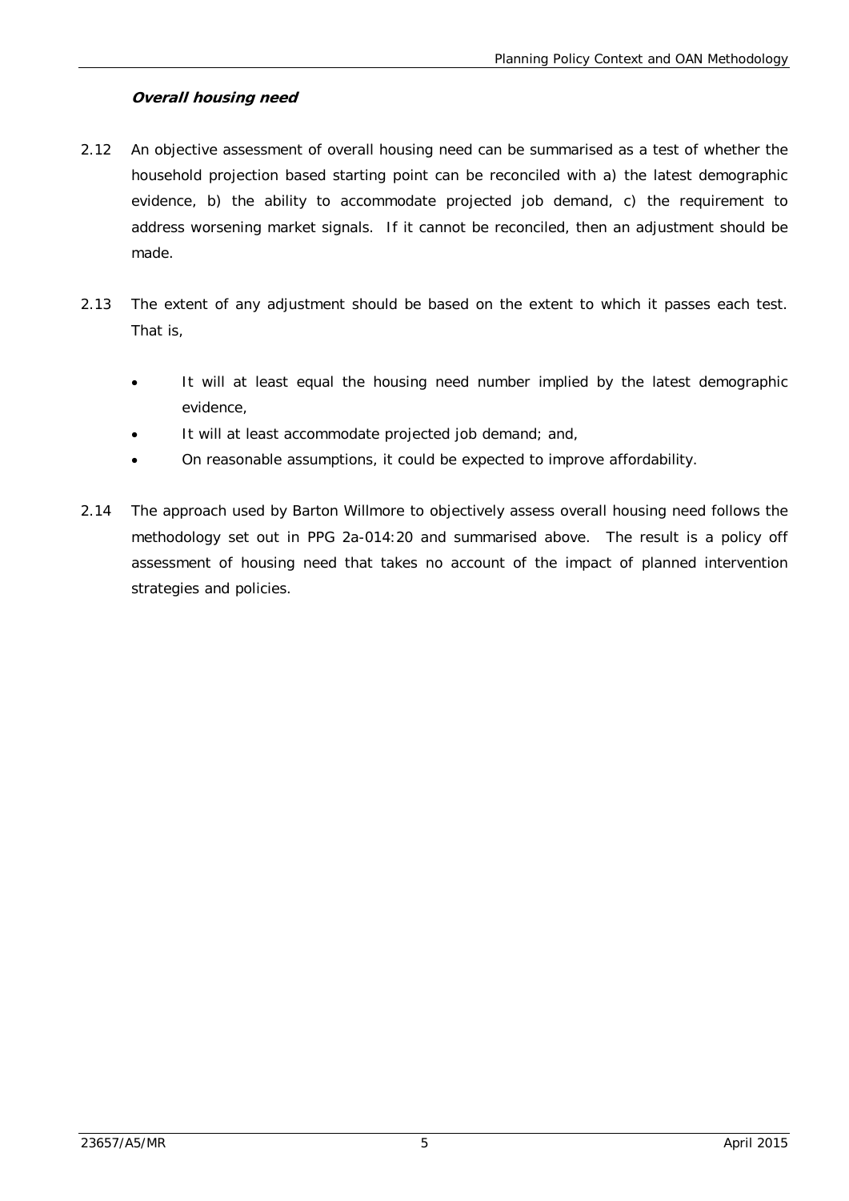### *Overall housing need*

2.12 An objective assessment of overall housing need can be summarised as a test of whether the household projection based starting point can be reconciled with a) the latest demographic evidence, b) the ability to accommodate projected job demand, c) the requirement to address worsening market signals. If it cannot be reconciled, then an adjustment should be made.

2.13 The extent of any adjustment should be based on the extent to which it passes each test. That is,

- It will at least equal the housing need number implied by the latest demographic evidence,
- It will at least accommodate projected job demand; and,
- On reasonable assumptions, it could be expected to improve affordability.

2.14 The approach used by Barton Willmore to objectively assess overall housing need follows the methodology set out in PPG 2a-014:20 and summarised above. The result is a policy off assessment of housing need that takes no account of the impact of planned intervention strategies and policies.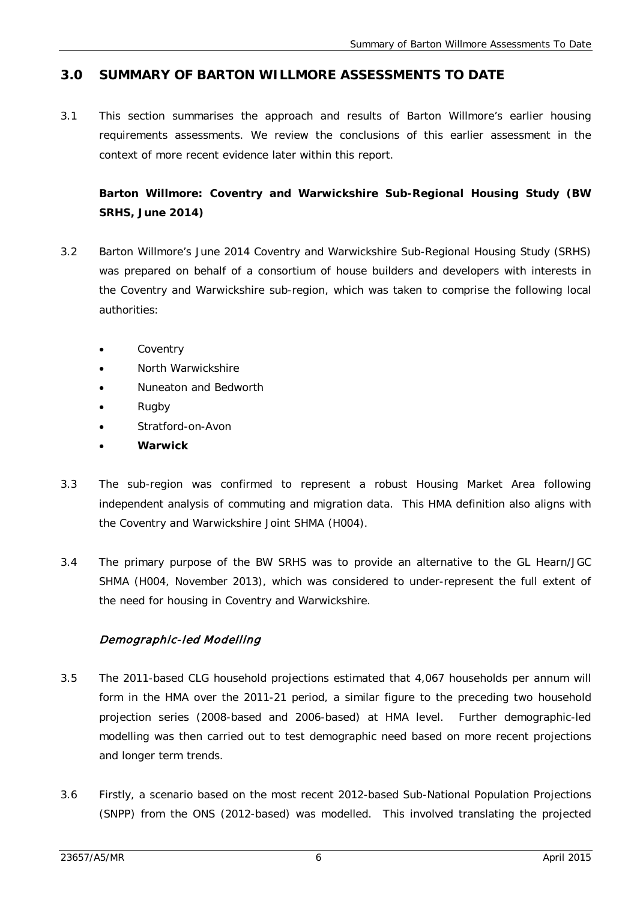## 3.0 SUMMARY OF BARTON WILLMORE ASSESSMENTS TO DATE

3.1 This section summarises the approach and results of Barton Willmore's earlier housing requirements assessments. We review the conclusions of this earlier assessment in the context of more recent evidence later within this report.

**Barton Willmore: Coventry and Warwickshire Sub-Regional Housing Study (BW SRHS, June 2014)**

3.2 Barton Willmore's June 2014 Coventry and Warwickshire Sub-Regional Housing Study (SRHS) was prepared on behalf of a consortium of house builders and developers with interests in the Coventry and Warwickshire sub-region, which was taken to comprise the following local authorities:

- Coventry
- North Warwickshire
- Nuneaton and Bedworth
- Rugby
- Stratford-on-Avon
- **Warwick**

3.3 The sub-region was confirmed to represent a robust Housing Market Area following independent analysis of commuting and migration data. This HMA definition also aligns with the Coventry and Warwickshire Joint SHMA (H004).

3.4 The primary purpose of the BW SRHS was to provide an alternative to the GL Hearn/JGC SHMA (H004, November 2013), which was considered to under-represent the full extent of the need for housing in Coventry and Warwickshire.

### *Demographic-led Modelling*

3.5 The 2011-based CLG household projections estimated that 4,067 households per annum will form in the HMA over the 2011-21 period, a similar figure to the preceding two household projection series (2008-based and 2006-based) at HMA level. Further demographic-led modelling was then carried out to test demographic need based on more recent projections and longer term trends.

3.6 Firstly, a scenario based on the most recent 2012-based Sub-National Population Projections (SNPP) from the ONS (2012-based) was modelled. This involved translating the projected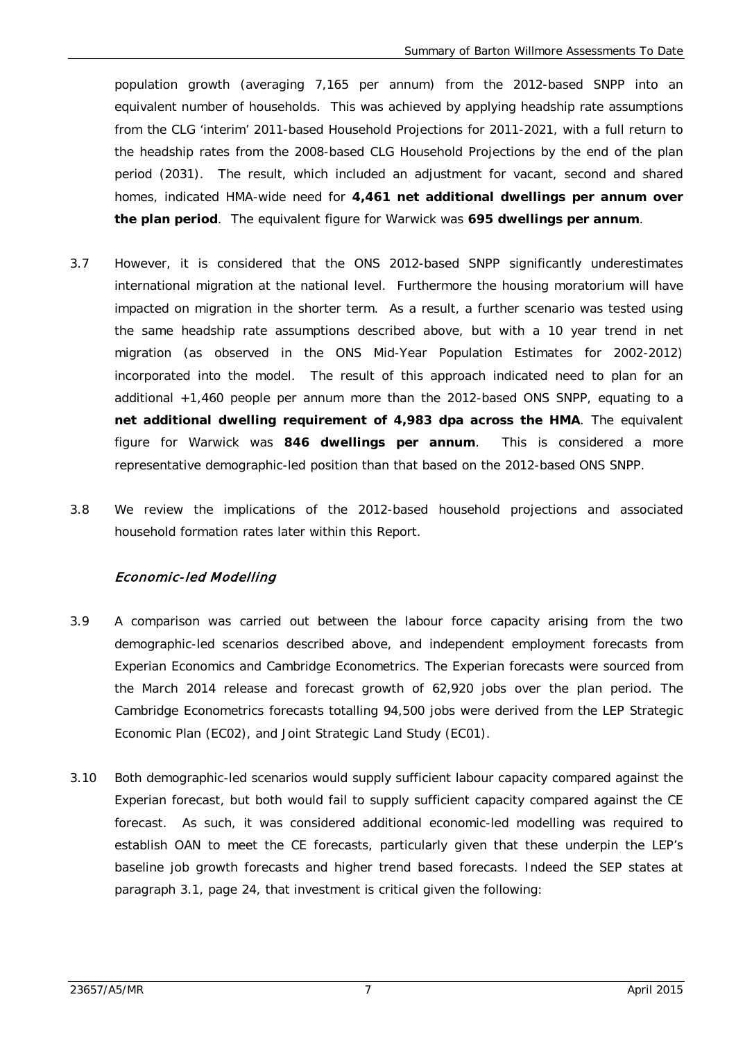population growth (averaging 7,165 per annum) from the 2012-based SNPP into an equivalent number of households. This was achieved by applying headship rate assumptions from the CLG 'interim' 2011-based Household Projections for 2011-2021, with a full return to the headship rates from the 2008-based CLG Household Projections by the end of the plan period (2031). The result, which included an adjustment for vacant, second and shared homes, indicated HMA-wide need for **4,461 net additional dwellings per annum over the plan period**. The equivalent figure for Warwick was **695 dwellings per annum**.

3.7 However, it is considered that the ONS 2012-based SNPP significantly underestimates international migration at the national level. Furthermore the housing moratorium will have impacted on migration in the shorter term. As a result, a further scenario was tested using the same headship rate assumptions described above, but with a 10 year trend in net migration (as observed in the ONS Mid-Year Population Estimates for 2002-2012) incorporated into the model. The result of this approach indicated need to plan for an additional +1,460 people per annum more than the 2012-based ONS SNPP, equating to a **net additional dwelling requirement of 4,983 dpa across the HMA**. The equivalent figure for Warwick was **846 dwellings per annum**. This is considered a more representative demographic-led position than that based on the 2012-based ONS SNPP.

3.8 We review the implications of the 2012-based household projections and associated household formation rates later within this Report.

### *Economic-led Modelling*

3.9 A comparison was carried out between the labour force capacity arising from the two demographic-led scenarios described above, and independent employment forecasts from Experian Economics and Cambridge Econometrics. The Experian forecasts were sourced from the March 2014 release and forecast growth of 62,920 jobs over the plan period. The Cambridge Econometrics forecasts totalling 94,500 jobs were derived from the LEP Strategic Economic Plan (EC02), and Joint Strategic Land Study (EC01).

3.10 Both demographic-led scenarios would supply sufficient labour capacity compared against the Experian forecast, but both would fail to supply sufficient capacity compared against the CE forecast. As such, it was considered additional economic-led modelling was required to establish OAN to meet the CE forecasts, particularly given that these underpin the LEP's baseline job growth forecasts and higher trend based forecasts. Indeed the SEP states at paragraph 3.1, page 24, that investment is critical given the following: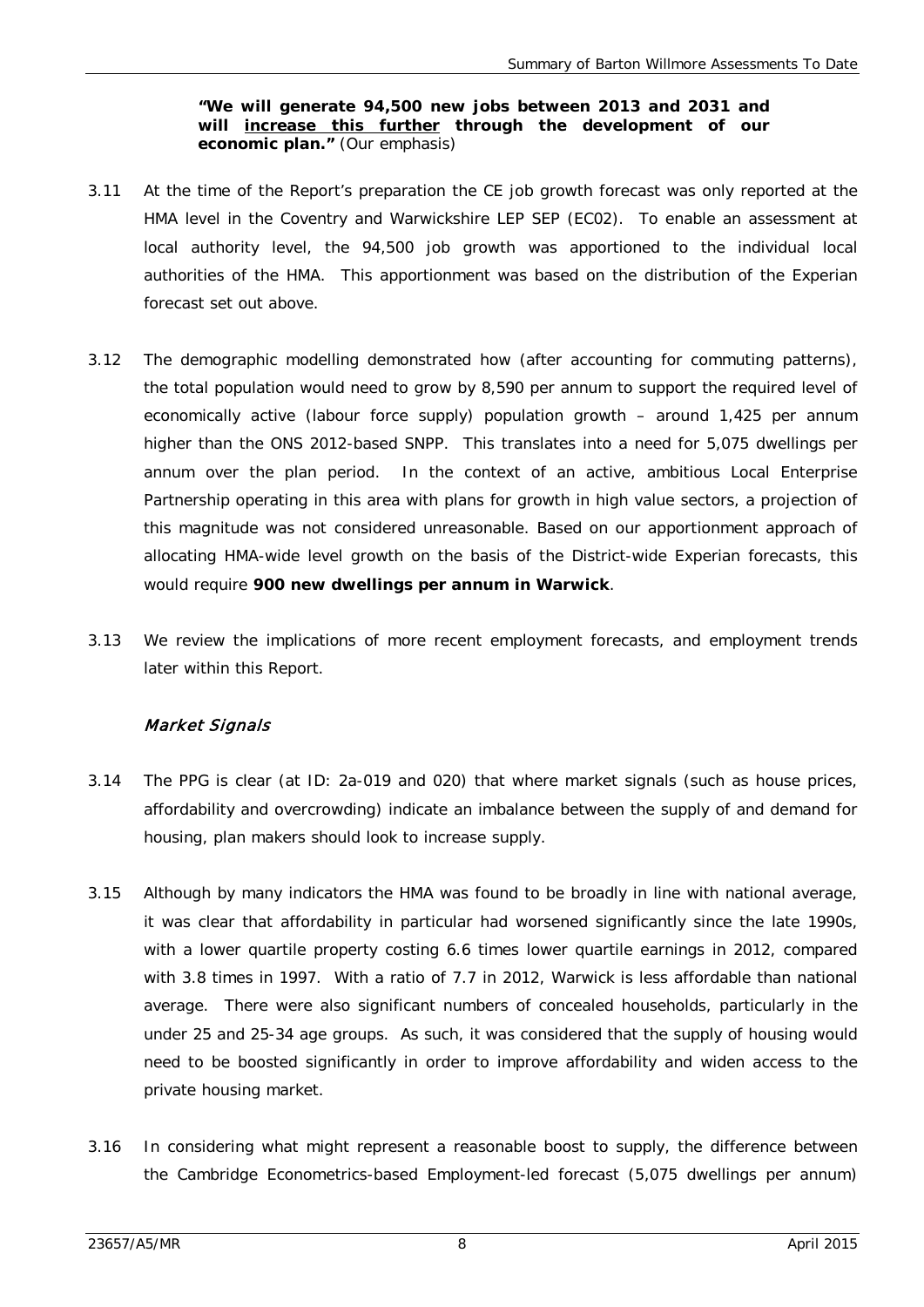**"We will generate 94,500 new jobs between 2013 and 2031 and will <u>increase this further</u> through the development of our economic plan."** (Our emphasis)

3.11 At the time of the Report's preparation the CE job growth forecast was only reported at the HMA level in the Coventry and Warwickshire LEP SEP (EC02). To enable an assessment at local authority level, the 94,500 job growth was apportioned to the individual local authorities of the HMA. This apportionment was based on the distribution of the Experian forecast set out above.

3.12 The demographic modelling demonstrated how (after accounting for commuting patterns), the total population would need to grow by 8,590 per annum to support the required level of economically active (labour force supply) population growth – around 1,425 per annum higher than the ONS 2012-based SNPP. This translates into a need for 5,075 dwellings per annum over the plan period. In the context of an active, ambitious Local Enterprise Partnership operating in this area with plans for growth in high value sectors, a projection of this magnitude was not considered unreasonable. Based on our apportionment approach of allocating HMA-wide level growth on the basis of the District-wide Experian forecasts, this would require **900 new dwellings per annum in Warwick**.

3.13 We review the implications of more recent employment forecasts, and employment trends later within this Report.

### *Market Signals*

3.14 The PPG is clear (at ID: 2a-019 and 020) that where market signals (such as house prices, affordability and overcrowding) indicate an imbalance between the supply of and demand for housing, plan makers should look to increase supply.

3.15 Although by many indicators the HMA was found to be broadly in line with national average, it was clear that affordability in particular had worsened significantly since the late 1990s, with a lower quartile property costing 6.6 times lower quartile earnings in 2012, compared with 3.8 times in 1997. With a ratio of 7.7 in 2012, Warwick is less affordable than national average. There were also significant numbers of concealed households, particularly in the under 25 and 25-34 age groups. As such, it was considered that the supply of housing would need to be boosted significantly in order to improve affordability and widen access to the private housing market.

3.16 In considering what might represent a reasonable boost to supply, the difference between the Cambridge Econometrics-based Employment-led forecast (5,075 dwellings per annum)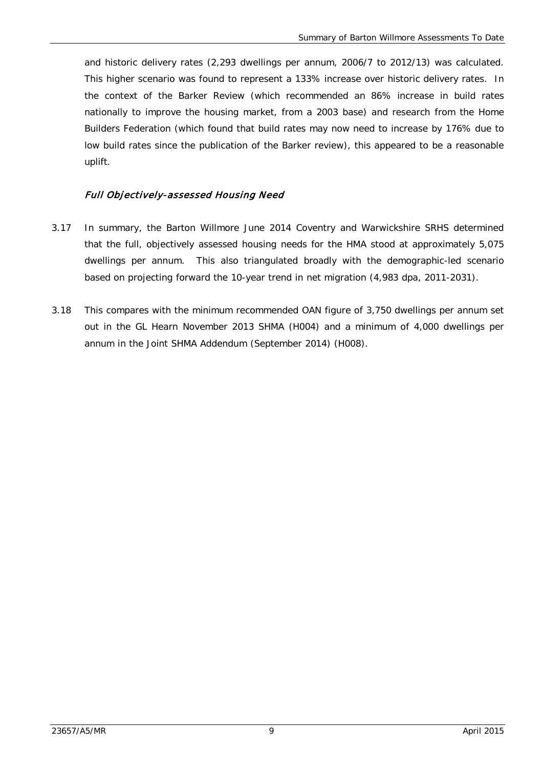and historic delivery rates (2,293 dwellings per annum, 2006/7 to 2012/13) was calculated. This higher scenario was found to represent a 133% increase over historic delivery rates. In the context of the Barker Review (which recommended an 86% increase in build rates nationally to improve the housing market, from a 2003 base) and research from the Home Builders Federation (which found that build rates may now need to increase by 176% due to low build rates since the publication of the Barker review), this appeared to be a reasonable uplift.

### *Full Objectively-assessed Housing Need*

3.17 In summary, the Barton Willmore June 2014 Coventry and Warwickshire SRHS determined that the full, objectively assessed housing needs for the HMA stood at approximately 5,075 dwellings per annum. This also triangulated broadly with the demographic-led scenario based on projecting forward the 10-year trend in net migration (4,983 dpa, 2011-2031).

3.18 This compares with the minimum recommended OAN figure of 3,750 dwellings per annum set out in the GL Hearn November 2013 SHMA (H004) and a minimum of 4,000 dwellings per annum in the Joint SHMA Addendum (September 2014) (H008).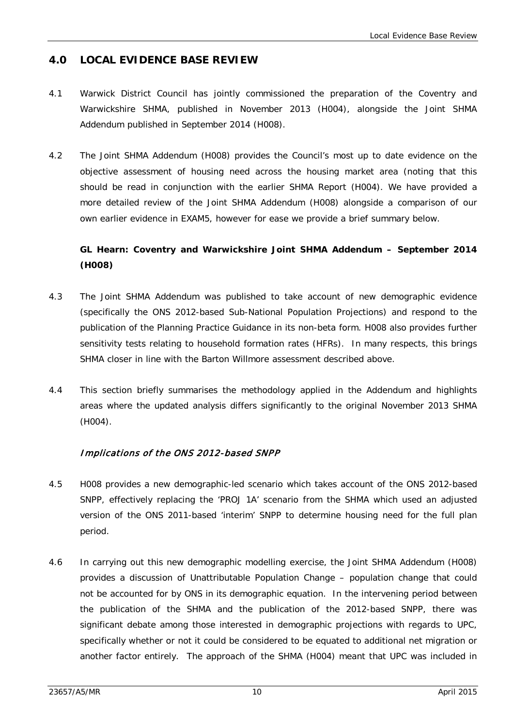## 4.0 LOCAL EVIDENCE BASE REVIEW

4.1 Warwick District Council has jointly commissioned the preparation of the Coventry and Warwickshire SHMA, published in November 2013 (H004), alongside the Joint SHMA Addendum published in September 2014 (H008).

4.2 The Joint SHMA Addendum (H008) provides the Council's most up to date evidence on the objective assessment of housing need across the housing market area (noting that this should be read in conjunction with the earlier SHMA Report (H004). We have provided a more detailed review of the Joint SHMA Addendum (H008) alongside a comparison of our own earlier evidence in EXAM5, however for ease we provide a brief summary below.

### GL Hearn: Coventry and Warwickshire Joint SHMA Addendum – September 2014 (H008)

4.3 The Joint SHMA Addendum was published to take account of new demographic evidence (specifically the ONS 2012-based Sub-National Population Projections) and respond to the publication of the Planning Practice Guidance in its non-beta form. H008 also provides further sensitivity tests relating to household formation rates (HFRs). In many respects, this brings SHMA closer in line with the Barton Willmore assessment described above.

4.4 This section briefly summarises the methodology applied in the Addendum and highlights areas where the updated analysis differs significantly to the original November 2013 SHMA (H004).

#### *Implications of the ONS 2012-based SNPP*

4.5 H008 provides a new demographic-led scenario which takes account of the ONS 2012-based SNPP, effectively replacing the 'PROJ 1A' scenario from the SHMA which used an adjusted version of the ONS 2011-based 'interim' SNPP to determine housing need for the full plan period.

4.6 In carrying out this new demographic modelling exercise, the Joint SHMA Addendum (H008) provides a discussion of Unattributable Population Change – population change that could not be accounted for by ONS in its demographic equation. In the intervening period between the publication of the SHMA and the publication of the 2012-based SNPP, there was significant debate among those interested in demographic projections with regards to UPC, specifically whether or not it could be considered to be equated to additional net migration or another factor entirely. The approach of the SHMA (H004) meant that UPC was included in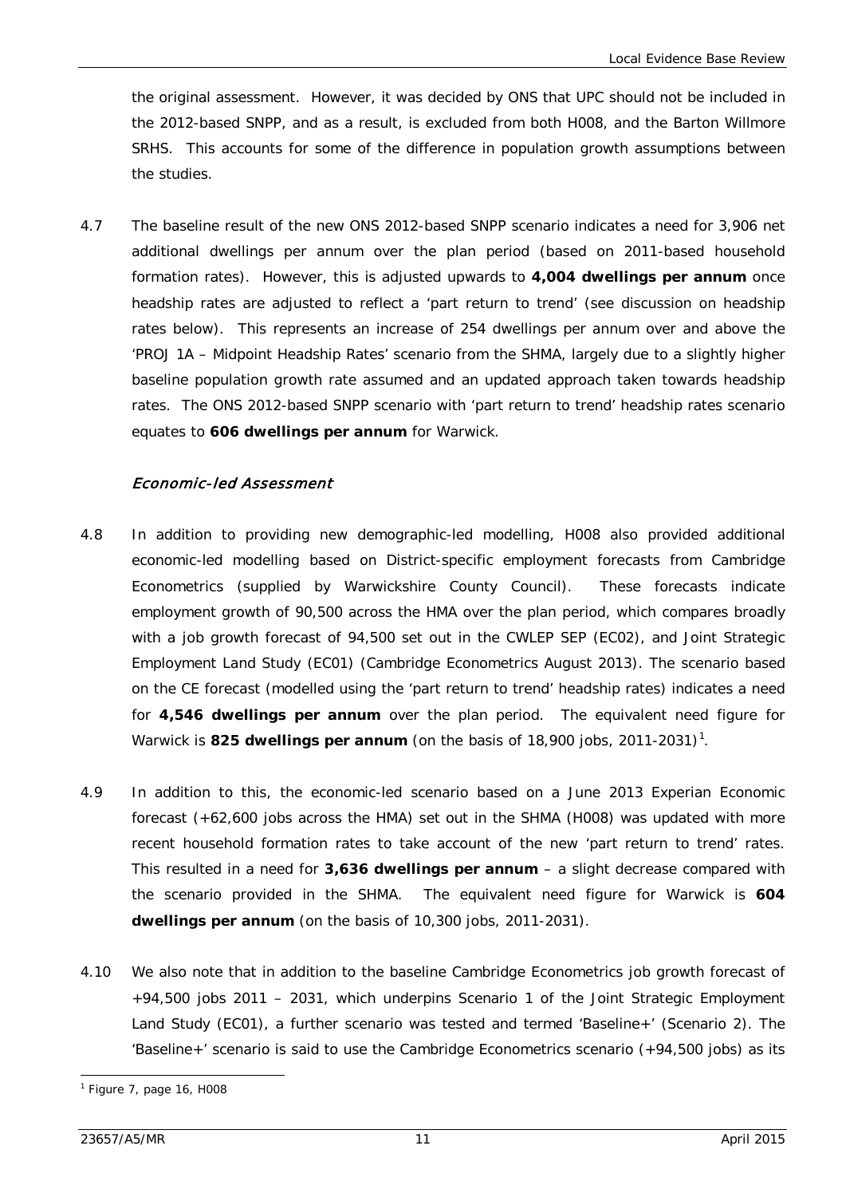the original assessment. However, it was decided by ONS that UPC should not be included in the 2012-based SNPP, and as a result, is excluded from both H008, and the Barton Willmore SRHS. This accounts for some of the difference in population growth assumptions between the studies.

4.7 The baseline result of the new ONS 2012-based SNPP scenario indicates a need for 3,906 net additional dwellings per annum over the plan period (based on 2011-based household formation rates). However, this is adjusted upwards to **4,004 dwellings per annum** once headship rates are adjusted to reflect a 'part return to trend' (see discussion on headship rates below). This represents an increase of 254 dwellings per annum over and above the 'PROJ 1A – Midpoint Headship Rates' scenario from the SHMA, largely due to a slightly higher baseline population growth rate assumed and an updated approach taken towards headship rates. The ONS 2012-based SNPP scenario with 'part return to trend' headship rates scenario equates to **606 dwellings per annum** for Warwick.

### *Economic-led Assessment*

4.8 In addition to providing new demographic-led modelling, H008 also provided additional economic-led modelling based on District-specific employment forecasts from Cambridge Econometrics (supplied by Warwickshire County Council). These forecasts indicate employment growth of 90,500 across the HMA over the plan period, which compares broadly with a job growth forecast of 94,500 set out in the CWLEP SEP (EC02), and Joint Strategic Employment Land Study (EC01) (Cambridge Econometrics August 2013). The scenario based on the CE forecast (modelled using the 'part return to trend' headship rates) indicates a need for **4,546 dwellings per annum** over the plan period. The equivalent need figure for Warwick is **825 dwellings per annum** (on the basis of 18,900 jobs, 2011-2031)[1].

4.9 In addition to this, the economic-led scenario based on a June 2013 Experian Economic forecast (+62,600 jobs across the HMA) set out in the SHMA (H008) was updated with more recent household formation rates to take account of the new 'part return to trend' rates. This resulted in a need for **3,636 dwellings per annum** – a slight decrease compared with the scenario provided in the SHMA. The equivalent need figure for Warwick is **604 dwellings per annum** (on the basis of 10,300 jobs, 2011-2031).

4.10 We also note that in addition to the baseline Cambridge Econometrics job growth forecast of +94,500 jobs 2011 – 2031, which underpins Scenario 1 of the Joint Strategic Employment Land Study (EC01), a further scenario was tested and termed 'Baseline+' (Scenario 2). The 'Baseline+' scenario is said to use the Cambridge Econometrics scenario (+94,500 jobs) as its

[1] Figure 7, page 16, H008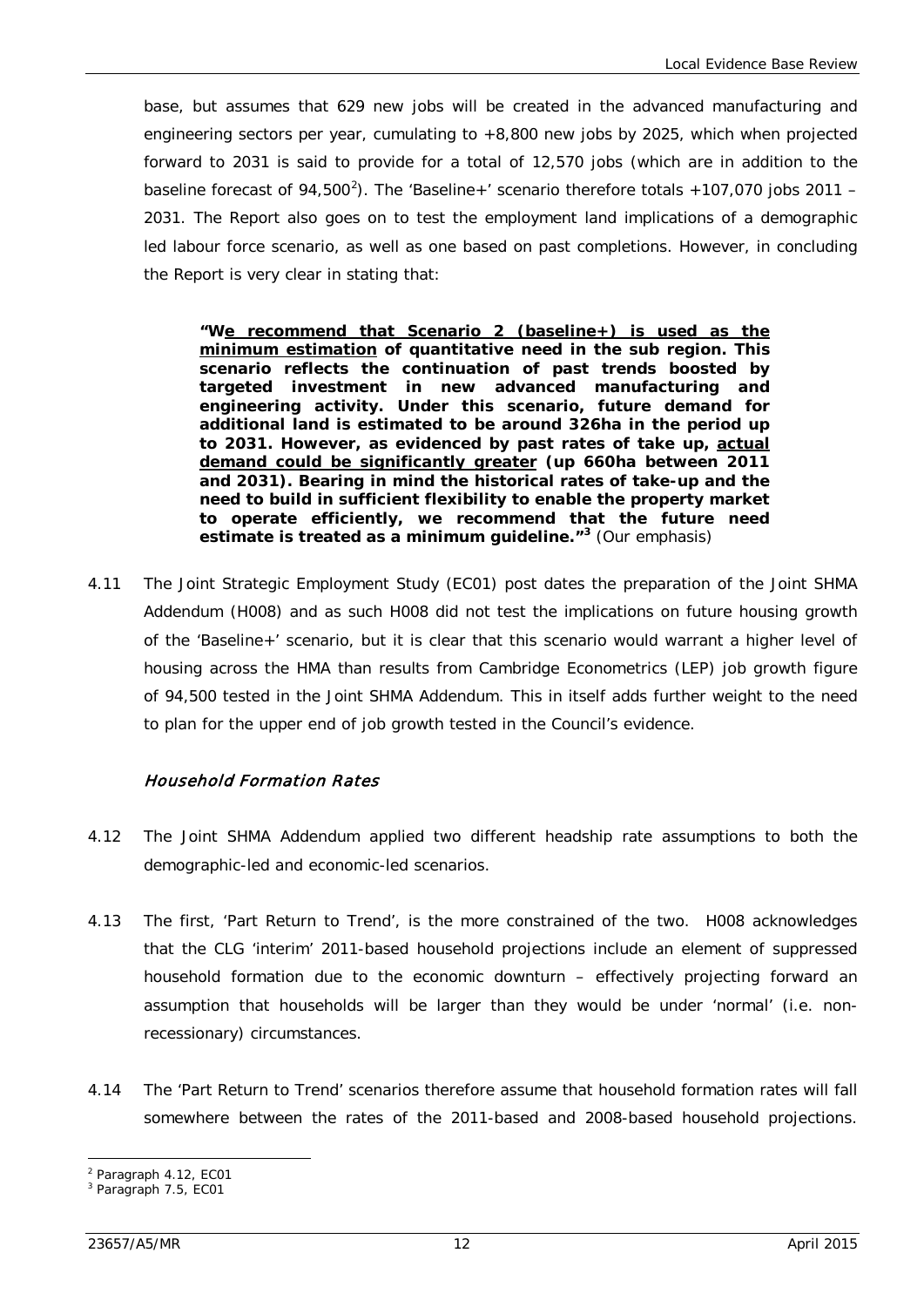base, but assumes that 629 new jobs will be created in the advanced manufacturing and engineering sectors per year, cumulating to +8,800 new jobs by 2025, which when projected forward to 2031 is said to provide for a total of 12,570 jobs (which are in addition to the baseline forecast of 94,500[2]). The 'Baseline+' scenario therefore totals +107,070 jobs 2011 – 2031. The Report also goes on to test the employment land implications of a demographic led labour force scenario, as well as one based on past completions. However, in concluding the Report is very clear in stating that:

> **"W<u>e recommend that Scenario 2 (baseline+) is used as the minimum estimation</u> of quantitative need in the sub region. This scenario reflects the continuation of past trends boosted by targeted investment in new advanced manufacturing and engineering activity. Under this scenario, future demand for additional land is estimated to be around 326ha in the period up to 2031. However, as evidenced by past rates of take up, <u>actual demand could be significantly greater</u> (up 660ha between 2011 and 2031). Bearing in mind the historical rates of take-up and the need to build in sufficient flexibility to enable the property market to operate efficiently, we recommend that the future need estimate is treated as a minimum guideline."[3]** (Our emphasis)

4.11 The Joint Strategic Employment Study (EC01) post dates the preparation of the Joint SHMA Addendum (H008) and as such H008 did not test the implications on future housing growth of the 'Baseline+' scenario, but it is clear that this scenario would warrant a higher level of housing across the HMA than results from Cambridge Econometrics (LEP) job growth figure of 94,500 tested in the Joint SHMA Addendum. This in itself adds further weight to the need to plan for the upper end of job growth tested in the Council's evidence.

### *Household Formation Rates*

4.12 The Joint SHMA Addendum applied two different headship rate assumptions to both the demographic-led and economic-led scenarios.

4.13 The first, 'Part Return to Trend', is the more constrained of the two. H008 acknowledges that the CLG 'interim' 2011-based household projections include an element of suppressed household formation due to the economic downturn – effectively projecting forward an assumption that households will be larger than they would be under 'normal' (i.e. non-recessionary) circumstances.

4.14 The 'Part Return to Trend' scenarios therefore assume that household formation rates will fall somewhere between the rates of the 2011-based and 2008-based household projections.

---

[2] Paragraph 4.12, EC01

[3] Paragraph 7.5, EC01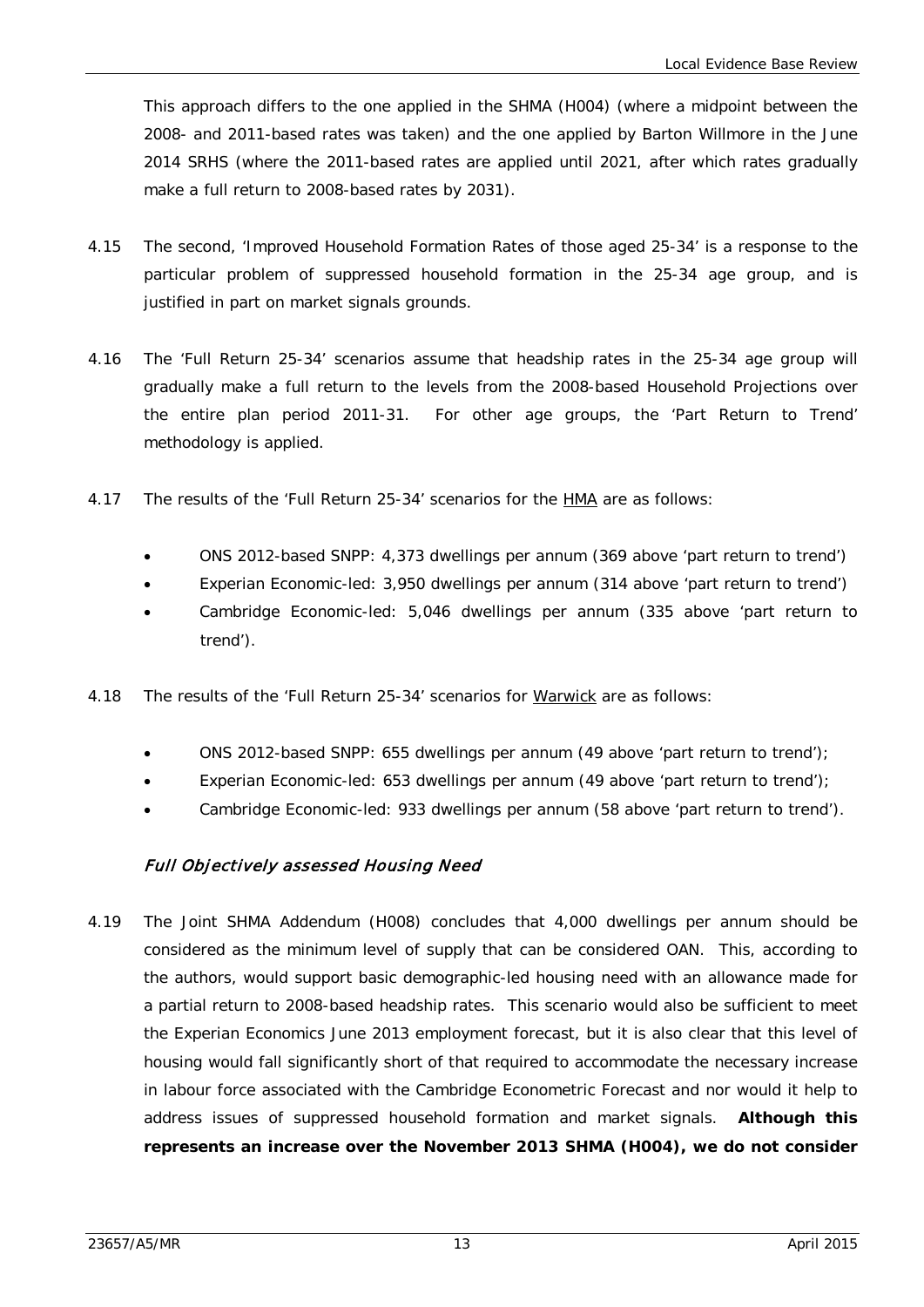This approach differs to the one applied in the SHMA (H004) (where a midpoint between the 2008- and 2011-based rates was taken) and the one applied by Barton Willmore in the June 2014 SRHS (where the 2011-based rates are applied until 2021, after which rates gradually make a full return to 2008-based rates by 2031).

4.15 The second, 'Improved Household Formation Rates of those aged 25-34' is a response to the particular problem of suppressed household formation in the 25-34 age group, and is justified in part on market signals grounds.

4.16 The 'Full Return 25-34' scenarios assume that headship rates in the 25-34 age group will gradually make a full return to the levels from the 2008-based Household Projections over the entire plan period 2011-31. For other age groups, the 'Part Return to Trend' methodology is applied.

4.17 The results of the 'Full Return 25-34' scenarios for the <u>HMA</u> are as follows:

- ONS 2012-based SNPP: 4,373 dwellings per annum (369 above 'part return to trend')
- Experian Economic-led: 3,950 dwellings per annum (314 above 'part return to trend')
- Cambridge Economic-led: 5,046 dwellings per annum (335 above 'part return to trend').

4.18 The results of the 'Full Return 25-34' scenarios for <u>Warwick</u> are as follows:

- ONS 2012-based SNPP: 655 dwellings per annum (49 above 'part return to trend');
- Experian Economic-led: 653 dwellings per annum (49 above 'part return to trend');
- Cambridge Economic-led: 933 dwellings per annum (58 above 'part return to trend').

### *Full Objectively assessed Housing Need*

4.19 The Joint SHMA Addendum (H008) concludes that 4,000 dwellings per annum should be considered as the minimum level of supply that can be considered OAN. This, according to the authors, would support basic demographic-led housing need with an allowance made for a partial return to 2008-based headship rates. This scenario would also be sufficient to meet the Experian Economics June 2013 employment forecast, but it is also clear that this level of housing would fall significantly short of that required to accommodate the necessary increase in labour force associated with the Cambridge Econometric Forecast and nor would it help to address issues of suppressed household formation and market signals. **Although this represents an increase over the November 2013 SHMA (H004), we do not consider**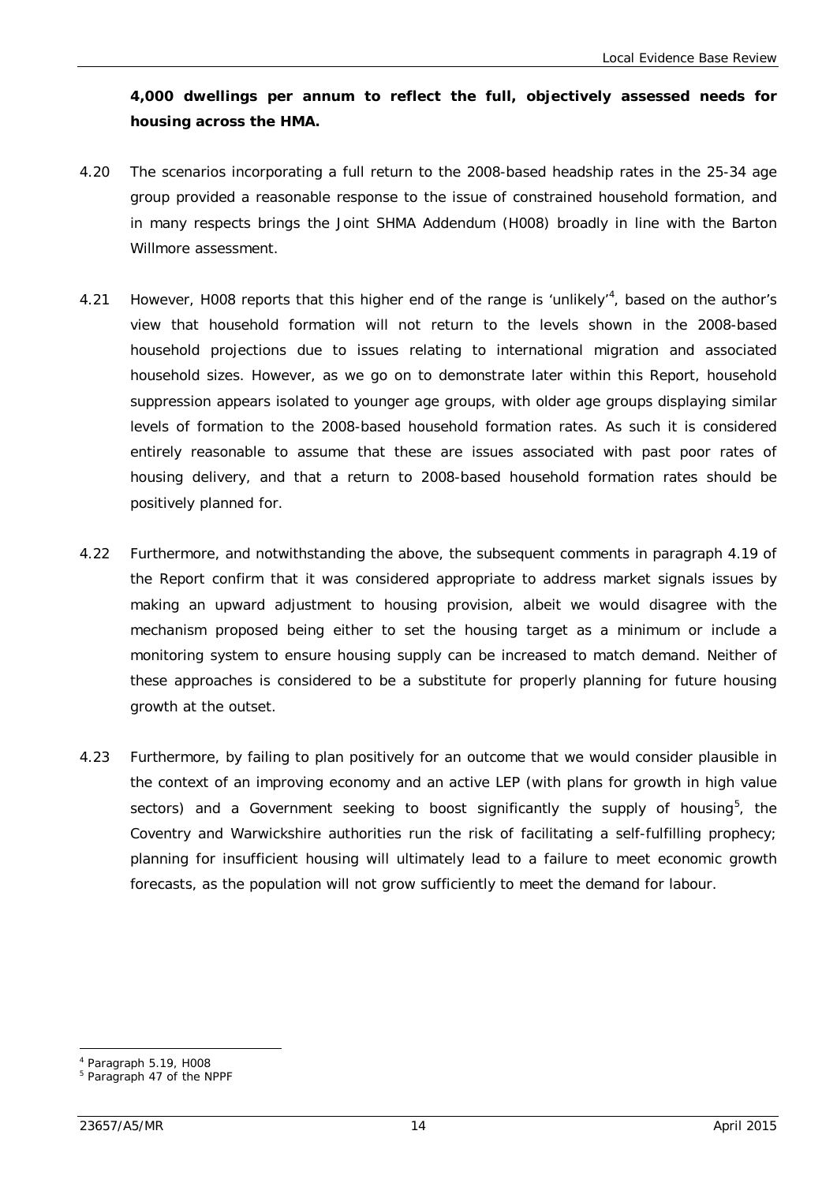**4,000 dwellings per annum to reflect the full, objectively assessed needs for housing across the HMA.**

4.20 The scenarios incorporating a full return to the 2008-based headship rates in the 25-34 age group provided a reasonable response to the issue of constrained household formation, and in many respects brings the Joint SHMA Addendum (H008) broadly in line with the Barton Willmore assessment.

4.21 However, H008 reports that this higher end of the range is 'unlikely'[4], based on the author's view that household formation will not return to the levels shown in the 2008-based household projections due to issues relating to international migration and associated household sizes. However, as we go on to demonstrate later within this Report, household suppression appears isolated to younger age groups, with older age groups displaying similar levels of formation to the 2008-based household formation rates. As such it is considered entirely reasonable to assume that these are issues associated with past poor rates of housing delivery, and that a return to 2008-based household formation rates should be positively planned for.

4.22 Furthermore, and notwithstanding the above, the subsequent comments in paragraph 4.19 of the Report confirm that it was considered appropriate to address market signals issues by making an upward adjustment to housing provision, albeit we would disagree with the mechanism proposed being either to set the housing target as a minimum or include a monitoring system to ensure housing supply can be increased to match demand. Neither of these approaches is considered to be a substitute for properly planning for future housing growth at the outset.

4.23 Furthermore, by failing to plan positively for an outcome that we would consider plausible in the context of an improving economy and an active LEP (with plans for growth in high value sectors) and a Government seeking to boost significantly the supply of housing[5], the Coventry and Warwickshire authorities run the risk of facilitating a self-fulfilling prophecy; planning for insufficient housing will ultimately lead to a failure to meet economic growth forecasts, as the population will not grow sufficiently to meet the demand for labour.

---

[4] Paragraph 5.19, H008

[5] Paragraph 47 of the NPPF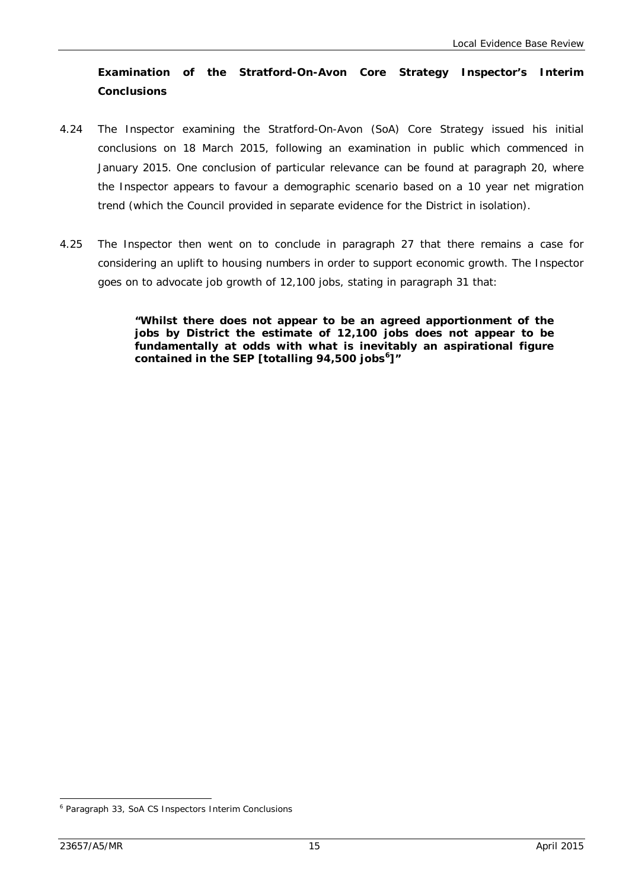**Examination of the Stratford-On-Avon Core Strategy Inspector's Interim Conclusions**

4.24 The Inspector examining the Stratford-On-Avon (SoA) Core Strategy issued his initial conclusions on 18 March 2015, following an examination in public which commenced in January 2015. One conclusion of particular relevance can be found at paragraph 20, where the Inspector appears to favour a demographic scenario based on a 10 year net migration trend (which the Council provided in separate evidence for the District in isolation).

4.25 The Inspector then went on to conclude in paragraph 27 that there remains a case for considering an uplift to housing numbers in order to support economic growth. The Inspector goes on to advocate job growth of 12,100 jobs, stating in paragraph 31 that:

> **"Whilst there does not appear to be an agreed apportionment of the jobs by District the estimate of 12,100 jobs does not appear to be fundamentally at odds with what is inevitably an aspirational figure contained in the SEP [totalling 94,500 jobs[6]]"**

[6] Paragraph 33, SoA CS Inspectors Interim Conclusions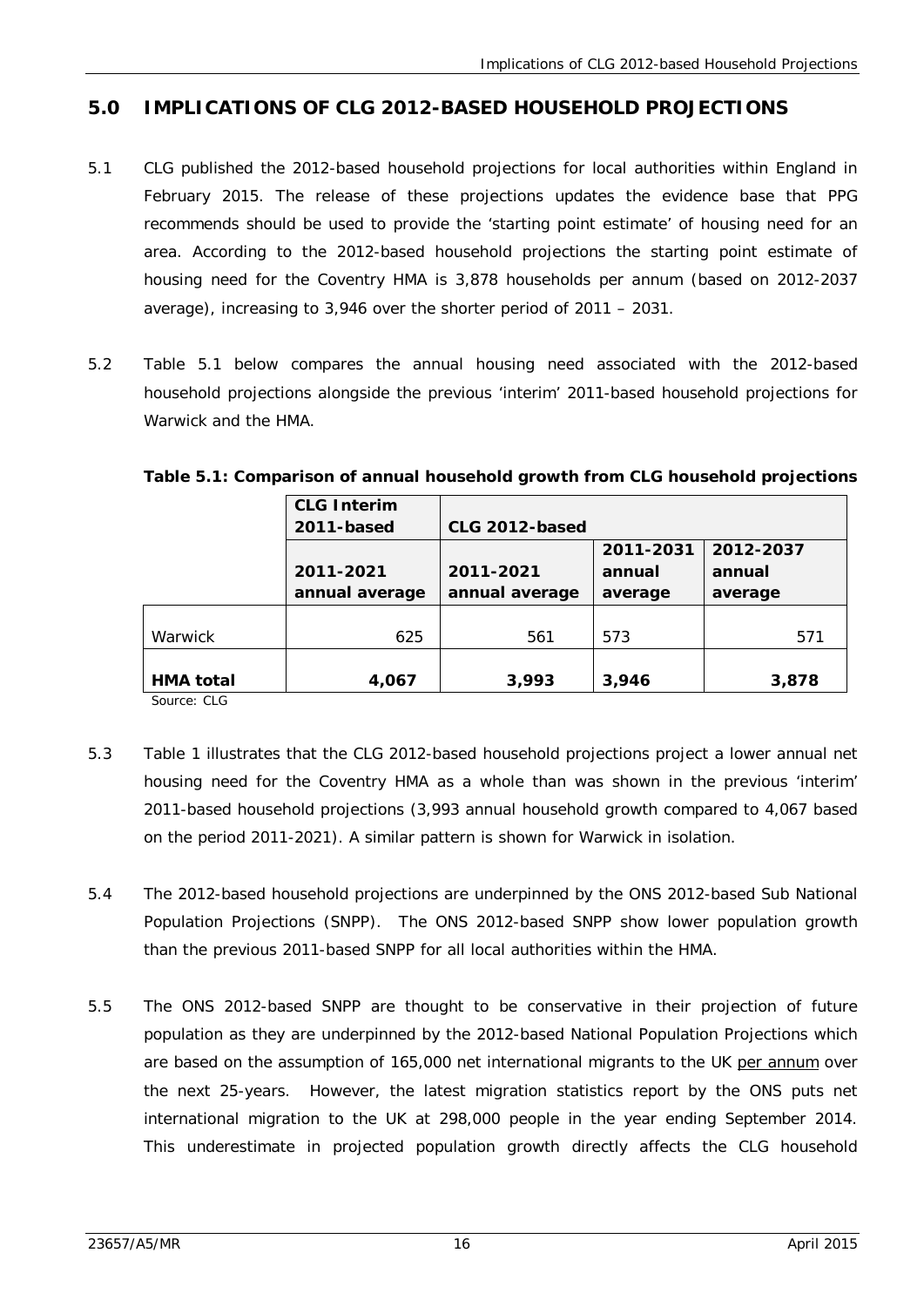## 5.0 IMPLICATIONS OF CLG 2012-BASED HOUSEHOLD PROJECTIONS

5.1 CLG published the 2012-based household projections for local authorities within England in February 2015. The release of these projections updates the evidence base that PPG recommends should be used to provide the 'starting point estimate' of housing need for an area. According to the 2012-based household projections the starting point estimate of housing need for the Coventry HMA is 3,878 households per annum (based on 2012-2037 average), increasing to 3,946 over the shorter period of 2011 – 2031.

5.2 Table 5.1 below compares the annual housing need associated with the 2012-based household projections alongside the previous 'interim' 2011-based household projections for Warwick and the HMA.

**Table 5.1: Comparison of annual household growth from CLG household projections**

| | CLG Interim 2011-based | CLG 2012-based | | |
|---|---|---|---|---|
| | 2011-2021 annual average | 2011-2021 annual average | 2011-2031 annual average | 2012-2037 annual average |
| Warwick | 625 | 561 | 573 | 571 |
| **HMA total** | **4,067** | **3,993** | **3,946** | **3,878** |

Source: CLG

5.3 Table 1 illustrates that the CLG 2012-based household projections project a lower annual net housing need for the Coventry HMA as a whole than was shown in the previous 'interim' 2011-based household projections (3,993 annual household growth compared to 4,067 based on the period 2011-2021). A similar pattern is shown for Warwick in isolation.

5.4 The 2012-based household projections are underpinned by the ONS 2012-based Sub National Population Projections (SNPP). The ONS 2012-based SNPP show lower population growth than the previous 2011-based SNPP for all local authorities within the HMA.

5.5 The ONS 2012-based SNPP are thought to be conservative in their projection of future population as they are underpinned by the 2012-based National Population Projections which are based on the assumption of 165,000 net international migrants to the UK per annum over the next 25-years. However, the latest migration statistics report by the ONS puts net international migration to the UK at 298,000 people in the year ending September 2014. This underestimate in projected population growth directly affects the CLG household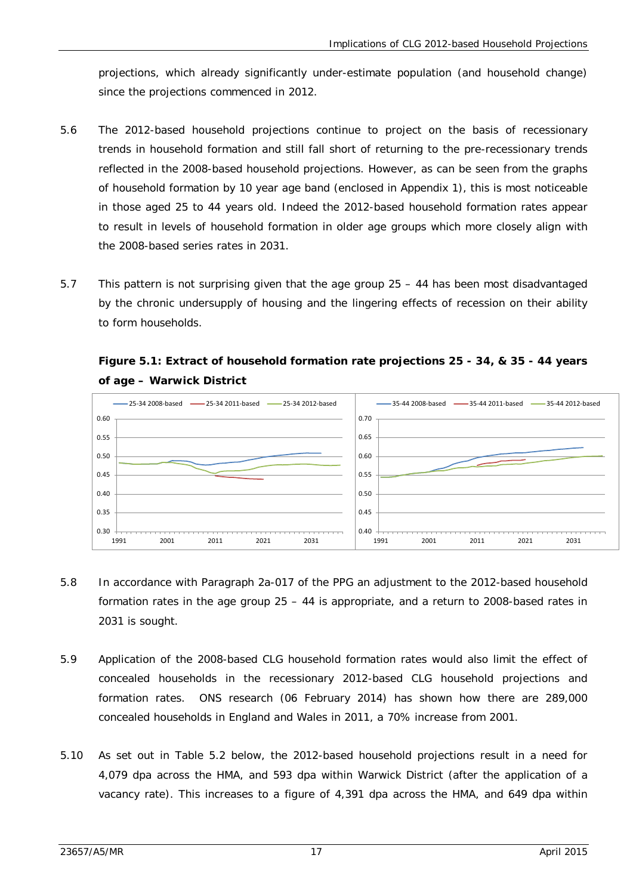projections, which already significantly under-estimate population (and household change) since the projections commenced in 2012.

5.6 The 2012-based household projections continue to project on the basis of recessionary trends in household formation and still fall short of returning to the pre-recessionary trends reflected in the 2008-based household projections. However, as can be seen from the graphs of household formation by 10 year age band (enclosed in Appendix 1), this is most noticeable in those aged 25 to 44 years old. Indeed the 2012-based household formation rates appear to result in levels of household formation in older age groups which more closely align with the 2008-based series rates in 2031.

5.7 This pattern is not surprising given that the age group 25 – 44 has been most disadvantaged by the chronic undersupply of housing and the lingering effects of recession on their ability to form households.

**Figure 5.1: Extract of household formation rate projections 25 - 34, & 35 - 44 years of age – Warwick District**

5.8 In accordance with Paragraph 2a-017 of the PPG an adjustment to the 2012-based household formation rates in the age group 25 – 44 is appropriate, and a return to 2008-based rates in 2031 is sought.

5.9 Application of the 2008-based CLG household formation rates would also limit the effect of concealed households in the recessionary 2012-based CLG household projections and formation rates. ONS research (06 February 2014) has shown how there are 289,000 concealed households in England and Wales in 2011, a 70% increase from 2001.

5.10 As set out in Table 5.2 below, the 2012-based household projections result in a need for 4,079 dpa across the HMA, and 593 dpa within Warwick District (after the application of a vacancy rate). This increases to a figure of 4,391 dpa across the HMA, and 649 dpa within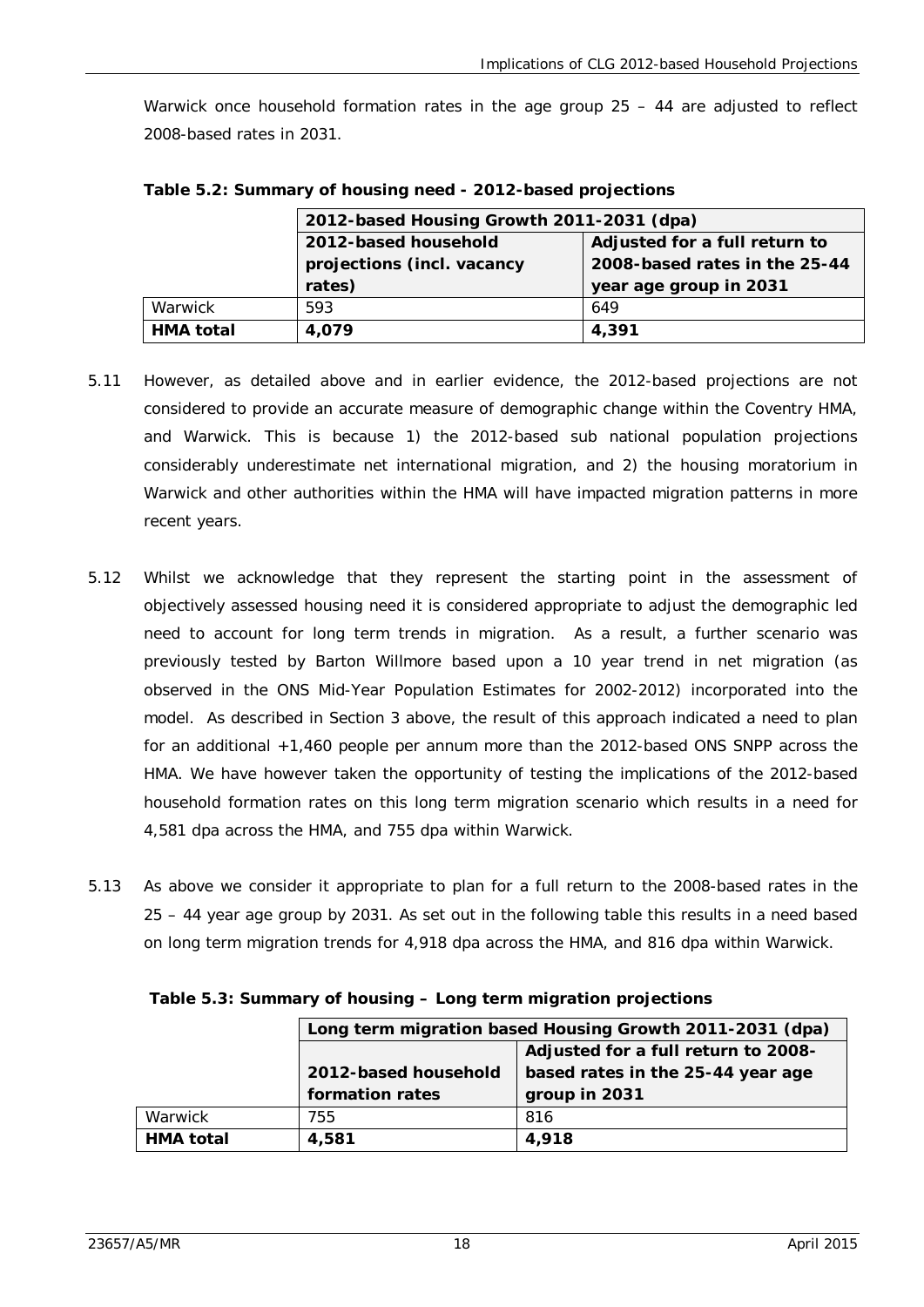Warwick once household formation rates in the age group 25 – 44 are adjusted to reflect 2008-based rates in 2031.

**Table 5.2: Summary of housing need - 2012-based projections**

| | **2012-based Housing Growth 2011-2031 (dpa)** | |
|---|---|---|
| | **2012-based household projections (incl. vacancy rates)** | **Adjusted for a full return to 2008-based rates in the 25-44 year age group in 2031** |
| Warwick | 593 | 649 |
| **HMA total** | **4,079** | **4,391** |

5.11 However, as detailed above and in earlier evidence, the 2012-based projections are not considered to provide an accurate measure of demographic change within the Coventry HMA, and Warwick. This is because 1) the 2012-based sub national population projections considerably underestimate net international migration, and 2) the housing moratorium in Warwick and other authorities within the HMA will have impacted migration patterns in more recent years.

5.12 Whilst we acknowledge that they represent the starting point in the assessment of objectively assessed housing need it is considered appropriate to adjust the demographic led need to account for long term trends in migration. As a result, a further scenario was previously tested by Barton Willmore based upon a 10 year trend in net migration (as observed in the ONS Mid-Year Population Estimates for 2002-2012) incorporated into the model. As described in Section 3 above, the result of this approach indicated a need to plan for an additional +1,460 people per annum more than the 2012-based ONS SNPP across the HMA. We have however taken the opportunity of testing the implications of the 2012-based household formation rates on this long term migration scenario which results in a need for 4,581 dpa across the HMA, and 755 dpa within Warwick.

5.13 As above we consider it appropriate to plan for a full return to the 2008-based rates in the 25 – 44 year age group by 2031. As set out in the following table this results in a need based on long term migration trends for 4,918 dpa across the HMA, and 816 dpa within Warwick.

**Table 5.3: Summary of housing – Long term migration projections**

| | **Long term migration based Housing Growth 2011-2031 (dpa)** | |
|---|---|---|
| | **2012-based household formation rates** | **Adjusted for a full return to 2008-based rates in the 25-44 year age group in 2031** |
| Warwick | 755 | 816 |
| **HMA total** | **4,581** | **4,918** |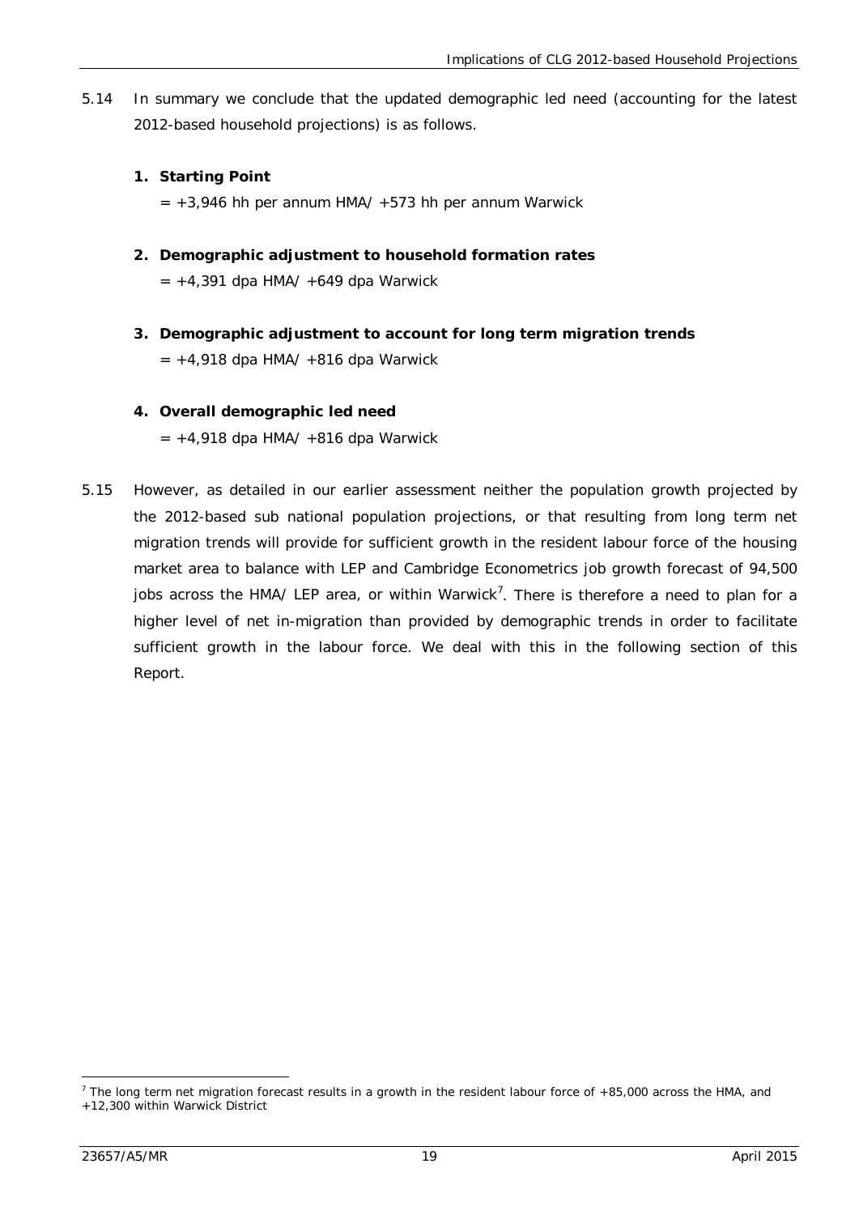5.14 In summary we conclude that the updated demographic led need (accounting for the latest 2012-based household projections) is as follows.

1. **Starting Point**

   = +3,946 hh per annum HMA/ +573 hh per annum Warwick

2. **Demographic adjustment to household formation rates**

   = +4,391 dpa HMA/ +649 dpa Warwick

3. **Demographic adjustment to account for long term migration trends**

   = +4,918 dpa HMA/ +816 dpa Warwick

4. **Overall demographic led need**

   = +4,918 dpa HMA/ +816 dpa Warwick

5.15 However, as detailed in our earlier assessment neither the population growth projected by the 2012-based sub national population projections, or that resulting from long term net migration trends will provide for sufficient growth in the resident labour force of the housing market area to balance with LEP and Cambridge Econometrics job growth forecast of 94,500 jobs across the HMA/ LEP area, or within Warwick[7]. There is therefore a need to plan for a higher level of net in-migration than provided by demographic trends in order to facilitate sufficient growth in the labour force. We deal with this in the following section of this Report.

[7] The long term net migration forecast results in a growth in the resident labour force of +85,000 across the HMA, and +12,300 within Warwick District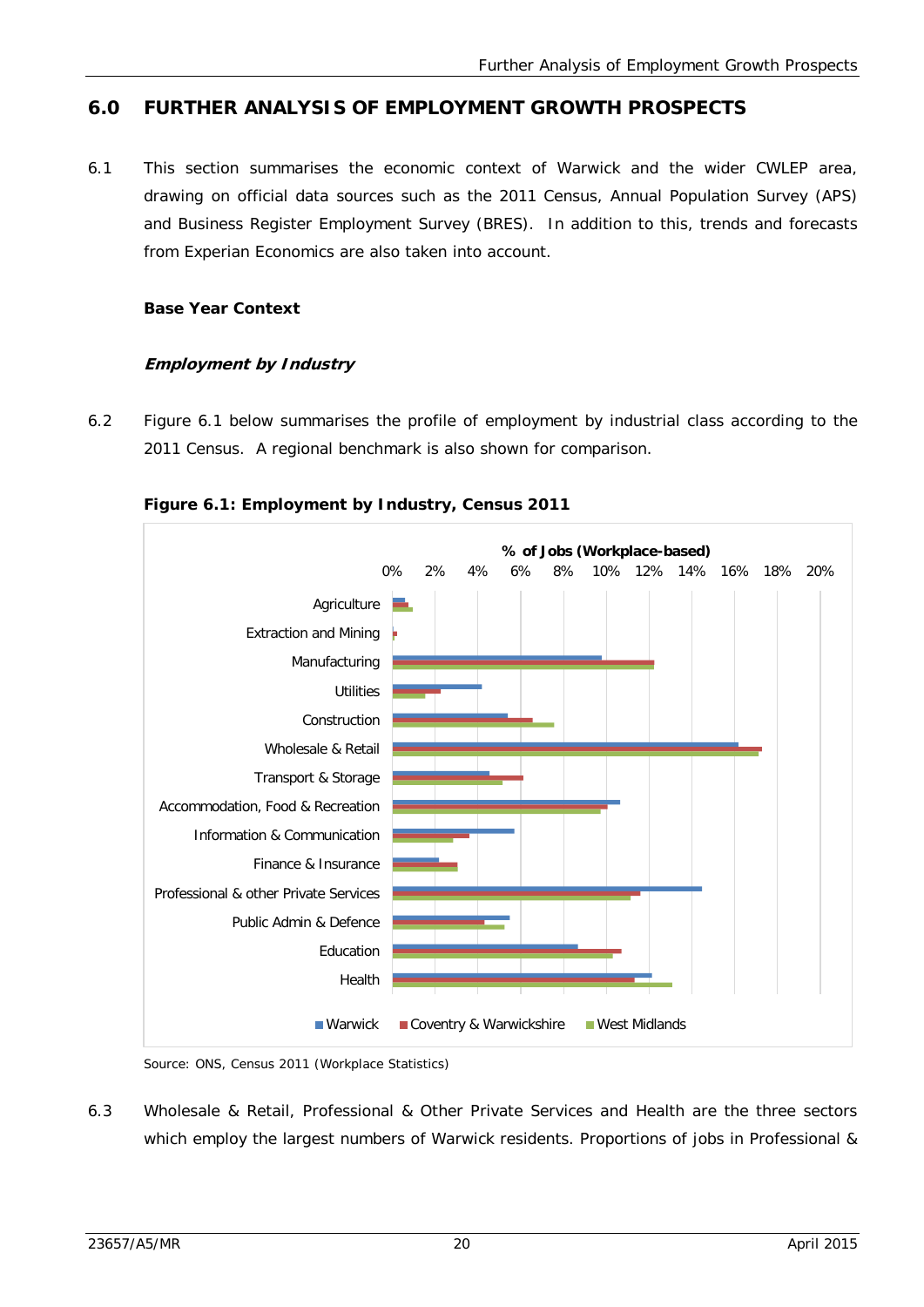## 6.0 FURTHER ANALYSIS OF EMPLOYMENT GROWTH PROSPECTS

6.1 This section summarises the economic context of Warwick and the wider CWLEP area, drawing on official data sources such as the 2011 Census, Annual Population Survey (APS) and Business Register Employment Survey (BRES). In addition to this, trends and forecasts from Experian Economics are also taken into account.

**Base Year Context**

***Employment by Industry***

6.2 Figure 6.1 below summarises the profile of employment by industrial class according to the 2011 Census. A regional benchmark is also shown for comparison.

**Figure 6.1: Employment by Industry, Census 2011**

Source: ONS, Census 2011 (Workplace Statistics)

6.3 Wholesale & Retail, Professional & Other Private Services and Health are the three sectors which employ the largest numbers of Warwick residents. Proportions of jobs in Professional &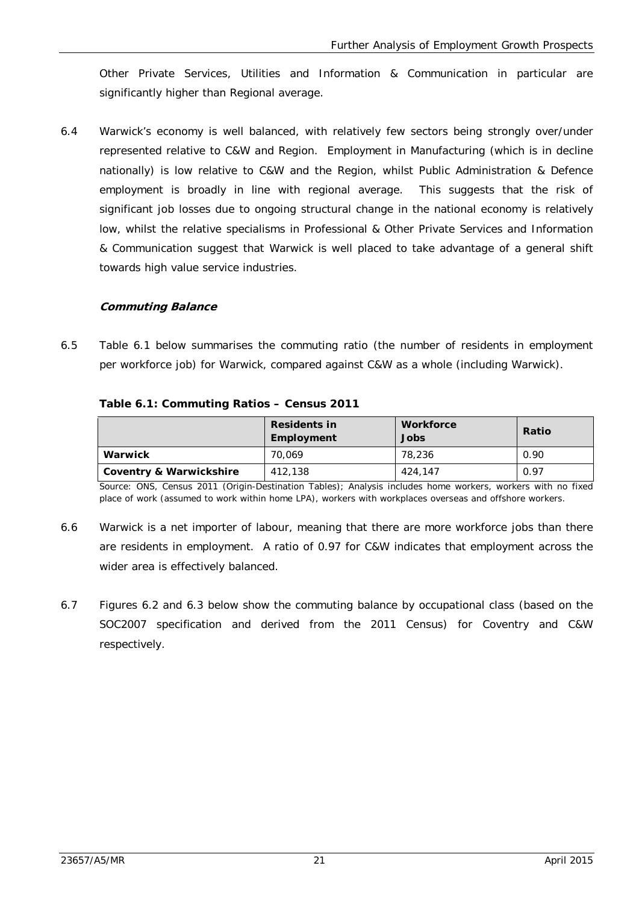Other Private Services, Utilities and Information & Communication in particular are significantly higher than Regional average.

6.4 Warwick's economy is well balanced, with relatively few sectors being strongly over/under represented relative to C&W and Region. Employment in Manufacturing (which is in decline nationally) is low relative to C&W and the Region, whilst Public Administration & Defence employment is broadly in line with regional average. This suggests that the risk of significant job losses due to ongoing structural change in the national economy is relatively low, whilst the relative specialisms in Professional & Other Private Services and Information & Communication suggest that Warwick is well placed to take advantage of a general shift towards high value service industries.

### *Commuting Balance*

6.5 Table 6.1 below summarises the commuting ratio (the number of residents in employment per workforce job) for Warwick, compared against C&W as a whole (including Warwick).

**Table 6.1: Commuting Ratios – Census 2011**

| | Residents in Employment | Workforce Jobs | Ratio |
|---|---|---|---|
| **Warwick** | 70,069 | 78,236 | 0.90 |
| **Coventry & Warwickshire** | 412,138 | 424,147 | 0.97 |

Source: ONS, Census 2011 (Origin-Destination Tables); Analysis includes home workers, workers with no fixed place of work (assumed to work within home LPA), workers with workplaces overseas and offshore workers.

6.6 Warwick is a net importer of labour, meaning that there are more workforce jobs than there are residents in employment. A ratio of 0.97 for C&W indicates that employment across the wider area is effectively balanced.

6.7 Figures 6.2 and 6.3 below show the commuting balance by occupational class (based on the SOC2007 specification and derived from the 2011 Census) for Coventry and C&W respectively.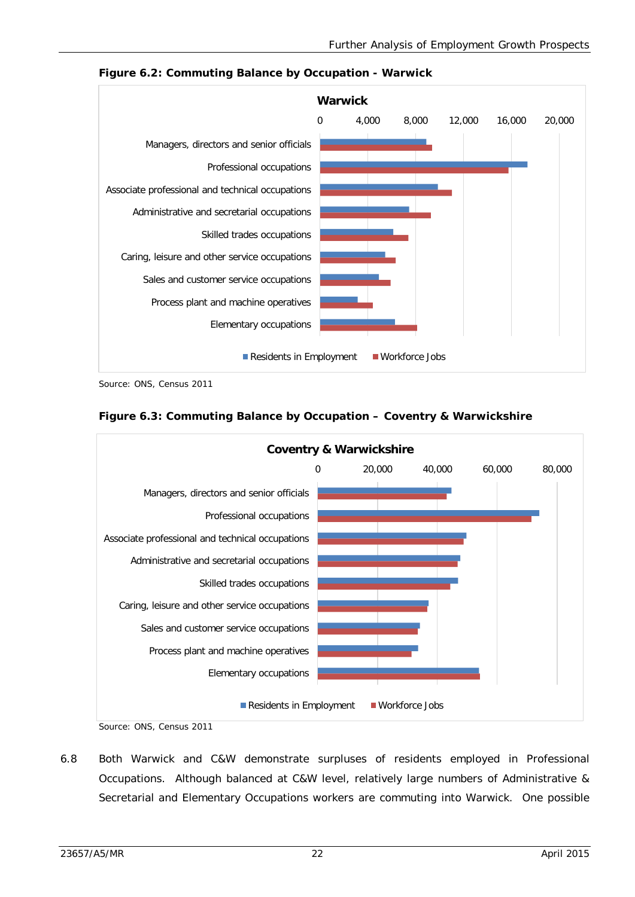**Figure 6.2: Commuting Balance by Occupation - Warwick**

Source: ONS, Census 2011

**Figure 6.3: Commuting Balance by Occupation – Coventry & Warwickshire**

Source: ONS, Census 2011

6.8 Both Warwick and C&W demonstrate surpluses of residents employed in Professional Occupations. Although balanced at C&W level, relatively large numbers of Administrative & Secretarial and Elementary Occupations workers are commuting into Warwick. One possible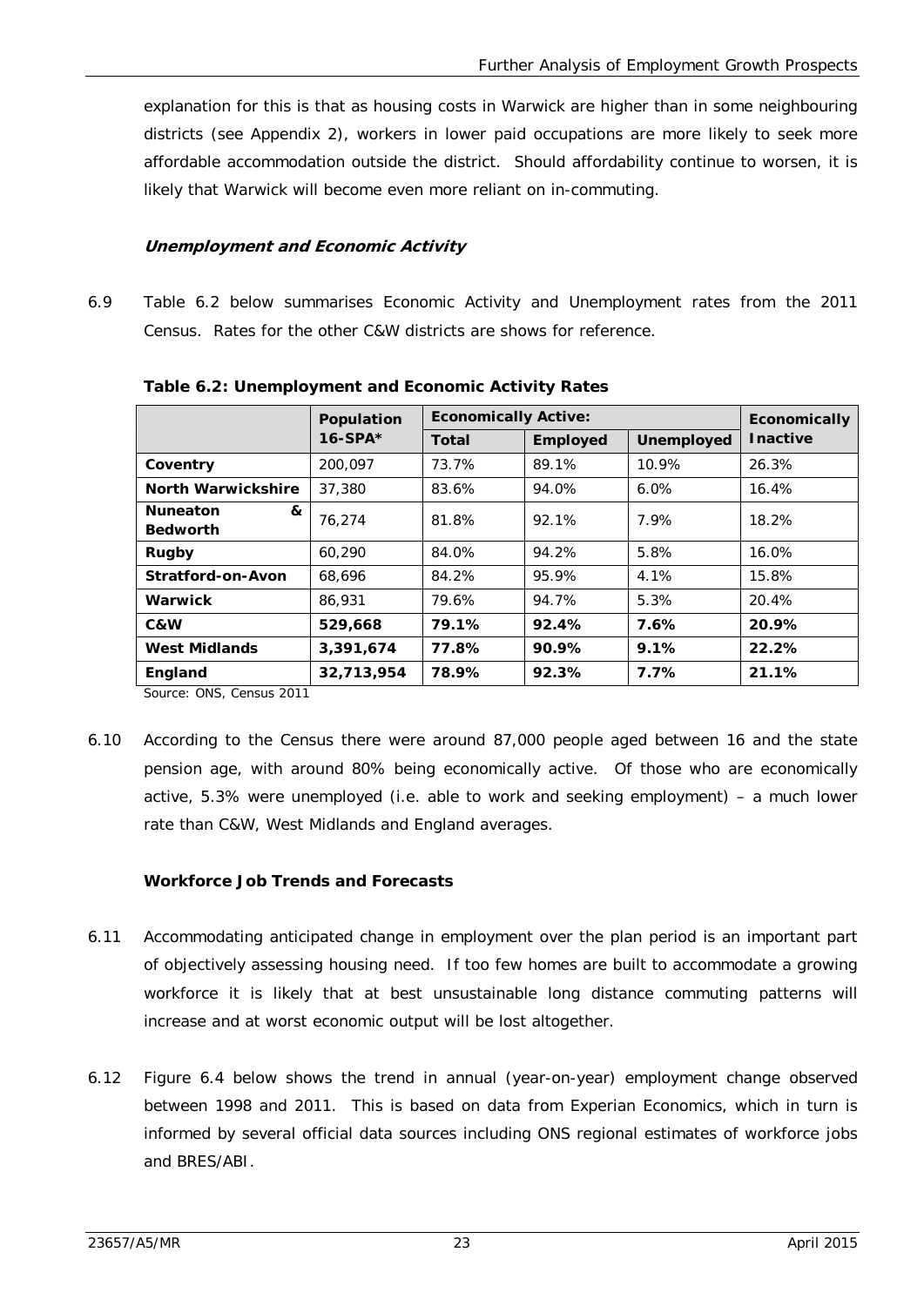explanation for this is that as housing costs in Warwick are higher than in some neighbouring districts (see Appendix 2), workers in lower paid occupations are more likely to seek more affordable accommodation outside the district. Should affordability continue to worsen, it is likely that Warwick will become even more reliant on in-commuting.

### *Unemployment and Economic Activity*

6.9 Table 6.2 below summarises Economic Activity and Unemployment rates from the 2011 Census. Rates for the other C&W districts are shows for reference.

**Table 6.2: Unemployment and Economic Activity Rates**

| | Population 16-SPA* | Economically Active: | | | Economically Inactive |
|---|---|---|---|---|---|
| | | Total | Employed | Unemployed | |
| **Coventry** | 200,097 | 73.7% | 89.1% | 10.9% | 26.3% |
| **North Warwickshire** | 37,380 | 83.6% | 94.0% | 6.0% | 16.4% |
| **Nuneaton & Bedworth** | 76,274 | 81.8% | 92.1% | 7.9% | 18.2% |
| **Rugby** | 60,290 | 84.0% | 94.2% | 5.8% | 16.0% |
| **Stratford-on-Avon** | 68,696 | 84.2% | 95.9% | 4.1% | 15.8% |
| **Warwick** | 86,931 | 79.6% | 94.7% | 5.3% | 20.4% |
| **C&W** | **529,668** | **79.1%** | **92.4%** | **7.6%** | **20.9%** |
| **West Midlands** | **3,391,674** | **77.8%** | **90.9%** | **9.1%** | **22.2%** |
| **England** | **32,713,954** | **78.9%** | **92.3%** | **7.7%** | **21.1%** |

Source: ONS, Census 2011

6.10 According to the Census there were around 87,000 people aged between 16 and the state pension age, with around 80% being economically active. Of those who are economically active, 5.3% were unemployed (i.e. able to work and seeking employment) – a much lower rate than C&W, West Midlands and England averages.

### Workforce Job Trends and Forecasts

6.11 Accommodating anticipated change in employment over the plan period is an important part of objectively assessing housing need. If too few homes are built to accommodate a growing workforce it is likely that at best unsustainable long distance commuting patterns will increase and at worst economic output will be lost altogether.

6.12 Figure 6.4 below shows the trend in annual (year-on-year) employment change observed between 1998 and 2011. This is based on data from Experian Economics, which in turn is informed by several official data sources including ONS regional estimates of workforce jobs and BRES/ABI.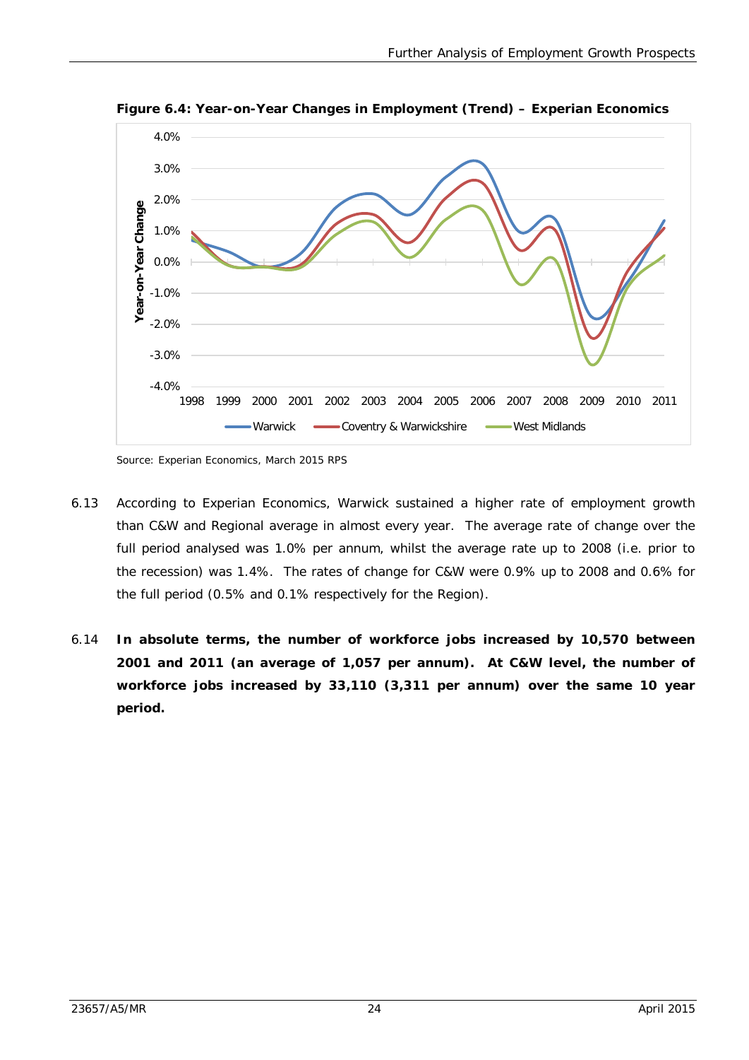**Figure 6.4: Year-on-Year Changes in Employment (Trend) – Experian Economics**

Source: Experian Economics, March 2015 RPS

6.13 According to Experian Economics, Warwick sustained a higher rate of employment growth than C&W and Regional average in almost every year. The average rate of change over the full period analysed was 1.0% per annum, whilst the average rate up to 2008 (i.e. prior to the recession) was 1.4%. The rates of change for C&W were 0.9% up to 2008 and 0.6% for the full period (0.5% and 0.1% respectively for the Region).

6.14 **In absolute terms, the number of workforce jobs increased by 10,570 between 2001 and 2011 (an average of 1,057 per annum). At C&W level, the number of workforce jobs increased by 33,110 (3,311 per annum) over the same 10 year period.**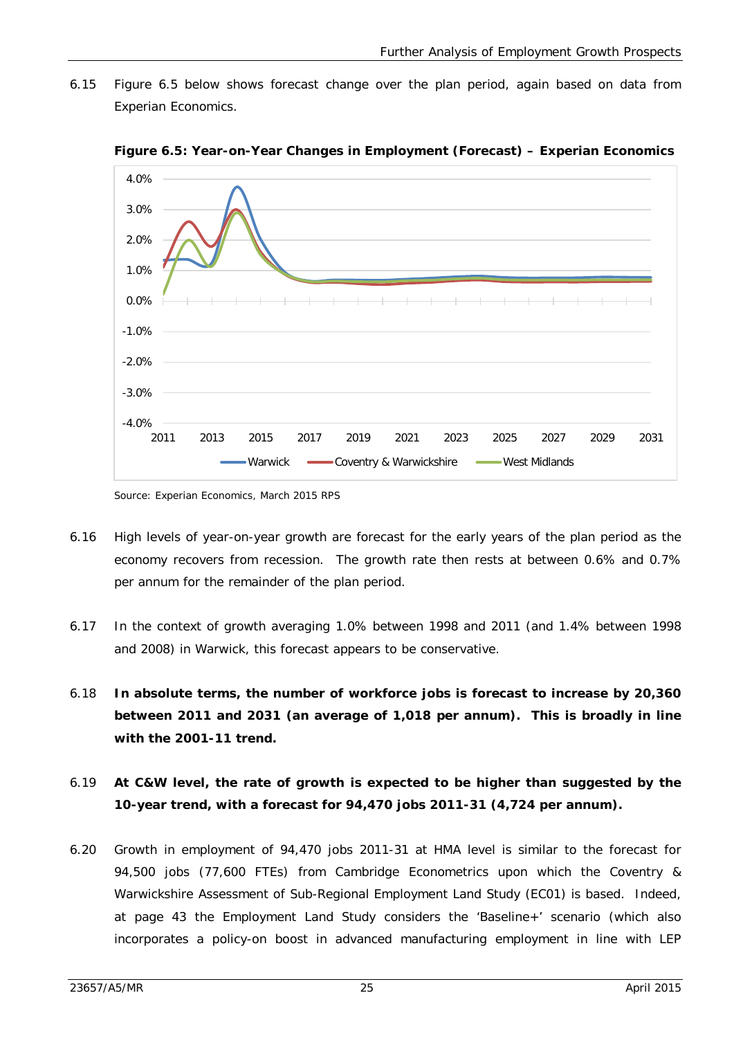6.15 Figure 6.5 below shows forecast change over the plan period, again based on data from Experian Economics.

**Figure 6.5: Year-on-Year Changes in Employment (Forecast) – Experian Economics**

Source: Experian Economics, March 2015 RPS

6.16 High levels of year-on-year growth are forecast for the early years of the plan period as the economy recovers from recession. The growth rate then rests at between 0.6% and 0.7% per annum for the remainder of the plan period.

6.17 In the context of growth averaging 1.0% between 1998 and 2011 (and 1.4% between 1998 and 2008) in Warwick, this forecast appears to be conservative.

6.18 **In absolute terms, the number of workforce jobs is forecast to increase by 20,360 between 2011 and 2031 (an average of 1,018 per annum). This is broadly in line with the 2001-11 trend.**

6.19 **At C&W level, the rate of growth is expected to be higher than suggested by the 10-year trend, with a forecast for 94,470 jobs 2011-31 (4,724 per annum).**

6.20 Growth in employment of 94,470 jobs 2011-31 at HMA level is similar to the forecast for 94,500 jobs (77,600 FTEs) from Cambridge Econometrics upon which the Coventry & Warwickshire Assessment of Sub-Regional Employment Land Study (EC01) is based. Indeed, at page 43 the Employment Land Study considers the 'Baseline+' scenario (which also incorporates a policy-on boost in advanced manufacturing employment in line with LEP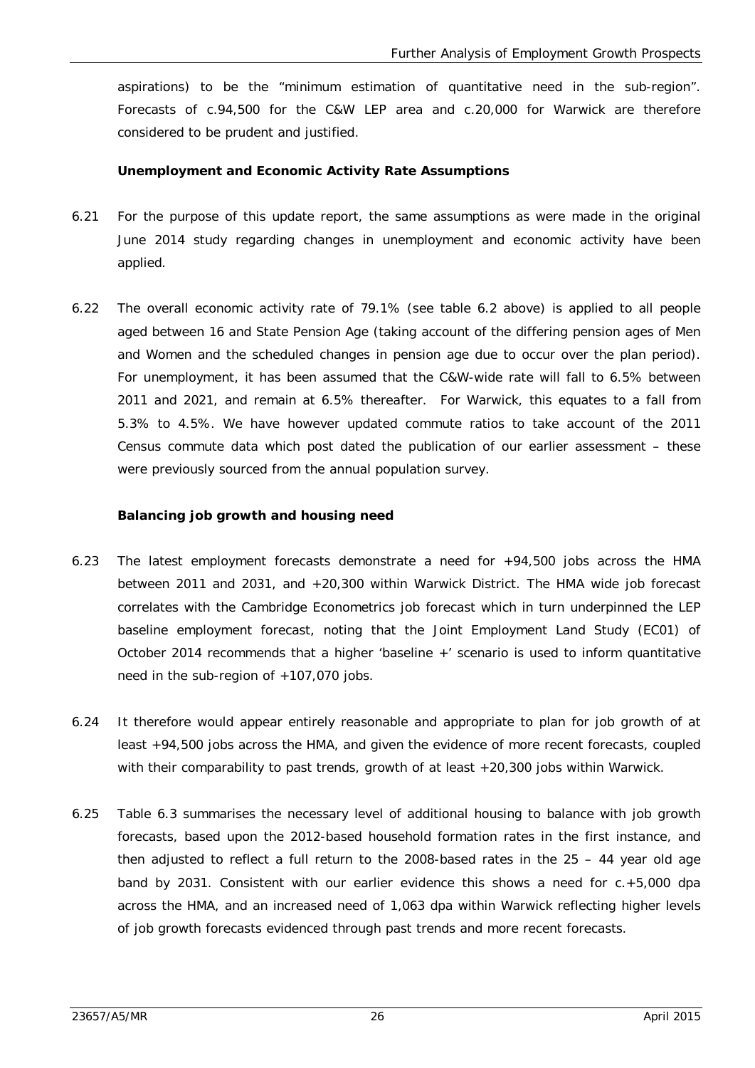aspirations) to be the "minimum estimation of quantitative need in the sub-region". Forecasts of c.94,500 for the C&W LEP area and c.20,000 for Warwick are therefore considered to be prudent and justified.

**Unemployment and Economic Activity Rate Assumptions**

6.21 For the purpose of this update report, the same assumptions as were made in the original June 2014 study regarding changes in unemployment and economic activity have been applied.

6.22 The overall economic activity rate of 79.1% (see table 6.2 above) is applied to all people aged between 16 and State Pension Age (taking account of the differing pension ages of Men and Women and the scheduled changes in pension age due to occur over the plan period). For unemployment, it has been assumed that the C&W-wide rate will fall to 6.5% between 2011 and 2021, and remain at 6.5% thereafter. For Warwick, this equates to a fall from 5.3% to 4.5%. We have however updated commute ratios to take account of the 2011 Census commute data which post dated the publication of our earlier assessment – these were previously sourced from the annual population survey.

**Balancing job growth and housing need**

6.23 The latest employment forecasts demonstrate a need for +94,500 jobs across the HMA between 2011 and 2031, and +20,300 within Warwick District. The HMA wide job forecast correlates with the Cambridge Econometrics job forecast which in turn underpinned the LEP baseline employment forecast, noting that the Joint Employment Land Study (EC01) of October 2014 recommends that a higher 'baseline +' scenario is used to inform quantitative need in the sub-region of +107,070 jobs.

6.24 It therefore would appear entirely reasonable and appropriate to plan for job growth of at least +94,500 jobs across the HMA, and given the evidence of more recent forecasts, coupled with their comparability to past trends, growth of at least +20,300 jobs within Warwick.

6.25 Table 6.3 summarises the necessary level of additional housing to balance with job growth forecasts, based upon the 2012-based household formation rates in the first instance, and then adjusted to reflect a full return to the 2008-based rates in the 25 – 44 year old age band by 2031. Consistent with our earlier evidence this shows a need for c.+5,000 dpa across the HMA, and an increased need of 1,063 dpa within Warwick reflecting higher levels of job growth forecasts evidenced through past trends and more recent forecasts.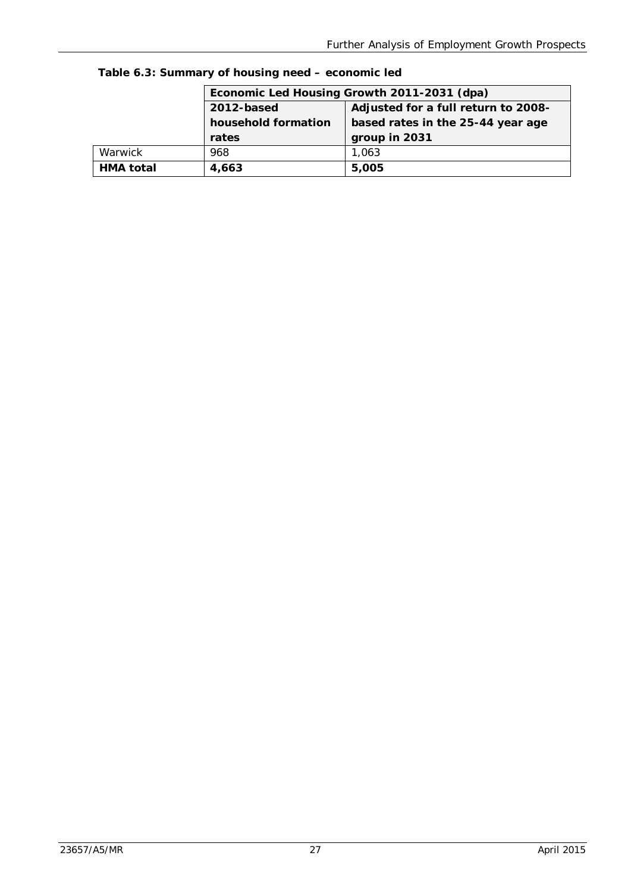**Table 6.3: Summary of housing need – economic led**

| | Economic Led Housing Growth 2011-2031 (dpa) | |
|---|---|---|
| | **2012-based household formation rates** | **Adjusted for a full return to 2008-based rates in the 25-44 year age group in 2031** |
| Warwick | 968 | 1,063 |
| **HMA total** | **4,663** | **5,005** |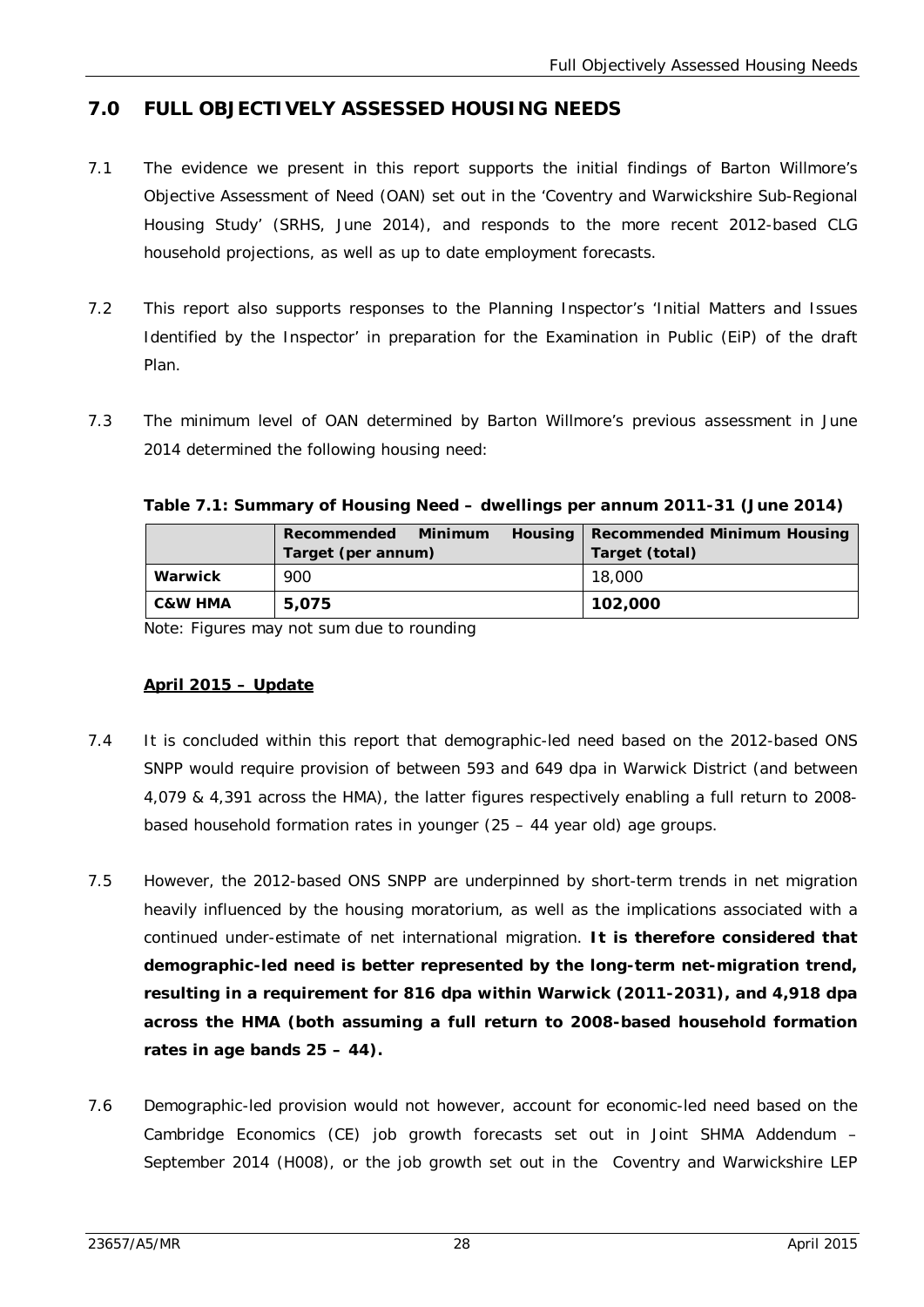## 7.0 FULL OBJECTIVELY ASSESSED HOUSING NEEDS

7.1 The evidence we present in this report supports the initial findings of Barton Willmore's Objective Assessment of Need (OAN) set out in the 'Coventry and Warwickshire Sub-Regional Housing Study' (SRHS, June 2014), and responds to the more recent 2012-based CLG household projections, as well as up to date employment forecasts.

7.2 This report also supports responses to the Planning Inspector's 'Initial Matters and Issues Identified by the Inspector' in preparation for the Examination in Public (EiP) of the draft Plan.

7.3 The minimum level of OAN determined by Barton Willmore's previous assessment in June 2014 determined the following housing need:

**Table 7.1: Summary of Housing Need – dwellings per annum 2011-31 (June 2014)**

| | Recommended Minimum Housing Target (per annum) | Recommended Minimum Housing Target (total) |
|---|---|---|
| **Warwick** | 900 | 18,000 |
| **C&W HMA** | **5,075** | **102,000** |

Note: Figures may not sum due to rounding

**April 2015 – Update**

7.4 It is concluded within this report that demographic-led need based on the 2012-based ONS SNPP would require provision of between 593 and 649 dpa in Warwick District (and between 4,079 & 4,391 across the HMA), the latter figures respectively enabling a full return to 2008-based household formation rates in younger (25 – 44 year old) age groups.

7.5 However, the 2012-based ONS SNPP are underpinned by short-term trends in net migration heavily influenced by the housing moratorium, as well as the implications associated with a continued under-estimate of net international migration. **It is therefore considered that demographic-led need is better represented by the long-term net-migration trend, resulting in a requirement for 816 dpa within Warwick (2011-2031), and 4,918 dpa across the HMA (both assuming a full return to 2008-based household formation rates in age bands 25 – 44).**

7.6 Demographic-led provision would not however, account for economic-led need based on the Cambridge Economics (CE) job growth forecasts set out in Joint SHMA Addendum – September 2014 (H008), or the job growth set out in the Coventry and Warwickshire LEP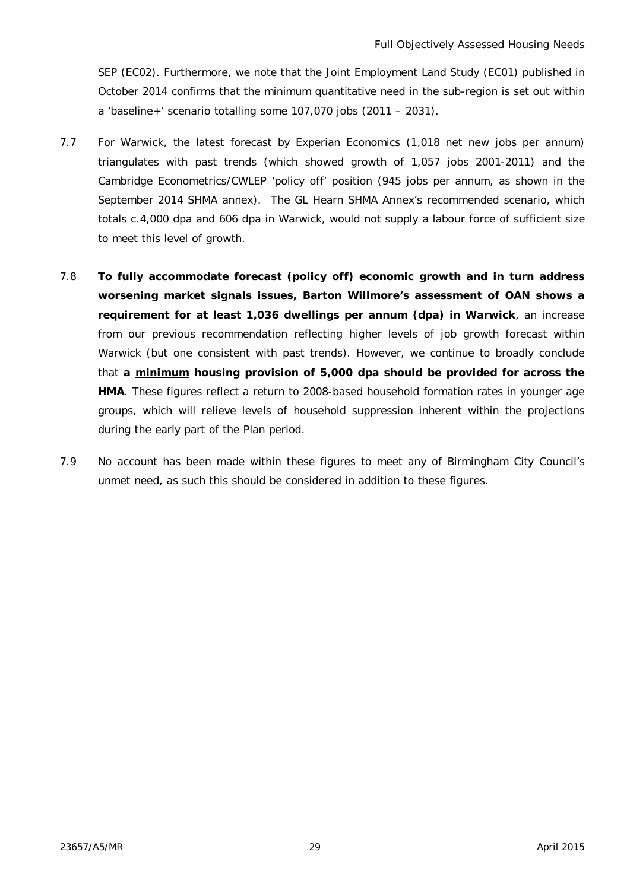SEP (EC02). Furthermore, we note that the Joint Employment Land Study (EC01) published in October 2014 confirms that the minimum quantitative need in the sub-region is set out within a 'baseline+' scenario totalling some 107,070 jobs (2011 – 2031).

7.7 For Warwick, the latest forecast by Experian Economics (1,018 net new jobs per annum) triangulates with past trends (which showed growth of 1,057 jobs 2001-2011) and the Cambridge Econometrics/CWLEP 'policy off' position (945 jobs per annum, as shown in the September 2014 SHMA annex). The GL Hearn SHMA Annex's recommended scenario, which totals c.4,000 dpa and 606 dpa in Warwick, would not supply a labour force of sufficient size to meet this level of growth.

7.8 **To fully accommodate forecast (policy off) economic growth and in turn address worsening market signals issues, Barton Willmore's assessment of OAN shows a requirement for at least 1,036 dwellings per annum (dpa) in Warwick**, an increase from our previous recommendation reflecting higher levels of job growth forecast within Warwick (but one consistent with past trends). However, we continue to broadly conclude that **a <u>minimum</u> housing provision of 5,000 dpa should be provided for across the HMA**. These figures reflect a return to 2008-based household formation rates in younger age groups, which will relieve levels of household suppression inherent within the projections during the early part of the Plan period.

7.9 No account has been made within these figures to meet any of Birmingham City Council's unmet need, as such this should be considered in addition to these figures.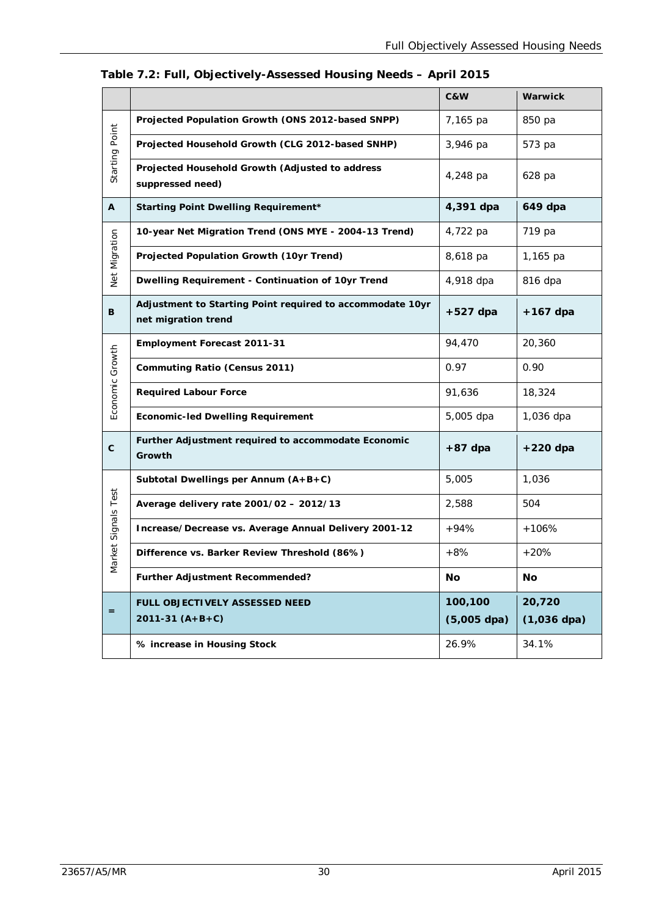**Table 7.2: Full, Objectively-Assessed Housing Needs – April 2015**

| | | C&W | Warwick |
|---|---|---|---|
| Starting Point | **Projected Population Growth (ONS 2012-based SNPP)** | 7,165 pa | 850 pa |
| | **Projected Household Growth (CLG 2012-based SNHP)** | 3,946 pa | 573 pa |
| | **Projected Household Growth (Adjusted to address suppressed need)** | 4,248 pa | 628 pa |
| **A** | **Starting Point Dwelling Requirement*** | **4,391 dpa** | **649 dpa** |
| Net Migration | **10-year Net Migration Trend (ONS MYE - 2004-13 Trend)** | 4,722 pa | 719 pa |
| | **Projected Population Growth (10yr Trend)** | 8,618 pa | 1,165 pa |
| | **Dwelling Requirement - Continuation of 10yr Trend** | 4,918 dpa | 816 dpa |
| **B** | **Adjustment to Starting Point required to accommodate 10yr net migration trend** | **+527 dpa** | **+167 dpa** |
| Economic Growth | **Employment Forecast 2011-31** | 94,470 | 20,360 |
| | **Commuting Ratio (Census 2011)** | 0.97 | 0.90 |
| | **Required Labour Force** | 91,636 | 18,324 |
| | **Economic-led Dwelling Requirement** | 5,005 dpa | 1,036 dpa |
| **C** | **Further Adjustment required to accommodate Economic Growth** | **+87 dpa** | **+220 dpa** |
| Market Signals Test | **Subtotal Dwellings per Annum (A+B+C)** | 5,005 | 1,036 |
| | **Average delivery rate 2001/02 – 2012/13** | 2,588 | 504 |
| | **Increase/Decrease vs. Average Annual Delivery 2001-12** | +94% | +106% |
| | **Difference vs. Barker Review Threshold (86%)** | +8% | +20% |
| | **Further Adjustment Recommended?** | **No** | **No** |
| **=** | **FULL OBJECTIVELY ASSESSED NEED 2011-31 (A+B+C)** | **100,100 (5,005 dpa)** | **20,720 (1,036 dpa)** |
| | **% increase in Housing Stock** | 26.9% | 34.1% |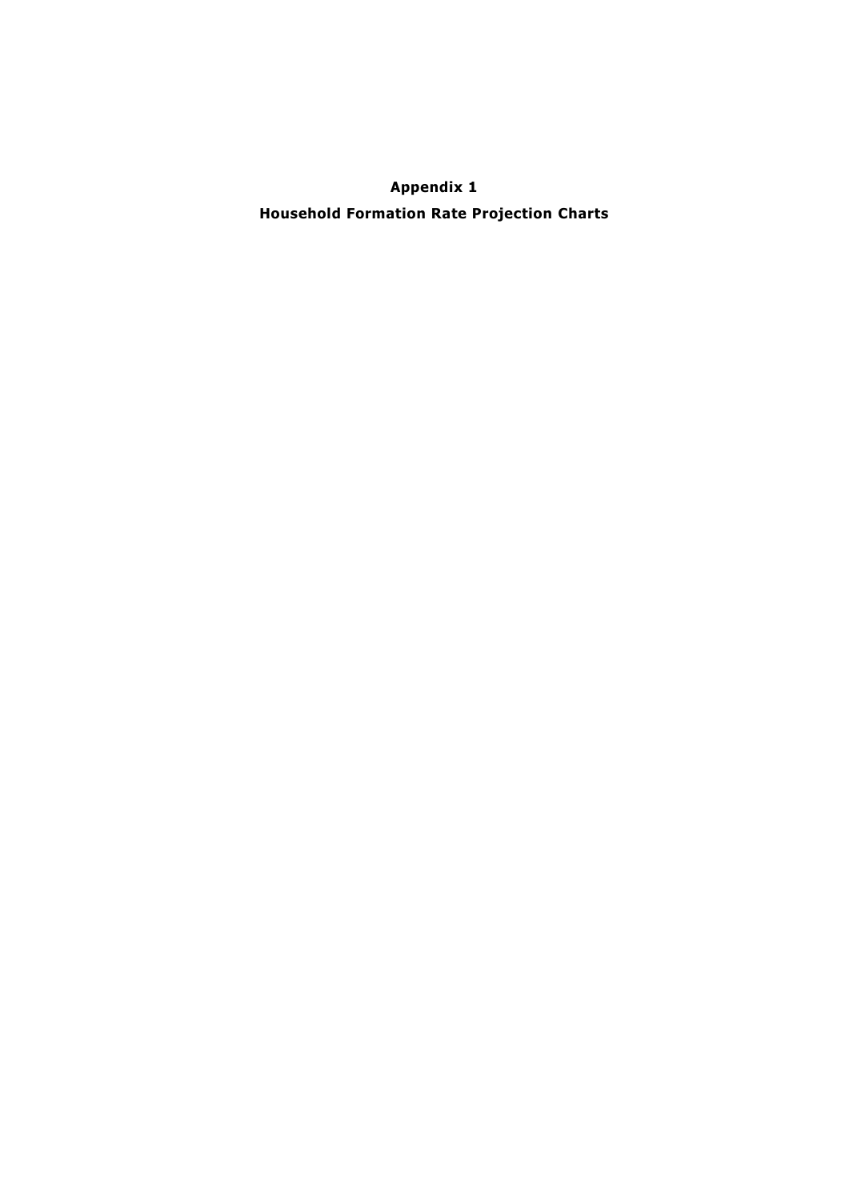# Appendix 1

## Household Formation Rate Projection Charts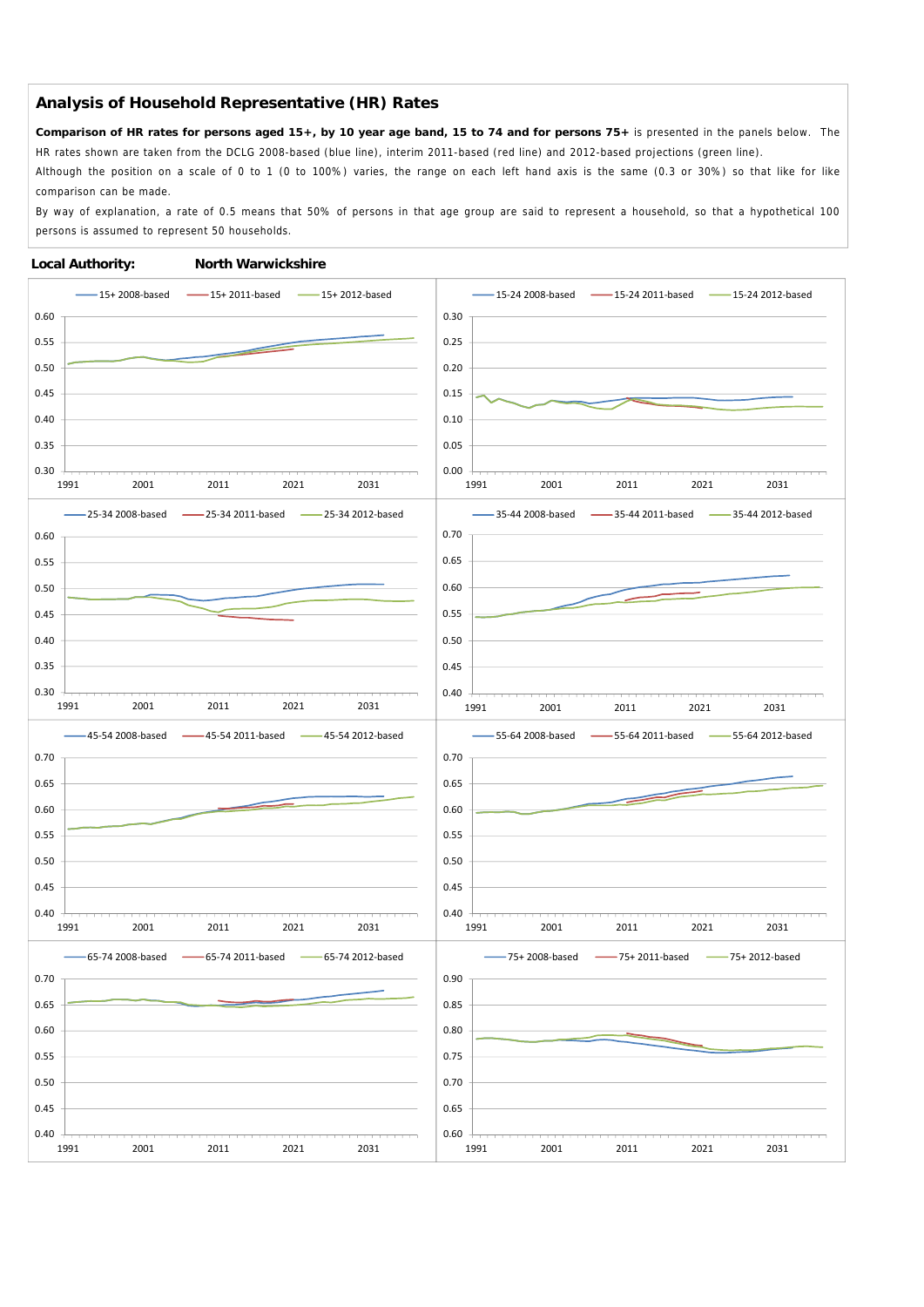## Analysis of Household Representative (HR) Rates

**Comparison of HR rates for persons aged 15+, by 10 year age band, 15 to 74 and for persons 75+** is presented in the panels below. The HR rates shown are taken from the DCLG 2008-based (blue line), interim 2011-based (red line) and 2012-based projections (green line).

Although the position on a scale of 0 to 1 (0 to 100%) varies, the range on each left hand axis is the same (0.3 or 30%) so that like for like comparison can be made.

By way of explanation, a rate of 0.5 means that 50% of persons in that age group are said to represent a household, so that a hypothetical 100 persons is assumed to represent 50 households.

**Local Authority:** **North Warwickshire**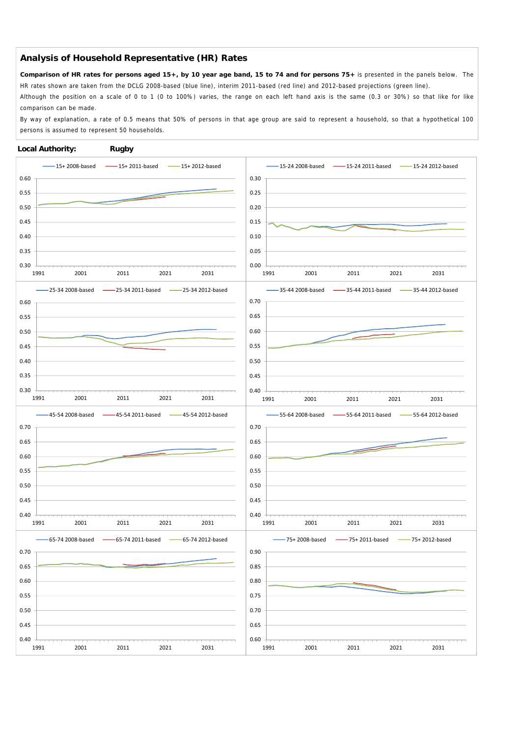## Analysis of Household Representative (HR) Rates

**Comparison of HR rates for persons aged 15+, by 10 year age band, 15 to 74 and for persons 75+** is presented in the panels below. The HR rates shown are taken from the DCLG 2008-based (blue line), interim 2011-based (red line) and 2012-based projections (green line).

Although the position on a scale of 0 to 1 (0 to 100%) varies, the range on each left hand axis is the same (0.3 or 30%) so that like for like comparison can be made.

By way of explanation, a rate of 0.5 means that 50% of persons in that age group are said to represent a household, so that a hypothetical 100 persons is assumed to represent 50 households.

**Local Authority:** **Rugby**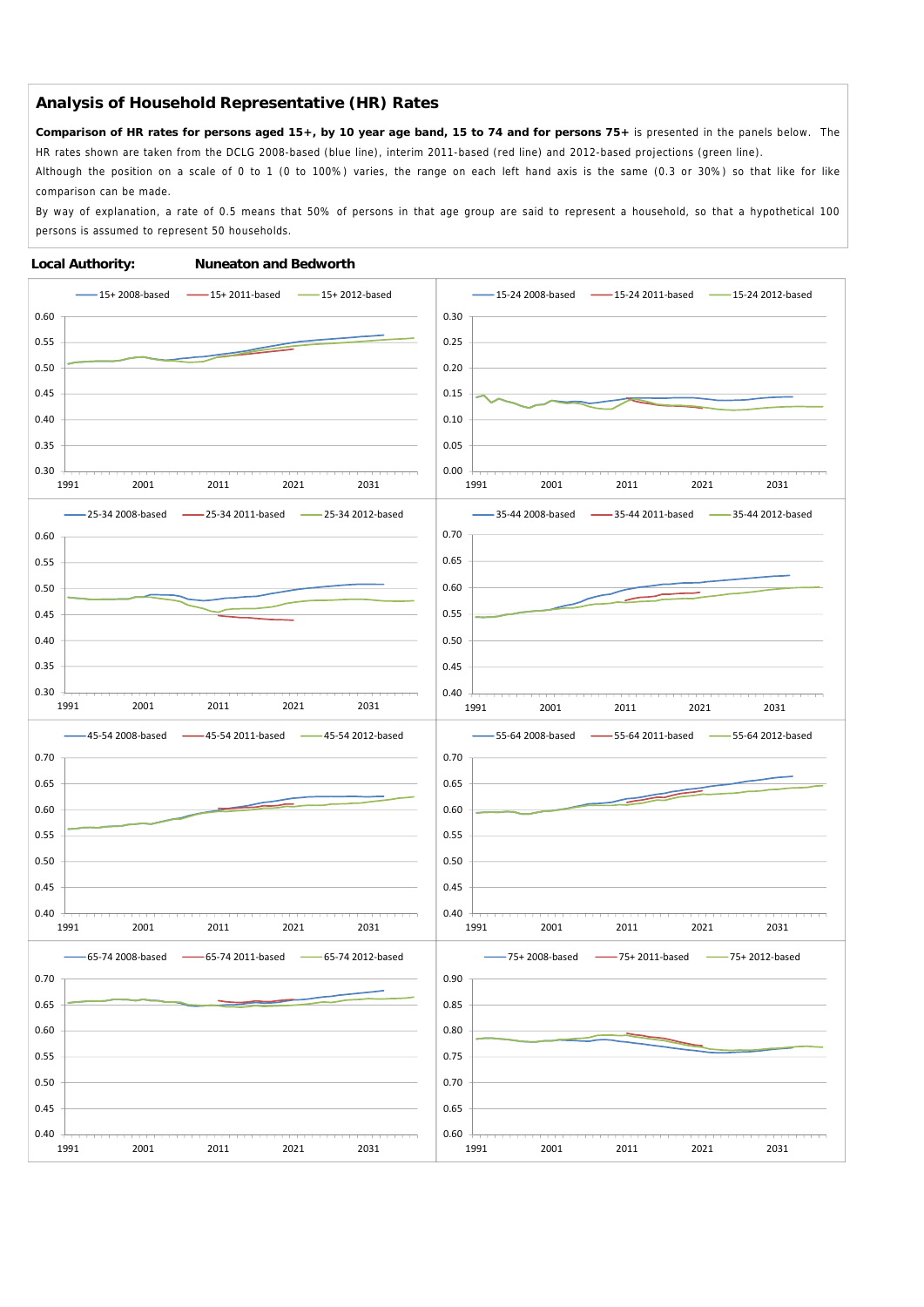## Analysis of Household Representative (HR) Rates

**Comparison of HR rates for persons aged 15+, by 10 year age band, 15 to 74 and for persons 75+** is presented in the panels below. The HR rates shown are taken from the DCLG 2008-based (blue line), interim 2011-based (red line) and 2012-based projections (green line).

Although the position on a scale of 0 to 1 (0 to 100%) varies, the range on each left hand axis is the same (0.3 or 30%) so that like for like comparison can be made.

By way of explanation, a rate of 0.5 means that 50% of persons in that age group are said to represent a household, so that a hypothetical 100 persons is assumed to represent 50 households.

**Local Authority:** **Nuneaton and Bedworth**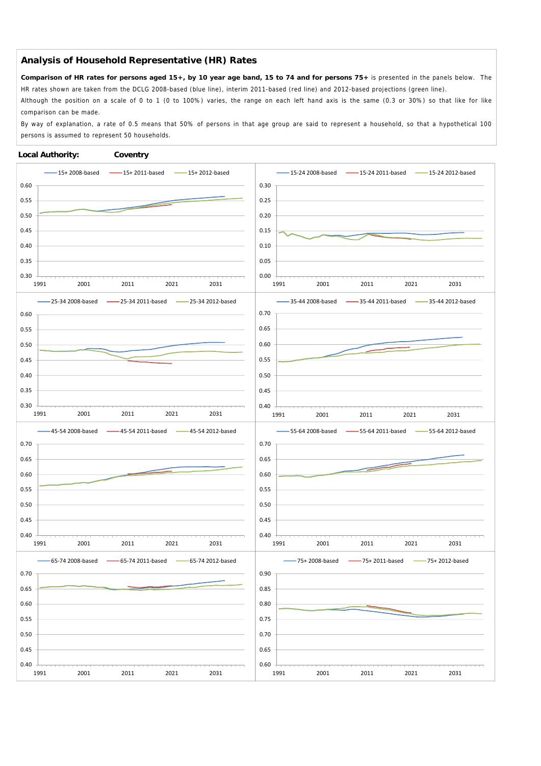## Analysis of Household Representative (HR) Rates

**Comparison of HR rates for persons aged 15+, by 10 year age band, 15 to 74 and for persons 75+** is presented in the panels below. The HR rates shown are taken from the DCLG 2008-based (blue line), interim 2011-based (red line) and 2012-based projections (green line).

Although the position on a scale of 0 to 1 (0 to 100%) varies, the range on each left hand axis is the same (0.3 or 30%) so that like for like comparison can be made.

By way of explanation, a rate of 0.5 means that 50% of persons in that age group are said to represent a household, so that a hypothetical 100 persons is assumed to represent 50 households.

**Local Authority:** **Coventry**

15+ 2008-based | 15+ 2011-based | 15+ 2012-based

15-24 2008-based | 15-24 2011-based | 15-24 2012-based

25-34 2008-based | 25-34 2011-based | 25-34 2012-based

35-44 2008-based | 35-44 2011-based | 35-44 2012-based

45-54 2008-based | 45-54 2011-based | 45-54 2012-based

55-64 2008-based | 55-64 2011-based | 55-64 2012-based

65-74 2008-based | 65-74 2011-based | 65-74 2012-based

75+ 2008-based | 75+ 2011-based | 75+ 2012-based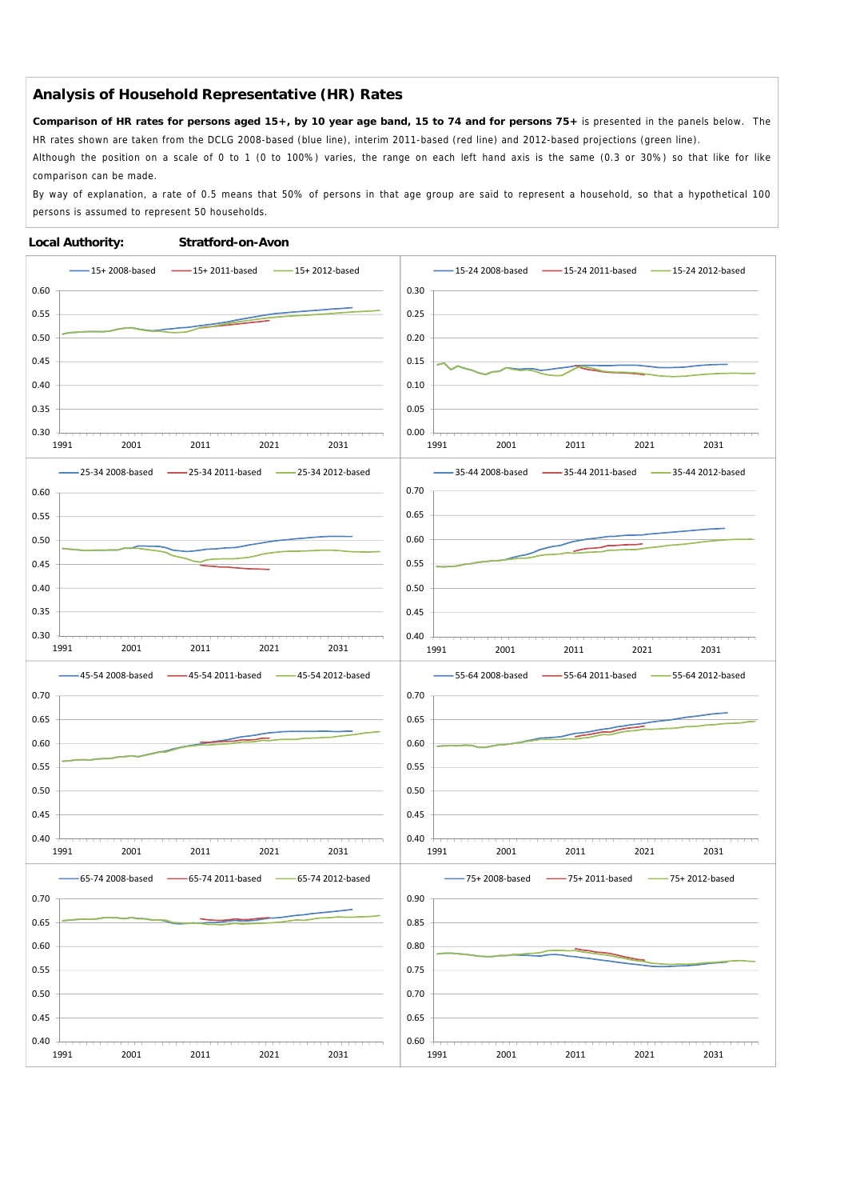## Analysis of Household Representative (HR) Rates

**Comparison of HR rates for persons aged 15+, by 10 year age band, 15 to 74 and for persons 75+** is presented in the panels below. The HR rates shown are taken from the DCLG 2008-based (blue line), interim 2011-based (red line) and 2012-based projections (green line).

Although the position on a scale of 0 to 1 (0 to 100%) varies, the range on each left hand axis is the same (0.3 or 30%) so that like for like comparison can be made.

By way of explanation, a rate of 0.5 means that 50% of persons in that age group are said to represent a household, so that a hypothetical 100 persons is assumed to represent 50 households.

**Local Authority:** **Stratford-on-Avon**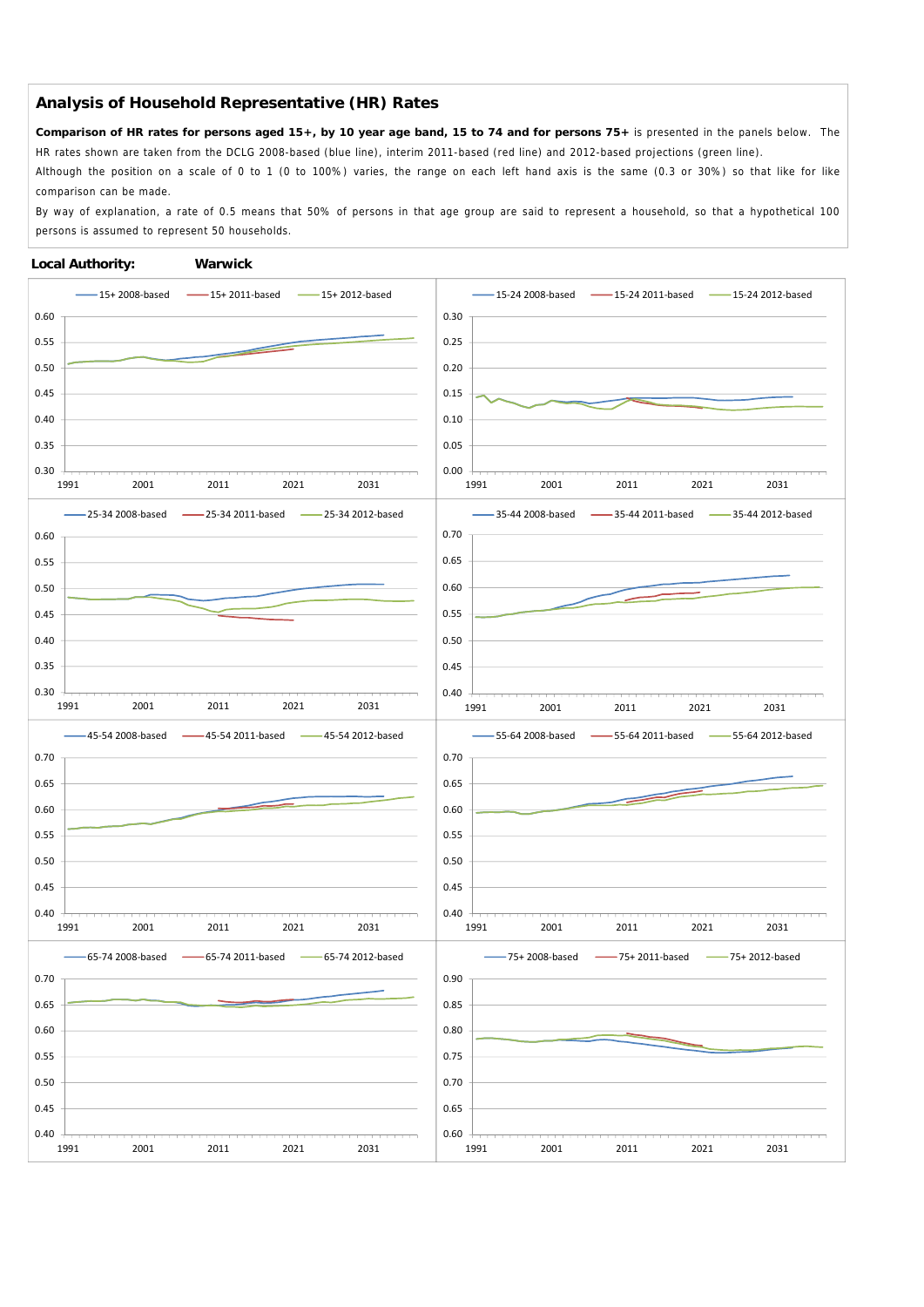## Analysis of Household Representative (HR) Rates

**Comparison of HR rates for persons aged 15+, by 10 year age band, 15 to 74 and for persons 75+** is presented in the panels below. The HR rates shown are taken from the DCLG 2008-based (blue line), interim 2011-based (red line) and 2012-based projections (green line).

Although the position on a scale of 0 to 1 (0 to 100%) varies, the range on each left hand axis is the same (0.3 or 30%) so that like for like comparison can be made.

By way of explanation, a rate of 0.5 means that 50% of persons in that age group are said to represent a household, so that a hypothetical 100 persons is assumed to represent 50 households.

**Local Authority:** **Warwick**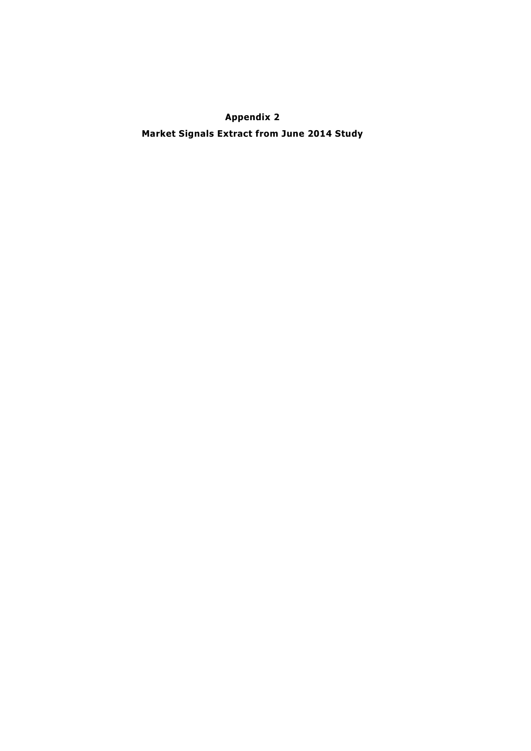**Appendix 2**

**Market Signals Extract from June 2014 Study**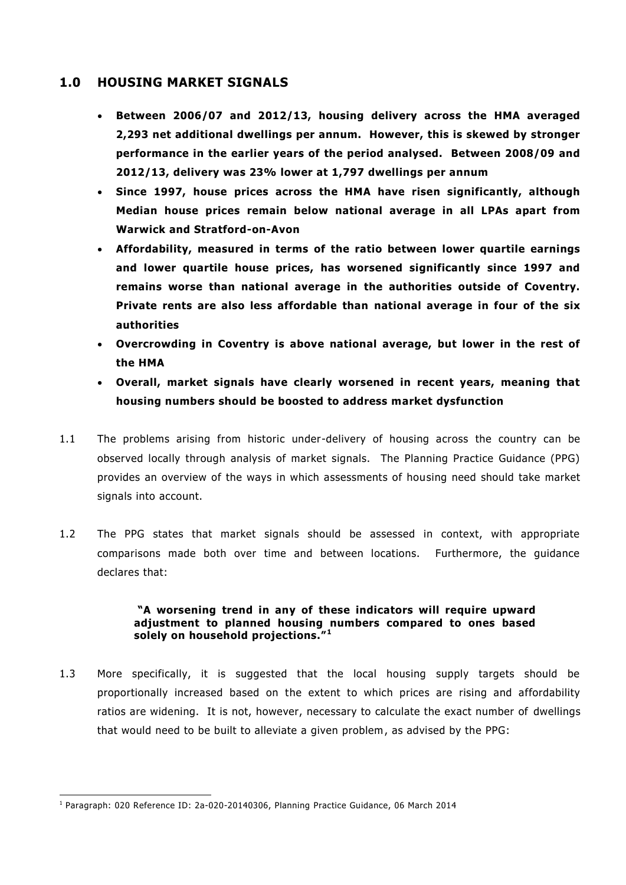## 1.0 HOUSING MARKET SIGNALS

- **Between 2006/07 and 2012/13, housing delivery across the HMA averaged 2,293 net additional dwellings per annum. However, this is skewed by stronger performance in the earlier years of the period analysed. Between 2008/09 and 2012/13, delivery was 23% lower at 1,797 dwellings per annum**
- **Since 1997, house prices across the HMA have risen significantly, although Median house prices remain below national average in all LPAs apart from Warwick and Stratford-on-Avon**
- **Affordability, measured in terms of the ratio between lower quartile earnings and lower quartile house prices, has worsened significantly since 1997 and remains worse than national average in the authorities outside of Coventry. Private rents are also less affordable than national average in four of the six authorities**
- **Overcrowding in Coventry is above national average, but lower in the rest of the HMA**
- **Overall, market signals have clearly worsened in recent years, meaning that housing numbers should be boosted to address market dysfunction**

1.1 The problems arising from historic under-delivery of housing across the country can be observed locally through analysis of market signals. The Planning Practice Guidance (PPG) provides an overview of the ways in which assessments of housing need should take market signals into account.

1.2 The PPG states that market signals should be assessed in context, with appropriate comparisons made both over time and between locations. Furthermore, the guidance declares that:

> **"A worsening trend in any of these indicators will require upward adjustment to planned housing numbers compared to ones based solely on household projections."[1]**

1.3 More specifically, it is suggested that the local housing supply targets should be proportionally increased based on the extent to which prices are rising and affordability ratios are widening. It is not, however, necessary to calculate the exact number of dwellings that would need to be built to alleviate a given problem, as advised by the PPG:

---

[1] Paragraph: 020 Reference ID: 2a-020-20140306, Planning Practice Guidance, 06 March 2014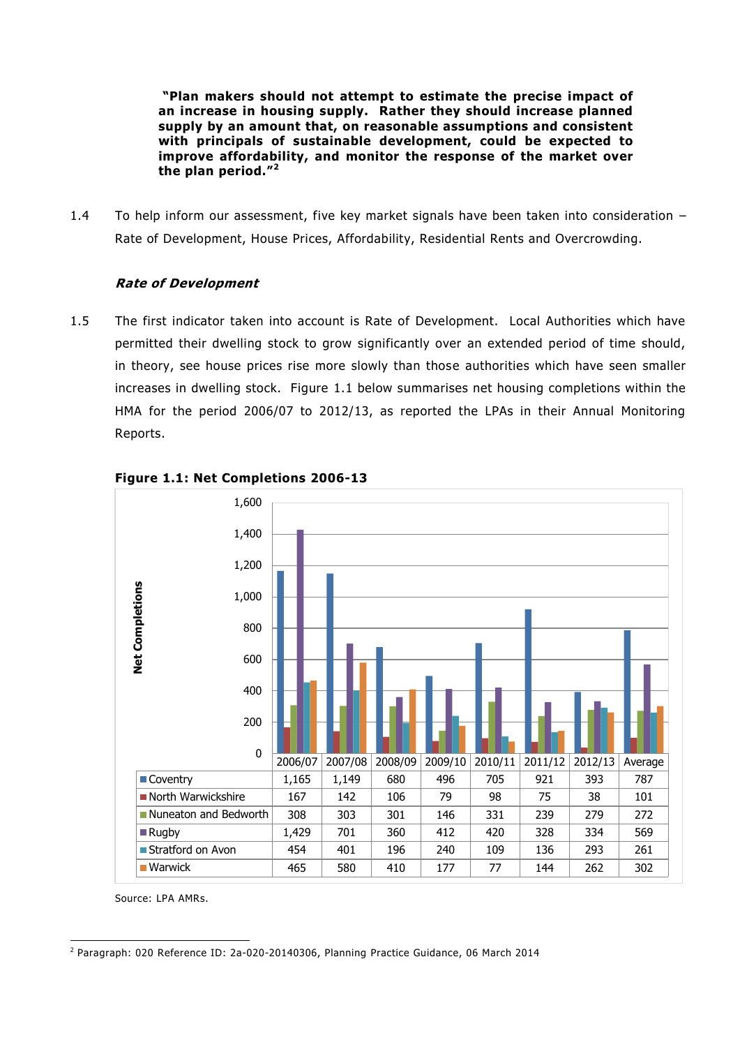> **"Plan makers should not attempt to estimate the precise impact of an increase in housing supply. Rather they should increase planned supply by an amount that, on reasonable assumptions and consistent with principals of sustainable development, could be expected to improve affordability, and monitor the response of the market over the plan period."[2]**

1.4 To help inform our assessment, five key market signals have been taken into consideration – Rate of Development, House Prices, Affordability, Residential Rents and Overcrowding.

### *Rate of Development*

1.5 The first indicator taken into account is Rate of Development. Local Authorities which have permitted their dwelling stock to grow significantly over an extended period of time should, in theory, see house prices rise more slowly than those authorities which have seen smaller increases in dwelling stock. Figure 1.1 below summarises net housing completions within the HMA for the period 2006/07 to 2012/13, as reported the LPAs in their Annual Monitoring Reports.

**Figure 1.1: Net Completions 2006-13**

| | 2006/07 | 2007/08 | 2008/09 | 2009/10 | 2010/11 | 2011/12 | 2012/13 | Average |
|---|---|---|---|---|---|---|---|---|
| Coventry | 1,165 | 1,149 | 680 | 496 | 705 | 921 | 393 | 787 |
| North Warwickshire | 167 | 142 | 106 | 79 | 98 | 75 | 38 | 101 |
| Nuneaton and Bedworth | 308 | 303 | 301 | 146 | 331 | 239 | 279 | 272 |
| Rugby | 1,429 | 701 | 360 | 412 | 420 | 328 | 334 | 569 |
| Stratford on Avon | 454 | 401 | 196 | 240 | 109 | 136 | 293 | 261 |
| Warwick | 465 | 580 | 410 | 177 | 77 | 144 | 262 | 302 |

Source: LPA AMRs.

[2] Paragraph: 020 Reference ID: 2a-020-20140306, Planning Practice Guidance, 06 March 2014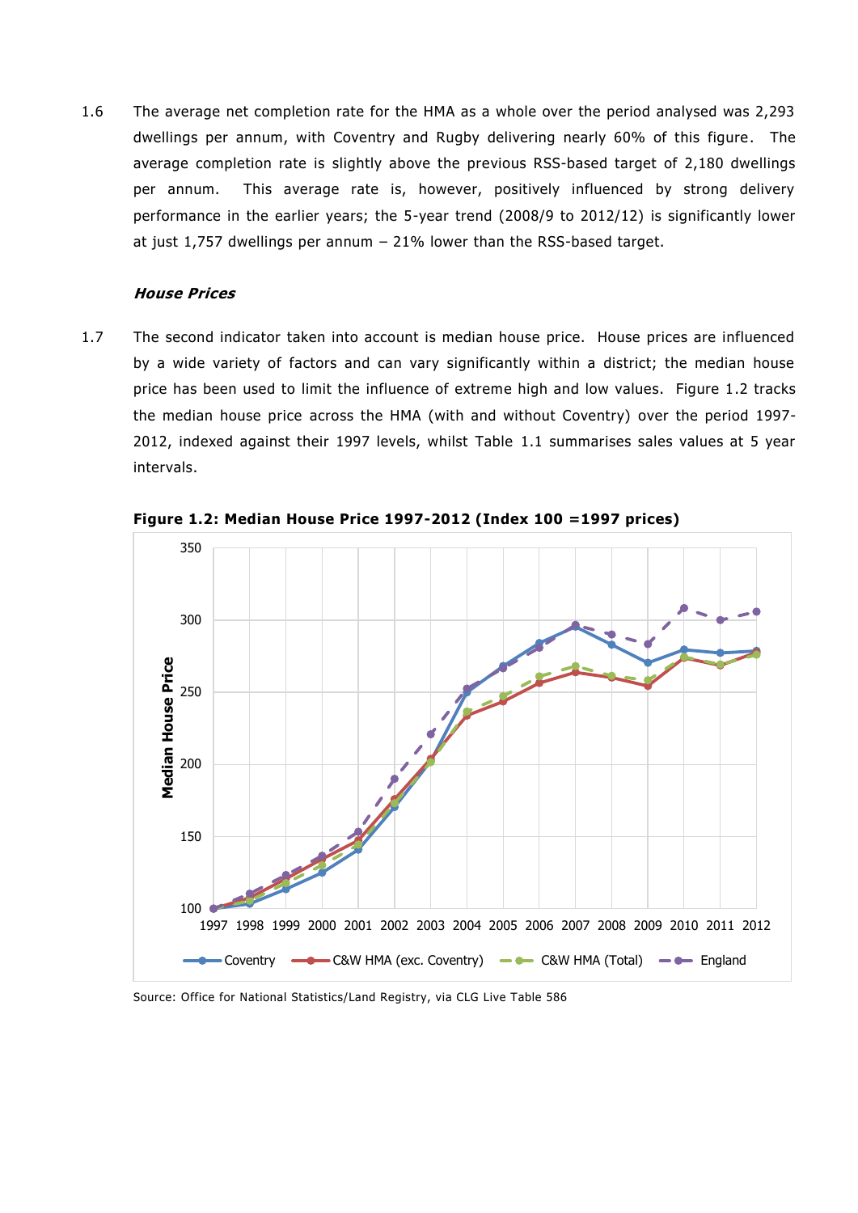1.6 The average net completion rate for the HMA as a whole over the period analysed was 2,293 dwellings per annum, with Coventry and Rugby delivering nearly 60% of this figure. The average completion rate is slightly above the previous RSS-based target of 2,180 dwellings per annum. This average rate is, however, positively influenced by strong delivery performance in the earlier years; the 5-year trend (2008/9 to 2012/12) is significantly lower at just 1,757 dwellings per annum – 21% lower than the RSS-based target.

### ***House Prices***

1.7 The second indicator taken into account is median house price. House prices are influenced by a wide variety of factors and can vary significantly within a district; the median house price has been used to limit the influence of extreme high and low values. Figure 1.2 tracks the median house price across the HMA (with and without Coventry) over the period 1997-2012, indexed against their 1997 levels, whilst Table 1.1 summarises sales values at 5 year intervals.

**Figure 1.2: Median House Price 1997-2012 (Index 100 =1997 prices)**

Source: Office for National Statistics/Land Registry, via CLG Live Table 586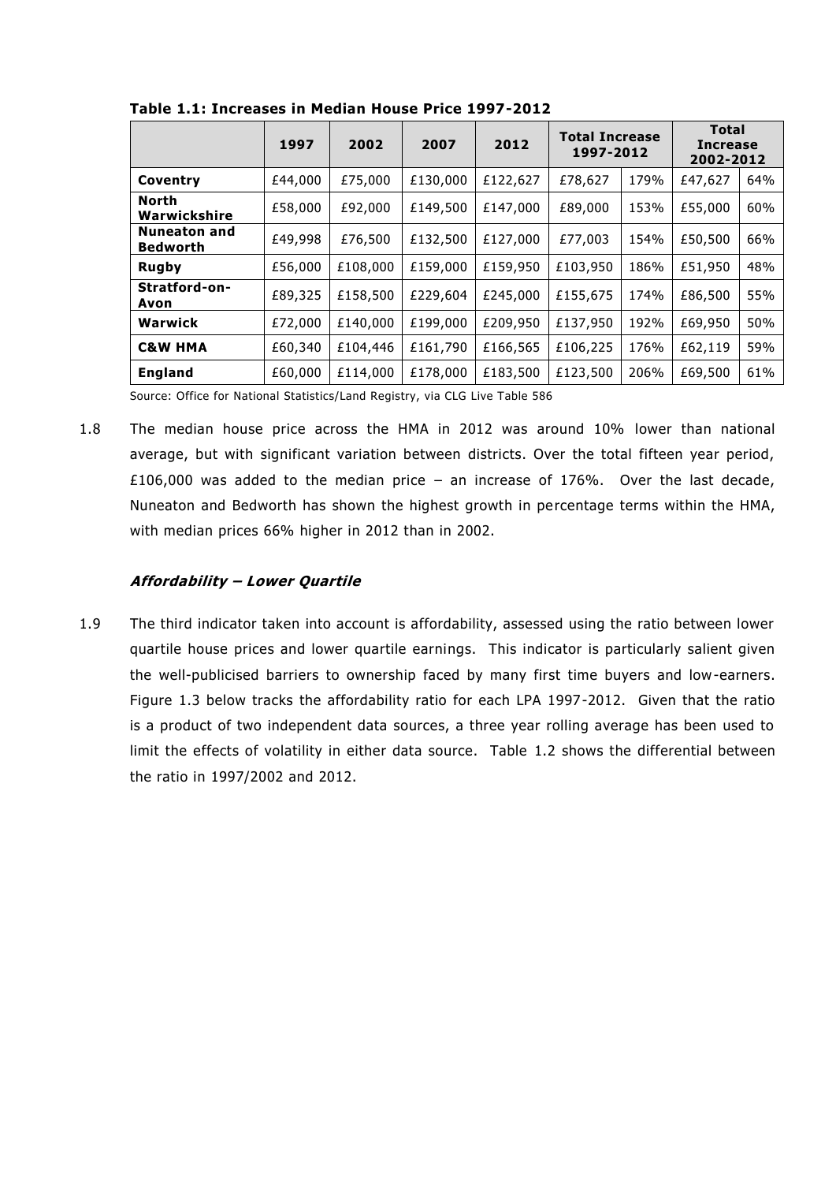**Table 1.1: Increases in Median House Price 1997-2012**

| | 1997 | 2002 | 2007 | 2012 | Total Increase 1997-2012 | | Total Increase 2002-2012 | |
|---|---|---|---|---|---|---|---|---|
| **Coventry** | £44,000 | £75,000 | £130,000 | £122,627 | £78,627 | 179% | £47,627 | 64% |
| **North Warwickshire** | £58,000 | £92,000 | £149,500 | £147,000 | £89,000 | 153% | £55,000 | 60% |
| **Nuneaton and Bedworth** | £49,998 | £76,500 | £132,500 | £127,000 | £77,003 | 154% | £50,500 | 66% |
| **Rugby** | £56,000 | £108,000 | £159,000 | £159,950 | £103,950 | 186% | £51,950 | 48% |
| **Stratford-on-Avon** | £89,325 | £158,500 | £229,604 | £245,000 | £155,675 | 174% | £86,500 | 55% |
| **Warwick** | £72,000 | £140,000 | £199,000 | £209,950 | £137,950 | 192% | £69,950 | 50% |
| **C&W HMA** | £60,340 | £104,446 | £161,790 | £166,565 | £106,225 | 176% | £62,119 | 59% |
| **England** | £60,000 | £114,000 | £178,000 | £183,500 | £123,500 | 206% | £69,500 | 61% |

Source: Office for National Statistics/Land Registry, via CLG Live Table 586

1.8 The median house price across the HMA in 2012 was around 10% lower than national average, but with significant variation between districts. Over the total fifteen year period, £106,000 was added to the median price – an increase of 176%. Over the last decade, Nuneaton and Bedworth has shown the highest growth in percentage terms within the HMA, with median prices 66% higher in 2012 than in 2002.

### *Affordability – Lower Quartile*

1.9 The third indicator taken into account is affordability, assessed using the ratio between lower quartile house prices and lower quartile earnings. This indicator is particularly salient given the well-publicised barriers to ownership faced by many first time buyers and low-earners. Figure 1.3 below tracks the affordability ratio for each LPA 1997-2012. Given that the ratio is a product of two independent data sources, a three year rolling average has been used to limit the effects of volatility in either data source. Table 1.2 shows the differential between the ratio in 1997/2002 and 2012.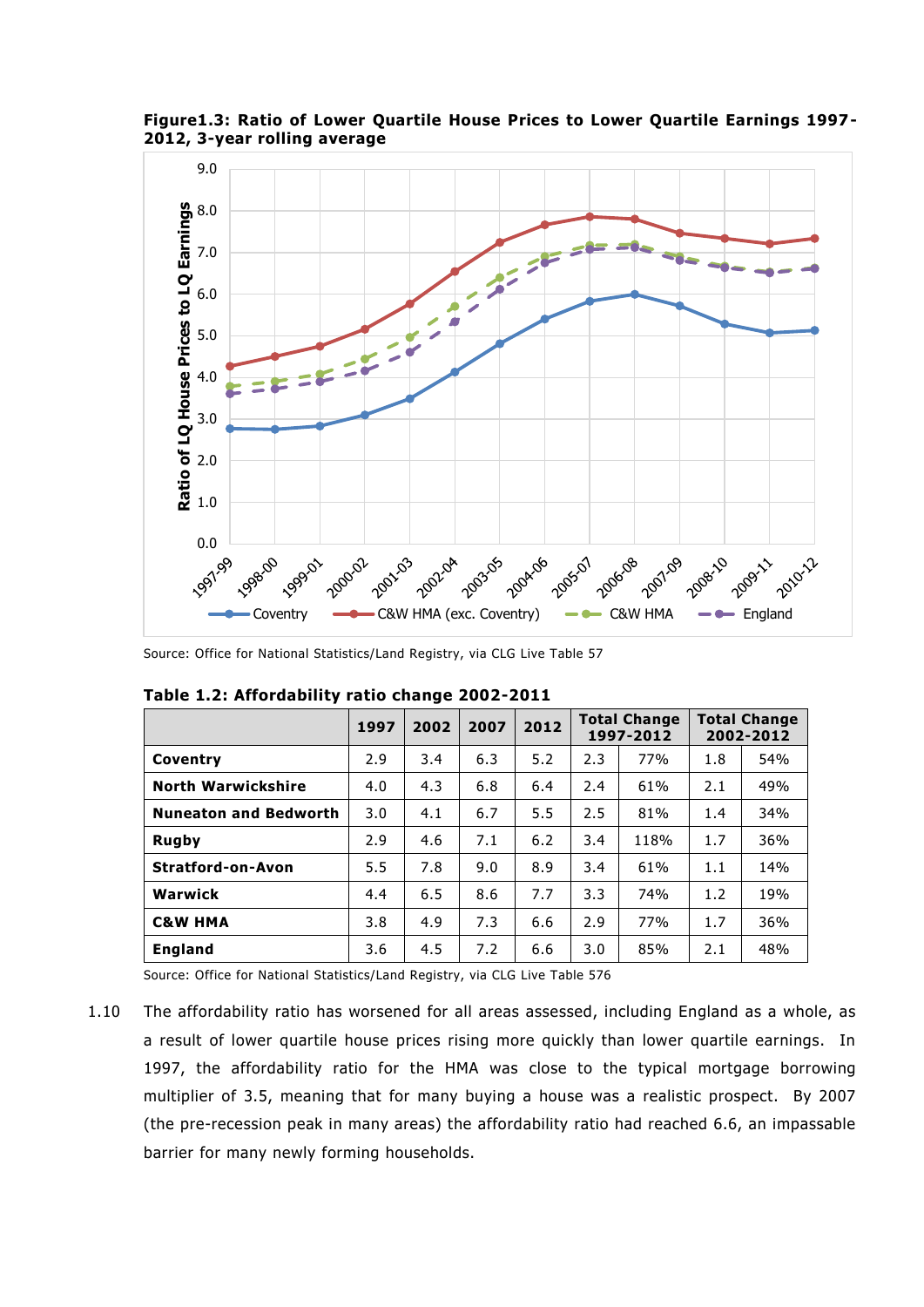**Figure1.3: Ratio of Lower Quartile House Prices to Lower Quartile Earnings 1997-2012, 3-year rolling average**

Source: Office for National Statistics/Land Registry, via CLG Live Table 57

**Table 1.2: Affordability ratio change 2002-2011**

| | 1997 | 2002 | 2007 | 2012 | Total Change 1997-2012 | | Total Change 2002-2012 | |
|---|---|---|---|---|---|---|---|---|
| **Coventry** | 2.9 | 3.4 | 6.3 | 5.2 | 2.3 | 77% | 1.8 | 54% |
| **North Warwickshire** | 4.0 | 4.3 | 6.8 | 6.4 | 2.4 | 61% | 2.1 | 49% |
| **Nuneaton and Bedworth** | 3.0 | 4.1 | 6.7 | 5.5 | 2.5 | 81% | 1.4 | 34% |
| **Rugby** | 2.9 | 4.6 | 7.1 | 6.2 | 3.4 | 118% | 1.7 | 36% |
| **Stratford-on-Avon** | 5.5 | 7.8 | 9.0 | 8.9 | 3.4 | 61% | 1.1 | 14% |
| **Warwick** | 4.4 | 6.5 | 8.6 | 7.7 | 3.3 | 74% | 1.2 | 19% |
| **C&W HMA** | 3.8 | 4.9 | 7.3 | 6.6 | 2.9 | 77% | 1.7 | 36% |
| **England** | 3.6 | 4.5 | 7.2 | 6.6 | 3.0 | 85% | 2.1 | 48% |

Source: Office for National Statistics/Land Registry, via CLG Live Table 576

1.10 The affordability ratio has worsened for all areas assessed, including England as a whole, as a result of lower quartile house prices rising more quickly than lower quartile earnings. In 1997, the affordability ratio for the HMA was close to the typical mortgage borrowing multiplier of 3.5, meaning that for many buying a house was a realistic prospect. By 2007 (the pre-recession peak in many areas) the affordability ratio had reached 6.6, an impassable barrier for many newly forming households.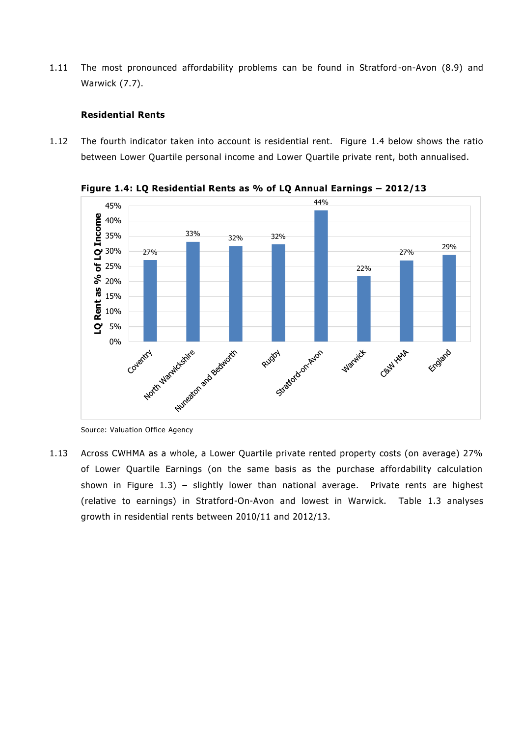1.11 The most pronounced affordability problems can be found in Stratford-on-Avon (8.9) and Warwick (7.7).

### Residential Rents

1.12 The fourth indicator taken into account is residential rent. Figure 1.4 below shows the ratio between Lower Quartile personal income and Lower Quartile private rent, both annualised.

**Figure 1.4: LQ Residential Rents as % of LQ Annual Earnings – 2012/13**

| Area | LQ Rent as % of LQ Income |
|---|---|
| Coventry | 27% |
| North Warwickshire | 33% |
| Nuneaton and Bedworth | 32% |
| Rugby | 32% |
| Stratford-on-Avon | 44% |
| Warwick | 22% |
| C&W HMA | 27% |
| England | 29% |

Source: Valuation Office Agency

1.13 Across CWHMA as a whole, a Lower Quartile private rented property costs (on average) 27% of Lower Quartile Earnings (on the same basis as the purchase affordability calculation shown in Figure 1.3) – slightly lower than national average. Private rents are highest (relative to earnings) in Stratford-On-Avon and lowest in Warwick. Table 1.3 analyses growth in residential rents between 2010/11 and 2012/13.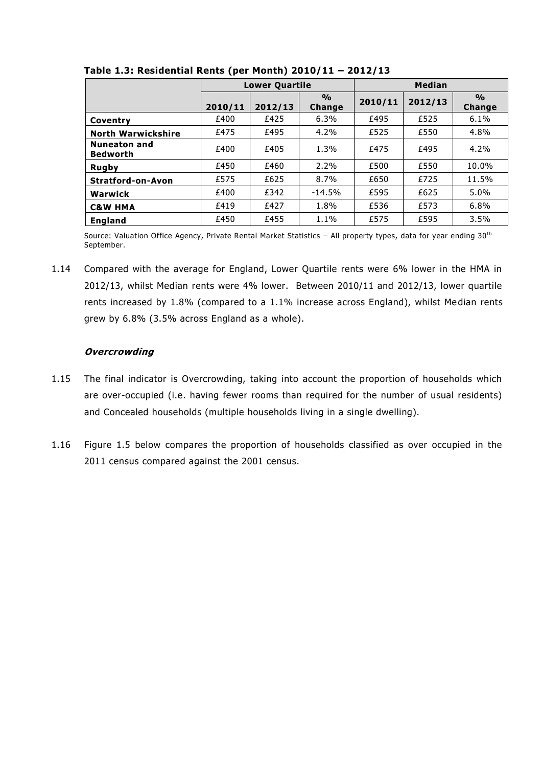**Table 1.3: Residential Rents (per Month) 2010/11 – 2012/13**

| | Lower Quartile | | | Median | | |
|---|---|---|---|---|---|---|
| | 2010/11 | 2012/13 | % Change | 2010/11 | 2012/13 | % Change |
| **Coventry** | £400 | £425 | 6.3% | £495 | £525 | 6.1% |
| **North Warwickshire** | £475 | £495 | 4.2% | £525 | £550 | 4.8% |
| **Nuneaton and Bedworth** | £400 | £405 | 1.3% | £475 | £495 | 4.2% |
| **Rugby** | £450 | £460 | 2.2% | £500 | £550 | 10.0% |
| **Stratford-on-Avon** | £575 | £625 | 8.7% | £650 | £725 | 11.5% |
| **Warwick** | £400 | £342 | -14.5% | £595 | £625 | 5.0% |
| **C&W HMA** | £419 | £427 | 1.8% | £536 | £573 | 6.8% |
| **England** | £450 | £455 | 1.1% | £575 | £595 | 3.5% |

Source: Valuation Office Agency, Private Rental Market Statistics – All property types, data for year ending 30th September.

1.14 Compared with the average for England, Lower Quartile rents were 6% lower in the HMA in 2012/13, whilst Median rents were 4% lower. Between 2010/11 and 2012/13, lower quartile rents increased by 1.8% (compared to a 1.1% increase across England), whilst Median rents grew by 6.8% (3.5% across England as a whole).

### *Overcrowding*

1.15 The final indicator is Overcrowding, taking into account the proportion of households which are over-occupied (i.e. having fewer rooms than required for the number of usual residents) and Concealed households (multiple households living in a single dwelling).

1.16 Figure 1.5 below compares the proportion of households classified as over occupied in the 2011 census compared against the 2001 census.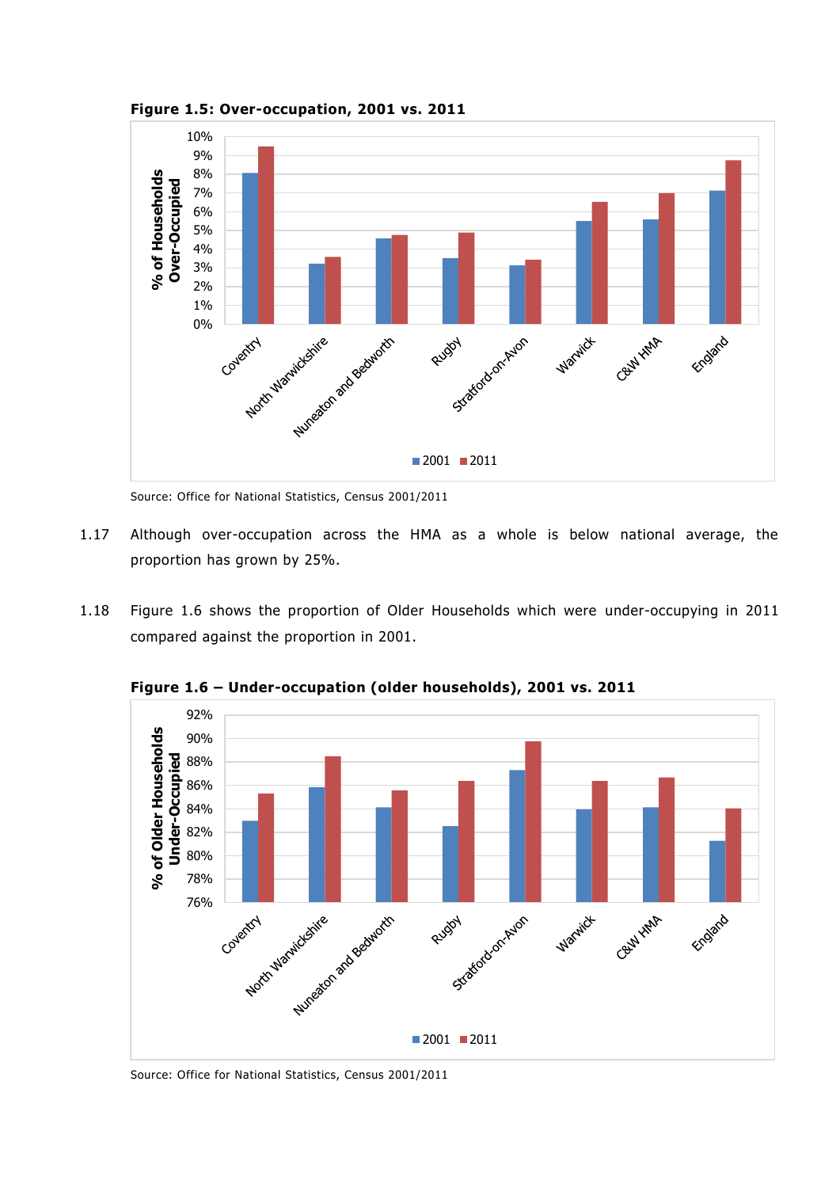**Figure 1.5: Over-occupation, 2001 vs. 2011**

Source: Office for National Statistics, Census 2001/2011

1.17 Although over-occupation across the HMA as a whole is below national average, the proportion has grown by 25%.

1.18 Figure 1.6 shows the proportion of Older Households which were under-occupying in 2011 compared against the proportion in 2001.

**Figure 1.6 – Under-occupation (older households), 2001 vs. 2011**

Source: Office for National Statistics, Census 2001/2011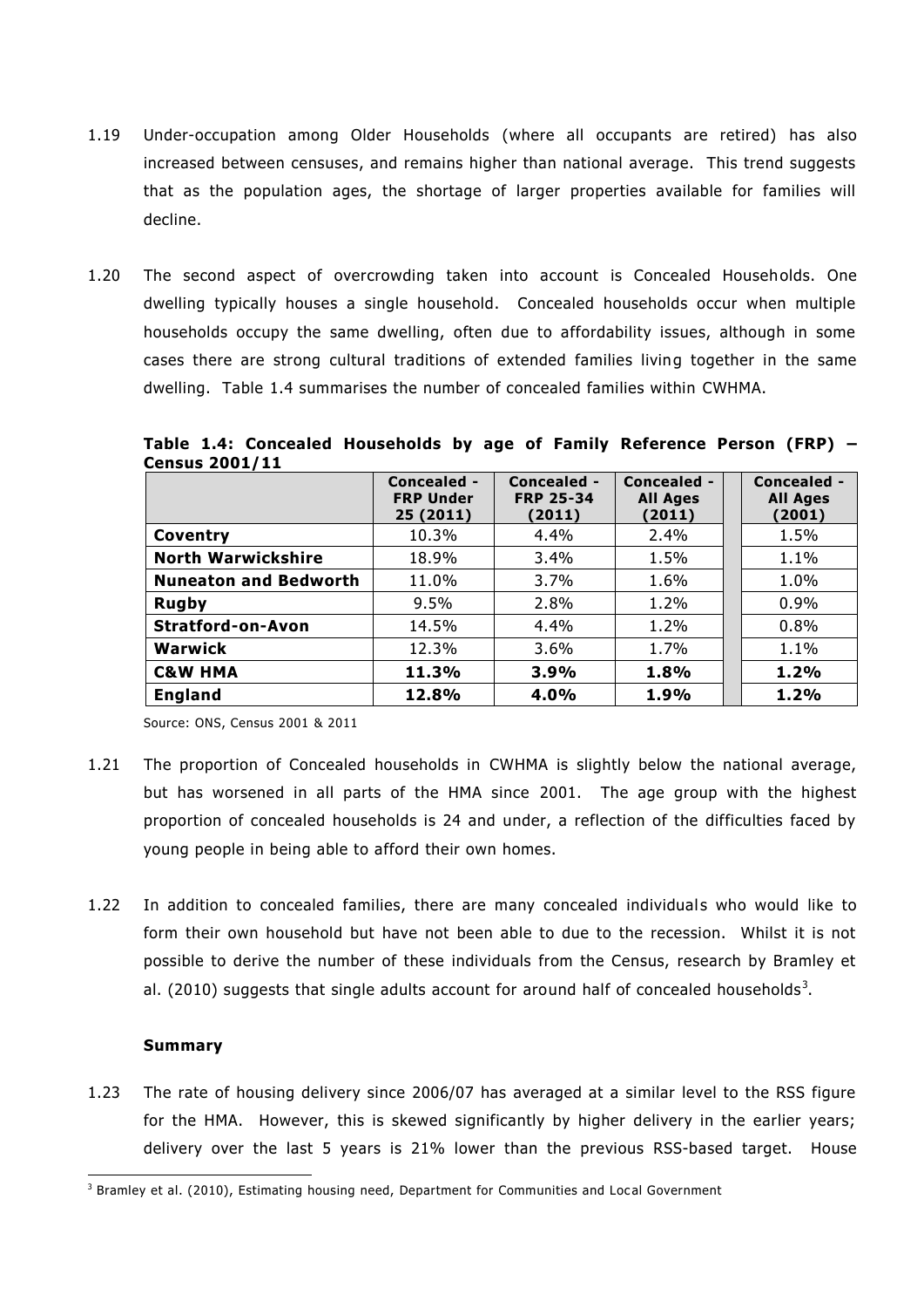1.19 Under-occupation among Older Households (where all occupants are retired) has also increased between censuses, and remains higher than national average. This trend suggests that as the population ages, the shortage of larger properties available for families will decline.

1.20 The second aspect of overcrowding taken into account is Concealed Households. One dwelling typically houses a single household. Concealed households occur when multiple households occupy the same dwelling, often due to affordability issues, although in some cases there are strong cultural traditions of extended families living together in the same dwelling. Table 1.4 summarises the number of concealed families within CWHMA.

**Table 1.4: Concealed Households by age of Family Reference Person (FRP) – Census 2001/11**

| | Concealed - FRP Under 25 (2011) | Concealed - FRP 25-34 (2011) | Concealed - All Ages (2011) | | Concealed - All Ages (2001) |
|---|---|---|---|---|---|
| **Coventry** | 10.3% | 4.4% | 2.4% | | 1.5% |
| **North Warwickshire** | 18.9% | 3.4% | 1.5% | | 1.1% |
| **Nuneaton and Bedworth** | 11.0% | 3.7% | 1.6% | | 1.0% |
| **Rugby** | 9.5% | 2.8% | 1.2% | | 0.9% |
| **Stratford-on-Avon** | 14.5% | 4.4% | 1.2% | | 0.8% |
| **Warwick** | 12.3% | 3.6% | 1.7% | | 1.1% |
| **C&W HMA** | **11.3%** | **3.9%** | **1.8%** | | **1.2%** |
| **England** | **12.8%** | **4.0%** | **1.9%** | | **1.2%** |

Source: ONS, Census 2001 & 2011

1.21 The proportion of Concealed households in CWHMA is slightly below the national average, but has worsened in all parts of the HMA since 2001. The age group with the highest proportion of concealed households is 24 and under, a reflection of the difficulties faced by young people in being able to afford their own homes.

1.22 In addition to concealed families, there are many concealed individuals who would like to form their own household but have not been able to due to the recession. Whilst it is not possible to derive the number of these individuals from the Census, research by Bramley et al. (2010) suggests that single adults account for around half of concealed households[3].

### Summary

1.23 The rate of housing delivery since 2006/07 has averaged at a similar level to the RSS figure for the HMA. However, this is skewed significantly by higher delivery in the earlier years; delivery over the last 5 years is 21% lower than the previous RSS-based target. House

[3] Bramley et al. (2010), Estimating housing need, Department for Communities and Local Government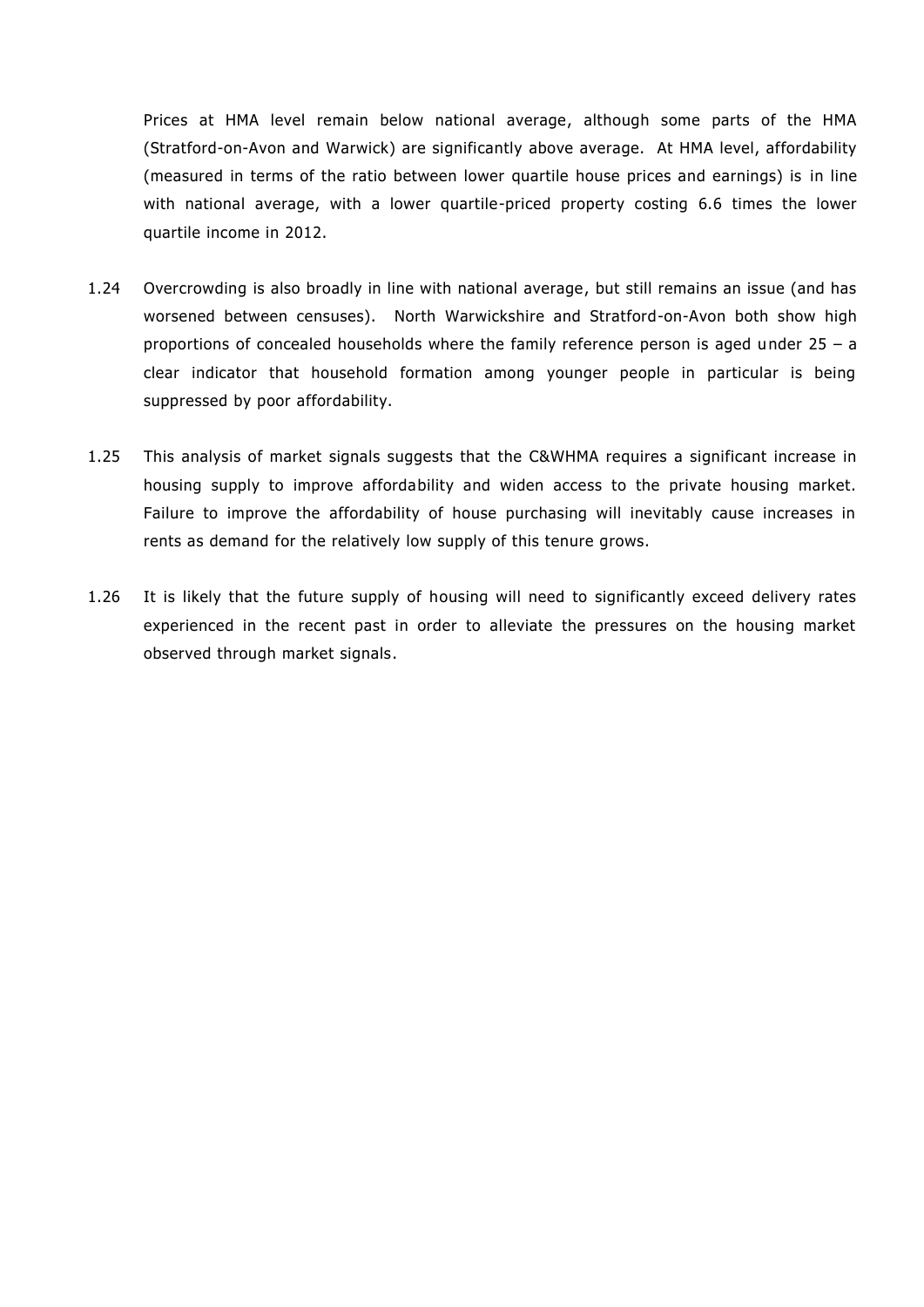Prices at HMA level remain below national average, although some parts of the HMA (Stratford-on-Avon and Warwick) are significantly above average. At HMA level, affordability (measured in terms of the ratio between lower quartile house prices and earnings) is in line with national average, with a lower quartile-priced property costing 6.6 times the lower quartile income in 2012.

1.24 Overcrowding is also broadly in line with national average, but still remains an issue (and has worsened between censuses). North Warwickshire and Stratford-on-Avon both show high proportions of concealed households where the family reference person is aged under 25 – a clear indicator that household formation among younger people in particular is being suppressed by poor affordability.

1.25 This analysis of market signals suggests that the C&WHMA requires a significant increase in housing supply to improve affordability and widen access to the private housing market. Failure to improve the affordability of house purchasing will inevitably cause increases in rents as demand for the relatively low supply of this tenure grows.

1.26 It is likely that the future supply of housing will need to significantly exceed delivery rates experienced in the recent past in order to alleviate the pressures on the housing market observed through market signals.